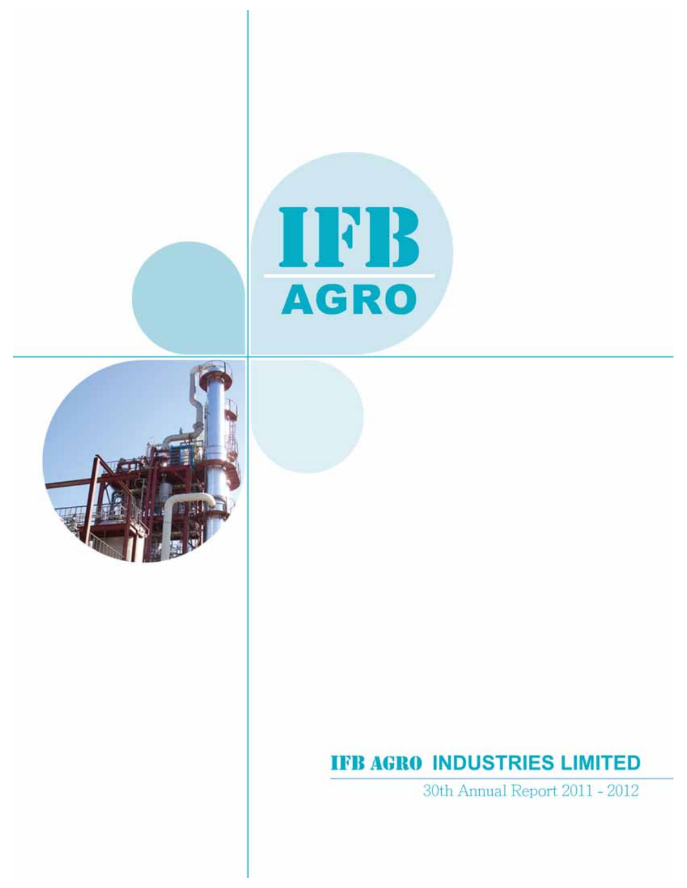IFB

AGRO

# IFB AGRO INDUSTRIES LIMITED

30th Annual Report 2011 - 2012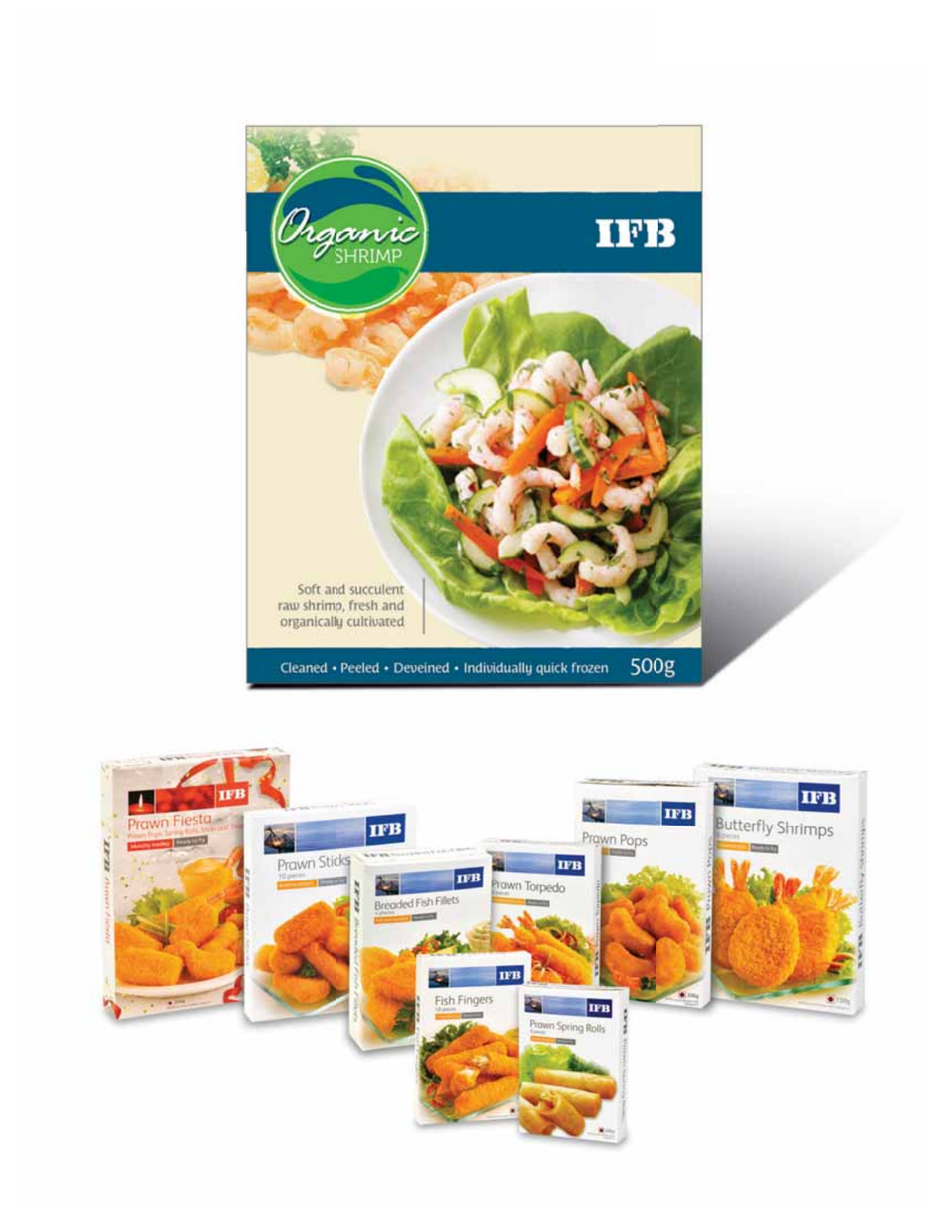Organic
SHRIMP

IFB

Soft and succulent raw shrimp, fresh and organically cultivated

Cleaned • Peeled • Deveined • Individually quick frozen 500g

IFB Prawn Fiesta

IFB Prawn Sticks

IFB Breaded Fish Fillets

IFB Prawn Torpedo

IFB Prawn Pops

IFB Butterfly Shrimps

IFB Fish Fingers

IFB Prawn Spring Rolls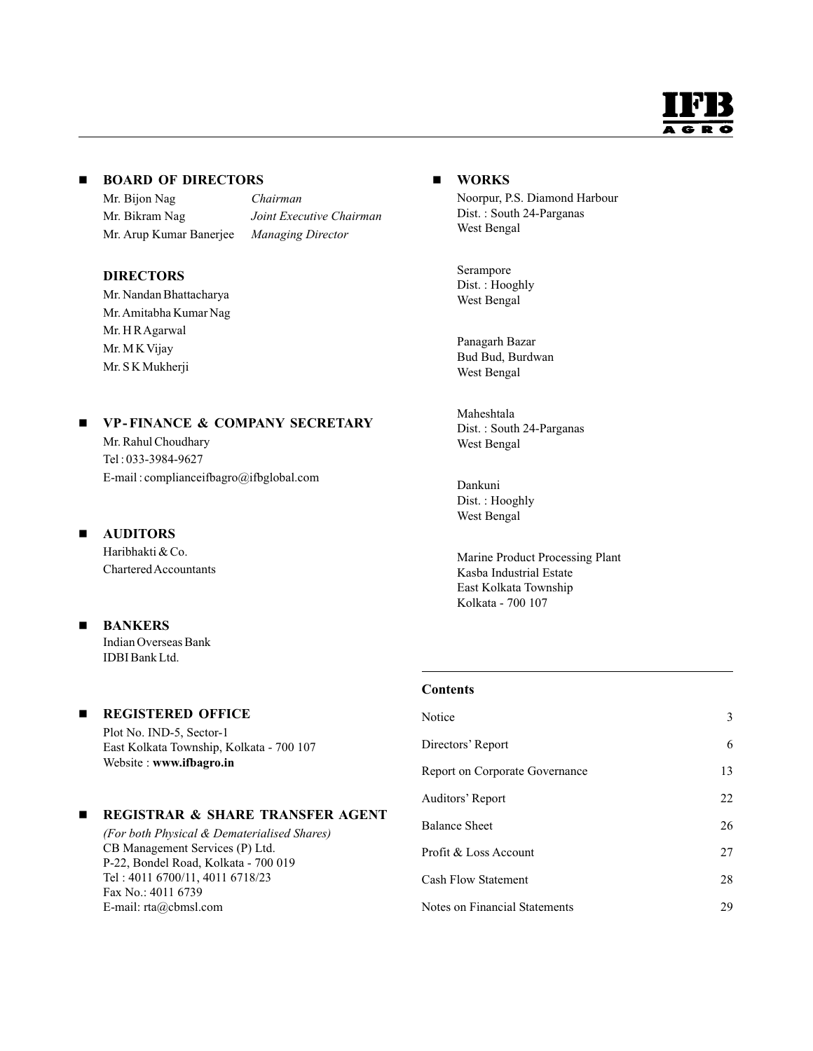## BOARD OF DIRECTORS

| | |
|---|---|
| Mr. Bijon Nag | *Chairman* |
| Mr. Bikram Nag | *Joint Executive Chairman* |
| Mr. Arup Kumar Banerjee | *Managing Director* |

### DIRECTORS

Mr. Nandan Bhattacharya
Mr. Amitabha Kumar Nag
Mr. H R Agarwal
Mr. M K Vijay
Mr. S K Mukherji

## VP-FINANCE & COMPANY SECRETARY

Mr. Rahul Choudhary
Tel : 033-3984-9627
E-mail : complianceifbagro@ifbglobal.com

## AUDITORS

Haribhakti & Co.
Chartered Accountants

## BANKERS

Indian Overseas Bank
IDBI Bank Ltd.

## REGISTERED OFFICE

Plot No. IND-5, Sector-1
East Kolkata Township, Kolkata - 700 107
Website : **www.ifbagro.in**

## REGISTRAR & SHARE TRANSFER AGENT

*(For both Physical & Dematerialised Shares)*
CB Management Services (P) Ltd.
P-22, Bondel Road, Kolkata - 700 019
Tel : 4011 6700/11, 4011 6718/23
Fax No.: 4011 6739
E-mail: rta@cbmsl.com

## WORKS

Noorpur, P.S. Diamond Harbour
Dist. : South 24-Parganas
West Bengal

Serampore
Dist. : Hooghly
West Bengal

Panagarh Bazar
Bud Bud, Burdwan
West Bengal

Maheshtala
Dist. : South 24-Parganas
West Bengal

Dankuni
Dist. : Hooghly
West Bengal

Marine Product Processing Plant
Kasba Industrial Estate
East Kolkata Township
Kolkata - 700 107

### Contents

| | |
|---|---|
| Notice | 3 |
| Directors' Report | 6 |
| Report on Corporate Governance | 13 |
| Auditors' Report | 22 |
| Balance Sheet | 26 |
| Profit & Loss Account | 27 |
| Cash Flow Statement | 28 |
| Notes on Financial Statements | 29 |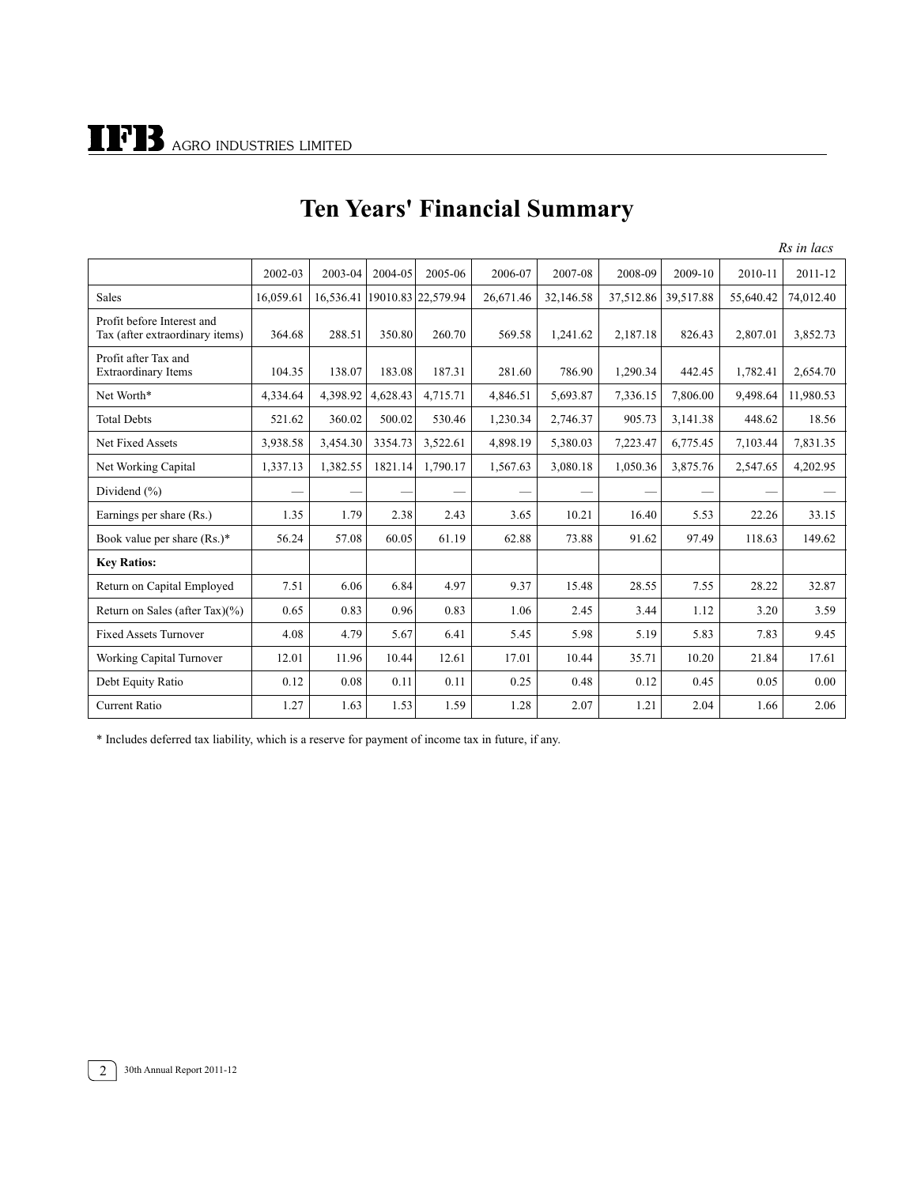# Ten Years' Financial Summary

*Rs in lacs*

| | 2002-03 | 2003-04 | 2004-05 | 2005-06 | 2006-07 | 2007-08 | 2008-09 | 2009-10 | 2010-11 | 2011-12 |
|---|---|---|---|---|---|---|---|---|---|---|
| Sales | 16,059.61 | 16,536.41 | 19010.83 | 22,579.94 | 26,671.46 | 32,146.58 | 37,512.86 | 39,517.88 | 55,640.42 | 74,012.40 |
| Profit before Interest and Tax (after extraordinary items) | 364.68 | 288.51 | 350.80 | 260.70 | 569.58 | 1,241.62 | 2,187.18 | 826.43 | 2,807.01 | 3,852.73 |
| Profit after Tax and Extraordinary Items | 104.35 | 138.07 | 183.08 | 187.31 | 281.60 | 786.90 | 1,290.34 | 442.45 | 1,782.41 | 2,654.70 |
| Net Worth* | 4,334.64 | 4,398.92 | 4,628.43 | 4,715.71 | 4,846.51 | 5,693.87 | 7,336.15 | 7,806.00 | 9,498.64 | 11,980.53 |
| Total Debts | 521.62 | 360.02 | 500.02 | 530.46 | 1,230.34 | 2,746.37 | 905.73 | 3,141.38 | 448.62 | 18.56 |
| Net Fixed Assets | 3,938.58 | 3,454.30 | 3354.73 | 3,522.61 | 4,898.19 | 5,380.03 | 7,223.47 | 6,775.45 | 7,103.44 | 7,831.35 |
| Net Working Capital | 1,337.13 | 1,382.55 | 1821.14 | 1,790.17 | 1,567.63 | 3,080.18 | 1,050.36 | 3,875.76 | 2,547.65 | 4,202.95 |
| Dividend (%) | — | — | — | — | — | — | — | — | — | — |
| Earnings per share (Rs.) | 1.35 | 1.79 | 2.38 | 2.43 | 3.65 | 10.21 | 16.40 | 5.53 | 22.26 | 33.15 |
| Book value per share (Rs.)* | 56.24 | 57.08 | 60.05 | 61.19 | 62.88 | 73.88 | 91.62 | 97.49 | 118.63 | 149.62 |
| **Key Ratios:** | | | | | | | | | | |
| Return on Capital Employed | 7.51 | 6.06 | 6.84 | 4.97 | 9.37 | 15.48 | 28.55 | 7.55 | 28.22 | 32.87 |
| Return on Sales (after Tax)(%) | 0.65 | 0.83 | 0.96 | 0.83 | 1.06 | 2.45 | 3.44 | 1.12 | 3.20 | 3.59 |
| Fixed Assets Turnover | 4.08 | 4.79 | 5.67 | 6.41 | 5.45 | 5.98 | 5.19 | 5.83 | 7.83 | 9.45 |
| Working Capital Turnover | 12.01 | 11.96 | 10.44 | 12.61 | 17.01 | 10.44 | 35.71 | 10.20 | 21.84 | 17.61 |
| Debt Equity Ratio | 0.12 | 0.08 | 0.11 | 0.11 | 0.25 | 0.48 | 0.12 | 0.45 | 0.05 | 0.00 |
| Current Ratio | 1.27 | 1.63 | 1.53 | 1.59 | 1.28 | 2.07 | 1.21 | 2.04 | 1.66 | 2.06 |

* Includes deferred tax liability, which is a reserve for payment of income tax in future, if any.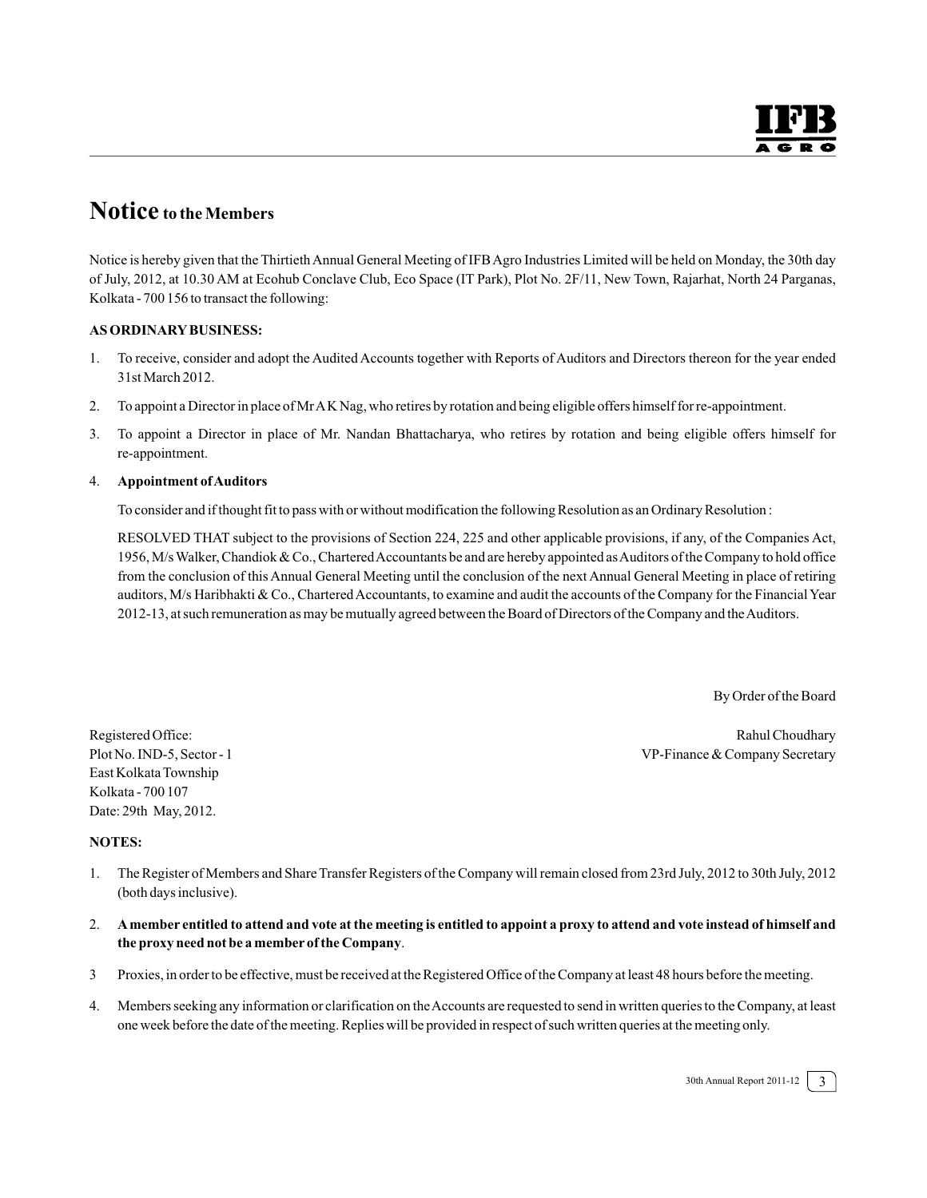# Notice to the Members

Notice is hereby given that the Thirtieth Annual General Meeting of IFB Agro Industries Limited will be held on Monday, the 30th day of July, 2012, at 10.30 AM at Ecohub Conclave Club, Eco Space (IT Park), Plot No. 2F/11, New Town, Rajarhat, North 24 Parganas, Kolkata - 700 156 to transact the following:

**AS ORDINARY BUSINESS:**

1. To receive, consider and adopt the Audited Accounts together with Reports of Auditors and Directors thereon for the year ended 31st March 2012.
2. To appoint a Director in place of Mr A K Nag, who retires by rotation and being eligible offers himself for re-appointment.
3. To appoint a Director in place of Mr. Nandan Bhattacharya, who retires by rotation and being eligible offers himself for re-appointment.
4. **Appointment of Auditors**

   To consider and if thought fit to pass with or without modification the following Resolution as an Ordinary Resolution :

   RESOLVED THAT subject to the provisions of Section 224, 225 and other applicable provisions, if any, of the Companies Act, 1956, M/s Walker, Chandiok & Co., Chartered Accountants be and are hereby appointed as Auditors of the Company to hold office from the conclusion of this Annual General Meeting until the conclusion of the next Annual General Meeting in place of retiring auditors, M/s Haribhakti & Co., Chartered Accountants, to examine and audit the accounts of the Company for the Financial Year 2012-13, at such remuneration as may be mutually agreed between the Board of Directors of the Company and the Auditors.

By Order of the Board

Rahul Choudhary
VP-Finance & Company Secretary

Registered Office:
Plot No. IND-5, Sector - 1
East Kolkata Township
Kolkata - 700 107
Date: 29th May, 2012.

**NOTES:**

1. The Register of Members and Share Transfer Registers of the Company will remain closed from 23rd July, 2012 to 30th July, 2012 (both days inclusive).
2. **A member entitled to attend and vote at the meeting is entitled to appoint a proxy to attend and vote instead of himself and the proxy need not be a member of the Company**.
3. Proxies, in order to be effective, must be received at the Registered Office of the Company at least 48 hours before the meeting.
4. Members seeking any information or clarification on the Accounts are requested to send in written queries to the Company, at least one week before the date of the meeting. Replies will be provided in respect of such written queries at the meeting only.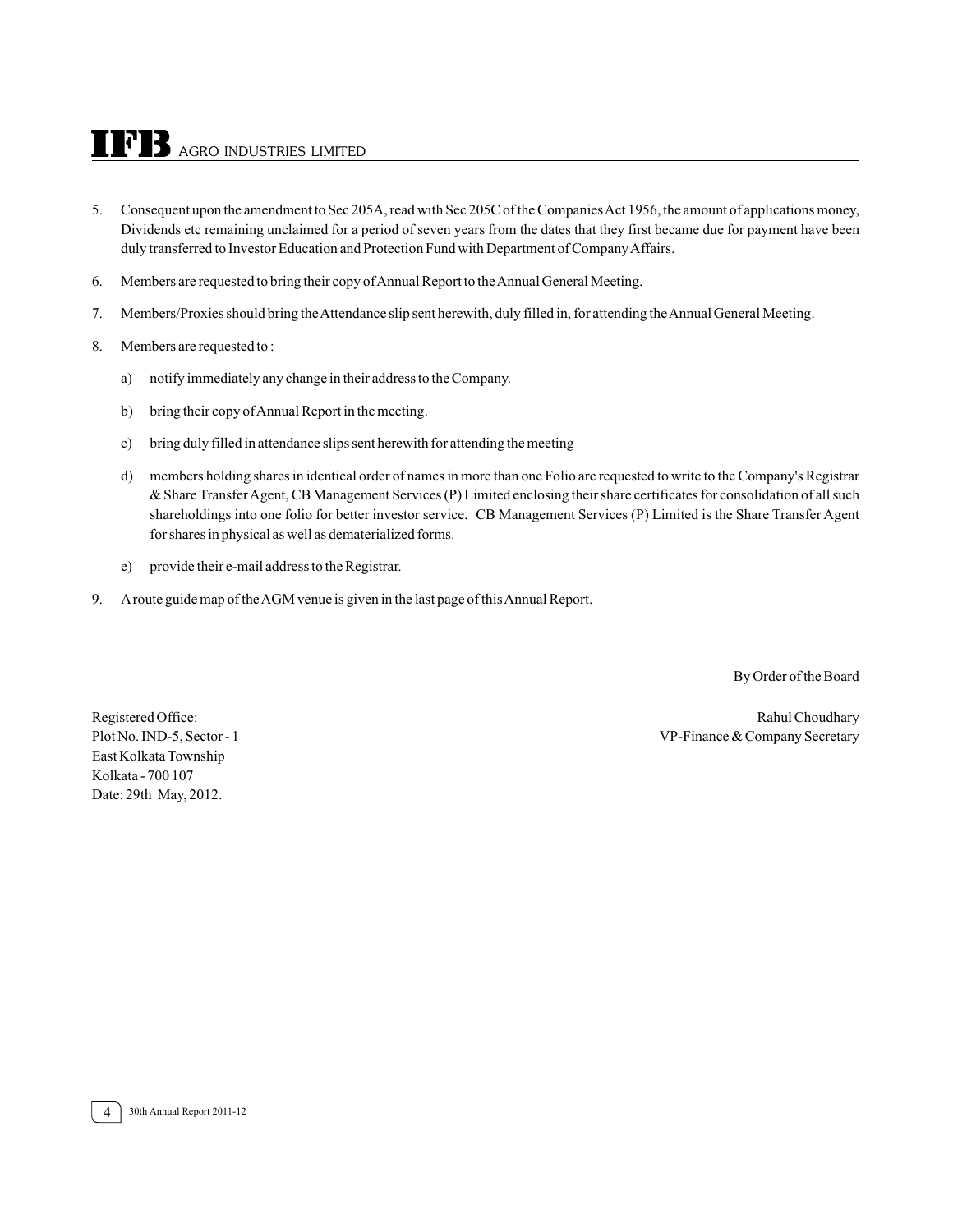5. Consequent upon the amendment to Sec 205A, read with Sec 205C of the Companies Act 1956, the amount of applications money, Dividends etc remaining unclaimed for a period of seven years from the dates that they first became due for payment have been duly transferred to Investor Education and Protection Fund with Department of Company Affairs.

6. Members are requested to bring their copy of Annual Report to the Annual General Meeting.

7. Members/Proxies should bring the Attendance slip sent herewith, duly filled in, for attending the Annual General Meeting.

8. Members are requested to :

   a) notify immediately any change in their address to the Company.

   b) bring their copy of Annual Report in the meeting.

   c) bring duly filled in attendance slips sent herewith for attending the meeting

   d) members holding shares in identical order of names in more than one Folio are requested to write to the Company's Registrar & Share Transfer Agent, CB Management Services (P) Limited enclosing their share certificates for consolidation of all such shareholdings into one folio for better investor service. CB Management Services (P) Limited is the Share Transfer Agent for shares in physical as well as dematerialized forms.

   e) provide their e-mail address to the Registrar.

9. A route guide map of the AGM venue is given in the last page of this Annual Report.

By Order of the Board

Rahul Choudhary
VP-Finance & Company Secretary

Registered Office:
Plot No. IND-5, Sector - 1
East Kolkata Township
Kolkata - 700 107
Date: 29th May, 2012.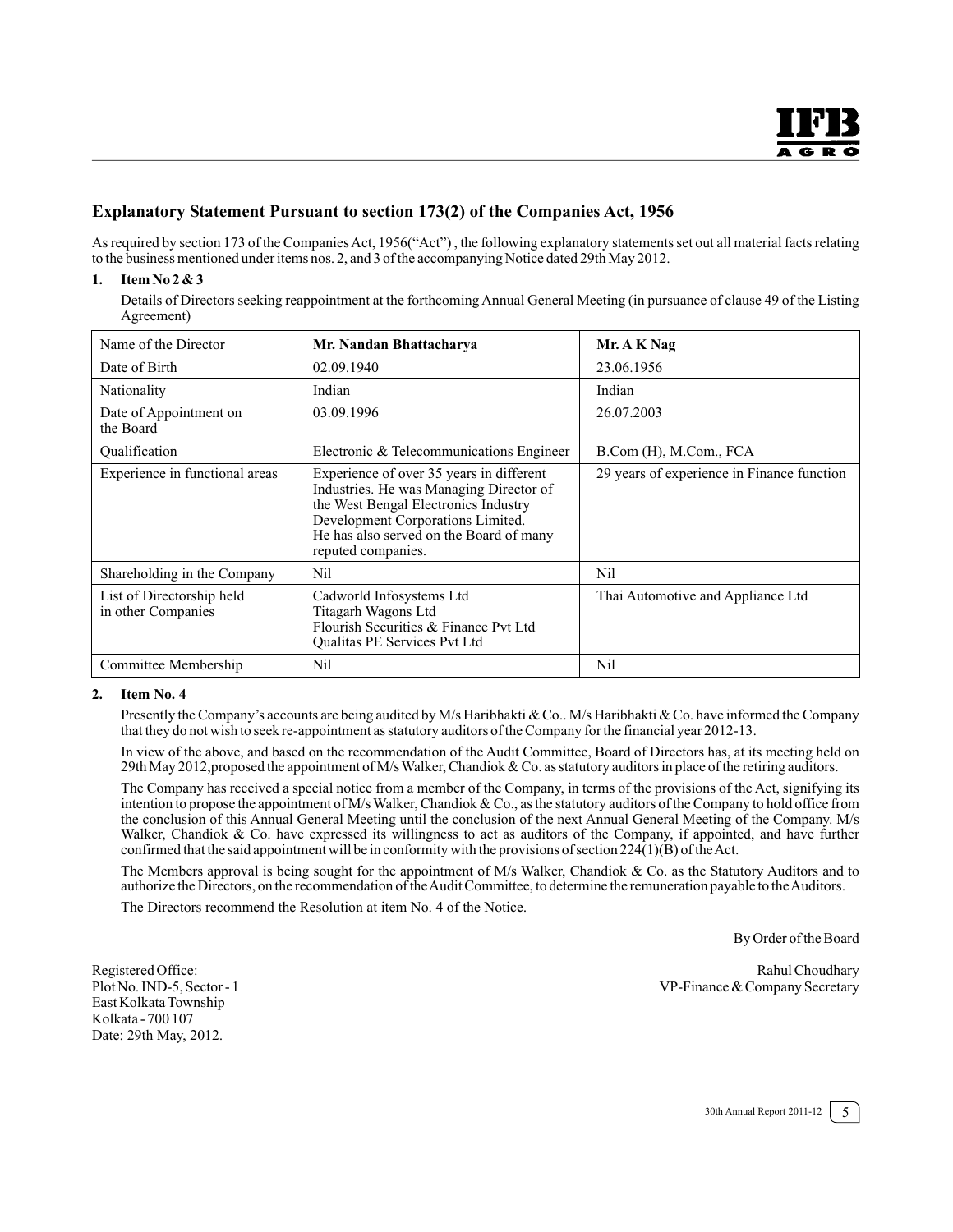## Explanatory Statement Pursuant to section 173(2) of the Companies Act, 1956

As required by section 173 of the Companies Act, 1956("Act") , the following explanatory statements set out all material facts relating to the business mentioned under items nos. 2, and 3 of the accompanying Notice dated 29th May 2012.

**1. Item No 2 & 3**

Details of Directors seeking reappointment at the forthcoming Annual General Meeting (in pursuance of clause 49 of the Listing Agreement)

| Name of the Director | **Mr. Nandan Bhattacharya** | **Mr. A K Nag** |
|---|---|---|
| Date of Birth | 02.09.1940 | 23.06.1956 |
| Nationality | Indian | Indian |
| Date of Appointment on the Board | 03.09.1996 | 26.07.2003 |
| Qualification | Electronic & Telecommunications Engineer | B.Com (H), M.Com., FCA |
| Experience in functional areas | Experience of over 35 years in different Industries. He was Managing Director of the West Bengal Electronics Industry Development Corporations Limited. He has also served on the Board of many reputed companies. | 29 years of experience in Finance function |
| Shareholding in the Company | Nil | Nil |
| List of Directorship held in other Companies | Cadworld Infosystems Ltd<br>Titagarh Wagons Ltd<br>Flourish Securities & Finance Pvt Ltd<br>Qualitas PE Services Pvt Ltd | Thai Automotive and Appliance Ltd |
| Committee Membership | Nil | Nil |

**2. Item No. 4**

Presently the Company's accounts are being audited by M/s Haribhakti & Co.. M/s Haribhakti & Co. have informed the Company that they do not wish to seek re-appointment as statutory auditors of the Company for the financial year 2012-13.

In view of the above, and based on the recommendation of the Audit Committee, Board of Directors has, at its meeting held on 29th May 2012,proposed the appointment of M/s Walker, Chandiok & Co. as statutory auditors in place of the retiring auditors.

The Company has received a special notice from a member of the Company, in terms of the provisions of the Act, signifying its intention to propose the appointment of M/s Walker, Chandiok & Co., as the statutory auditors of the Company to hold office from the conclusion of this Annual General Meeting until the conclusion of the next Annual General Meeting of the Company. M/s Walker, Chandiok & Co. have expressed its willingness to act as auditors of the Company, if appointed, and have further confirmed that the said appointment will be in conformity with the provisions of section 224(1)(B) of the Act.

The Members approval is being sought for the appointment of M/s Walker, Chandiok & Co. as the Statutory Auditors and to authorize the Directors, on the recommendation of the Audit Committee, to determine the remuneration payable to the Auditors.

The Directors recommend the Resolution at item No. 4 of the Notice.

By Order of the Board

Rahul Choudhary
VP-Finance & Company Secretary

Registered Office:
Plot No. IND-5, Sector - 1
East Kolkata Township
Kolkata - 700 107
Date: 29th May, 2012.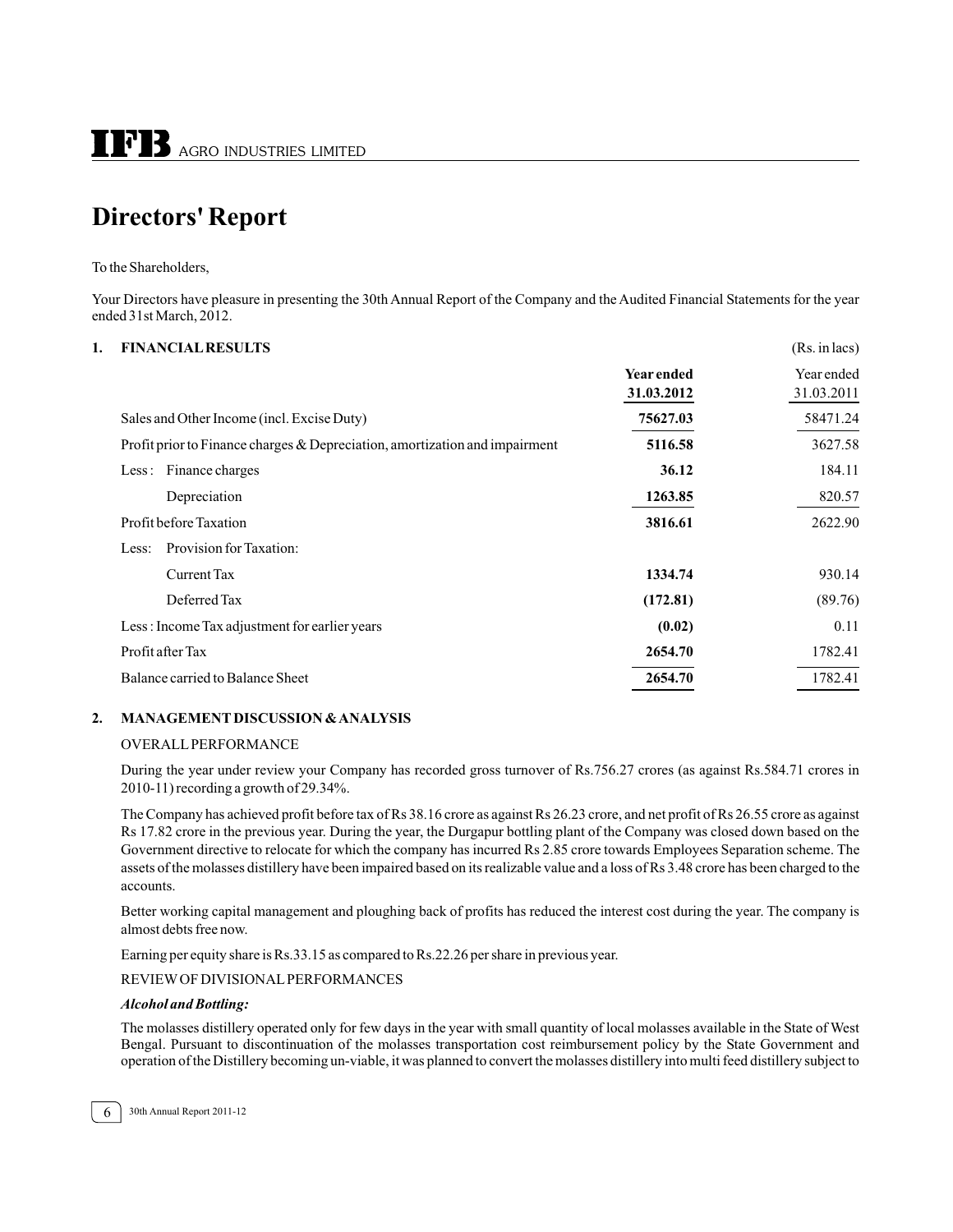# Directors' Report

To the Shareholders,

Your Directors have pleasure in presenting the 30th Annual Report of the Company and the Audited Financial Statements for the year ended 31st March, 2012.

## 1. FINANCIAL RESULTS

(Rs. in lacs)

| | **Year ended 31.03.2012** | Year ended 31.03.2011 |
|---|---|---|
| Sales and Other Income (incl. Excise Duty) | **75627.03** | 58471.24 |
| Profit prior to Finance charges & Depreciation, amortization and impairment | **5116.58** | 3627.58 |
| Less : Finance charges | **36.12** | 184.11 |
| Depreciation | **1263.85** | 820.57 |
| Profit before Taxation | **3816.61** | 2622.90 |
| Less: Provision for Taxation: | | |
| Current Tax | **1334.74** | 930.14 |
| Deferred Tax | **(172.81)** | (89.76) |
| Less : Income Tax adjustment for earlier years | **(0.02)** | 0.11 |
| Profit after Tax | **2654.70** | 1782.41 |
| Balance carried to Balance Sheet | **2654.70** | 1782.41 |

## 2. MANAGEMENT DISCUSSION & ANALYSIS

OVERALL PERFORMANCE

During the year under review your Company has recorded gross turnover of Rs.756.27 crores (as against Rs.584.71 crores in 2010-11) recording a growth of 29.34%.

The Company has achieved profit before tax of Rs 38.16 crore as against Rs 26.23 crore, and net profit of Rs 26.55 crore as against Rs 17.82 crore in the previous year. During the year, the Durgapur bottling plant of the Company was closed down based on the Government directive to relocate for which the company has incurred Rs 2.85 crore towards Employees Separation scheme. The assets of the molasses distillery have been impaired based on its realizable value and a loss of Rs 3.48 crore has been charged to the accounts.

Better working capital management and ploughing back of profits has reduced the interest cost during the year. The company is almost debts free now.

Earning per equity share is Rs.33.15 as compared to Rs.22.26 per share in previous year.

REVIEW OF DIVISIONAL PERFORMANCES

***Alcohol and Bottling:***

The molasses distillery operated only for few days in the year with small quantity of local molasses available in the State of West Bengal. Pursuant to discontinuation of the molasses transportation cost reimbursement policy by the State Government and operation of the Distillery becoming un-viable, it was planned to convert the molasses distillery into multi feed distillery subject to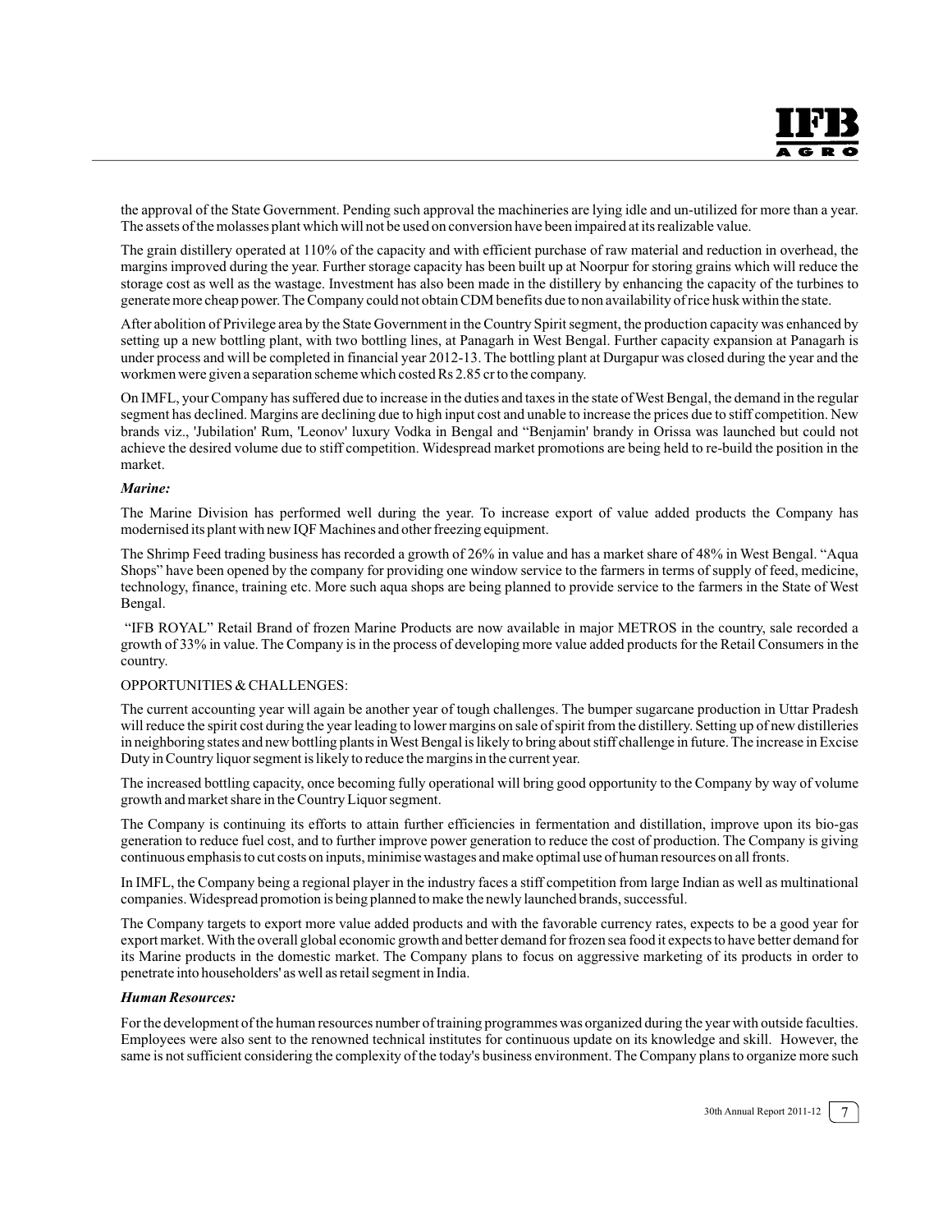the approval of the State Government. Pending such approval the machineries are lying idle and un-utilized for more than a year. The assets of the molasses plant which will not be used on conversion have been impaired at its realizable value.

The grain distillery operated at 110% of the capacity and with efficient purchase of raw material and reduction in overhead, the margins improved during the year. Further storage capacity has been built up at Noorpur for storing grains which will reduce the storage cost as well as the wastage. Investment has also been made in the distillery by enhancing the capacity of the turbines to generate more cheap power. The Company could not obtain CDM benefits due to non availability of rice husk within the state.

After abolition of Privilege area by the State Government in the Country Spirit segment, the production capacity was enhanced by setting up a new bottling plant, with two bottling lines, at Panagarh in West Bengal. Further capacity expansion at Panagarh is under process and will be completed in financial year 2012-13. The bottling plant at Durgapur was closed during the year and the workmen were given a separation scheme which costed Rs 2.85 cr to the company.

On IMFL, your Company has suffered due to increase in the duties and taxes in the state of West Bengal, the demand in the regular segment has declined. Margins are declining due to high input cost and unable to increase the prices due to stiff competition. New brands viz., 'Jubilation' Rum, 'Leonov' luxury Vodka in Bengal and "Benjamin' brandy in Orissa was launched but could not achieve the desired volume due to stiff competition. Widespread market promotions are being held to re-build the position in the market.

***Marine:***

The Marine Division has performed well during the year. To increase export of value added products the Company has modernised its plant with new IQF Machines and other freezing equipment.

The Shrimp Feed trading business has recorded a growth of 26% in value and has a market share of 48% in West Bengal. "Aqua Shops" have been opened by the company for providing one window service to the farmers in terms of supply of feed, medicine, technology, finance, training etc. More such aqua shops are being planned to provide service to the farmers in the State of West Bengal.

"IFB ROYAL" Retail Brand of frozen Marine Products are now available in major METROS in the country, sale recorded a growth of 33% in value. The Company is in the process of developing more value added products for the Retail Consumers in the country.

OPPORTUNITIES & CHALLENGES:

The current accounting year will again be another year of tough challenges. The bumper sugarcane production in Uttar Pradesh will reduce the spirit cost during the year leading to lower margins on sale of spirit from the distillery. Setting up of new distilleries in neighboring states and new bottling plants in West Bengal is likely to bring about stiff challenge in future. The increase in Excise Duty in Country liquor segment is likely to reduce the margins in the current year.

The increased bottling capacity, once becoming fully operational will bring good opportunity to the Company by way of volume growth and market share in the Country Liquor segment.

The Company is continuing its efforts to attain further efficiencies in fermentation and distillation, improve upon its bio-gas generation to reduce fuel cost, and to further improve power generation to reduce the cost of production. The Company is giving continuous emphasis to cut costs on inputs, minimise wastages and make optimal use of human resources on all fronts.

In IMFL, the Company being a regional player in the industry faces a stiff competition from large Indian as well as multinational companies. Widespread promotion is being planned to make the newly launched brands, successful.

The Company targets to export more value added products and with the favorable currency rates, expects to be a good year for export market. With the overall global economic growth and better demand for frozen sea food it expects to have better demand for its Marine products in the domestic market. The Company plans to focus on aggressive marketing of its products in order to penetrate into householders' as well as retail segment in India.

***Human Resources:***

For the development of the human resources number of training programmes was organized during the year with outside faculties. Employees were also sent to the renowned technical institutes for continuous update on its knowledge and skill. However, the same is not sufficient considering the complexity of the today's business environment. The Company plans to organize more such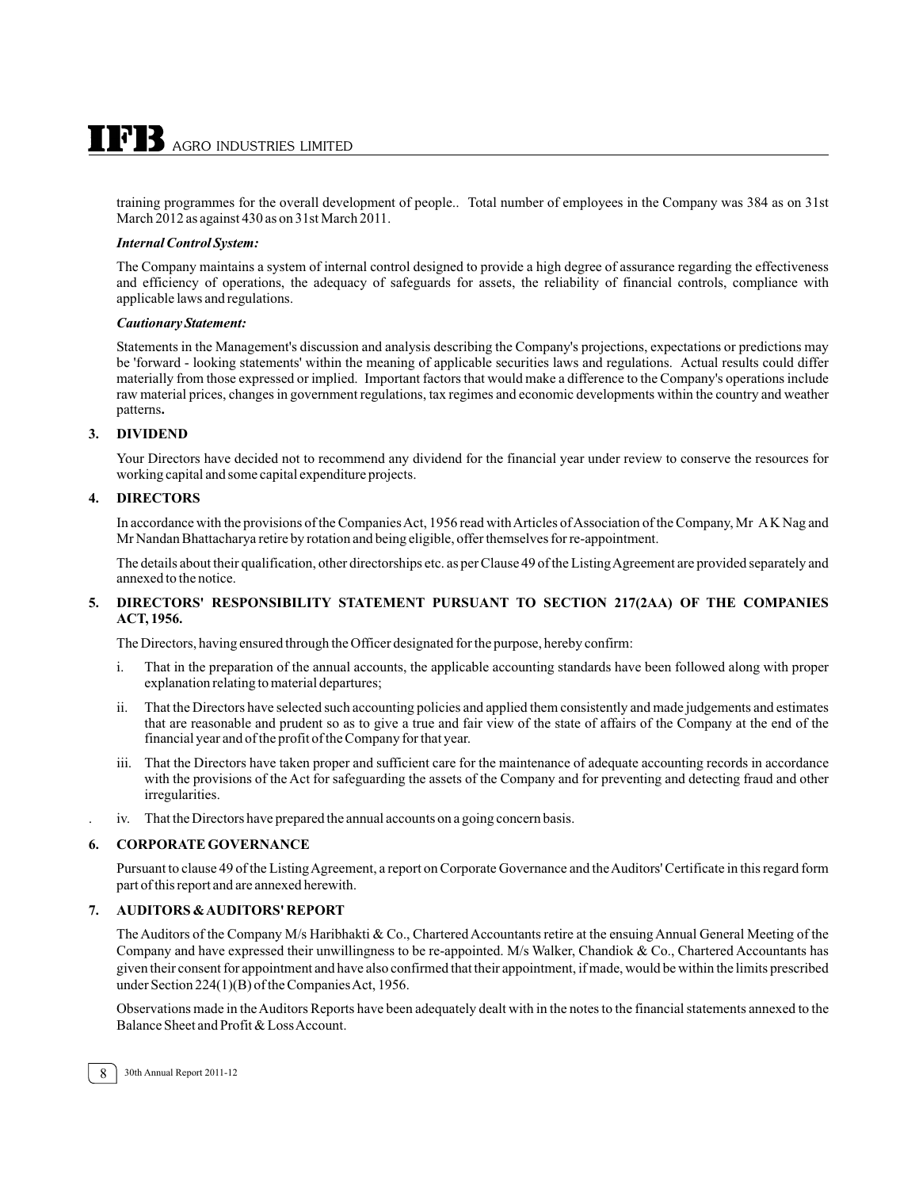training programmes for the overall development of people.. Total number of employees in the Company was 384 as on 31st March 2012 as against 430 as on 31st March 2011.

***Internal Control System:***

The Company maintains a system of internal control designed to provide a high degree of assurance regarding the effectiveness and efficiency of operations, the adequacy of safeguards for assets, the reliability of financial controls, compliance with applicable laws and regulations.

***Cautionary Statement:***

Statements in the Management's discussion and analysis describing the Company's projections, expectations or predictions may be 'forward - looking statements' within the meaning of applicable securities laws and regulations. Actual results could differ materially from those expressed or implied. Important factors that would make a difference to the Company's operations include raw material prices, changes in government regulations, tax regimes and economic developments within the country and weather patterns**.**

## 3. DIVIDEND

Your Directors have decided not to recommend any dividend for the financial year under review to conserve the resources for working capital and some capital expenditure projects.

## 4. DIRECTORS

In accordance with the provisions of the Companies Act, 1956 read with Articles of Association of the Company, Mr A K Nag and Mr Nandan Bhattacharya retire by rotation and being eligible, offer themselves for re-appointment.

The details about their qualification, other directorships etc. as per Clause 49 of the Listing Agreement are provided separately and annexed to the notice.

## 5. DIRECTORS' RESPONSIBILITY STATEMENT PURSUANT TO SECTION 217(2AA) OF THE COMPANIES ACT, 1956.

The Directors, having ensured through the Officer designated for the purpose, hereby confirm:

i. That in the preparation of the annual accounts, the applicable accounting standards have been followed along with proper explanation relating to material departures;

ii. That the Directors have selected such accounting policies and applied them consistently and made judgements and estimates that are reasonable and prudent so as to give a true and fair view of the state of affairs of the Company at the end of the financial year and of the profit of the Company for that year.

iii. That the Directors have taken proper and sufficient care for the maintenance of adequate accounting records in accordance with the provisions of the Act for safeguarding the assets of the Company and for preventing and detecting fraud and other irregularities.

iv. That the Directors have prepared the annual accounts on a going concern basis.

## 6. CORPORATE GOVERNANCE

Pursuant to clause 49 of the Listing Agreement, a report on Corporate Governance and the Auditors' Certificate in this regard form part of this report and are annexed herewith.

## 7. AUDITORS & AUDITORS' REPORT

The Auditors of the Company M/s Haribhakti & Co., Chartered Accountants retire at the ensuing Annual General Meeting of the Company and have expressed their unwillingness to be re-appointed. M/s Walker, Chandiok & Co., Chartered Accountants has given their consent for appointment and have also confirmed that their appointment, if made, would be within the limits prescribed under Section 224(1)(B) of the Companies Act, 1956.

Observations made in the Auditors Reports have been adequately dealt with in the notes to the financial statements annexed to the Balance Sheet and Profit & Loss Account.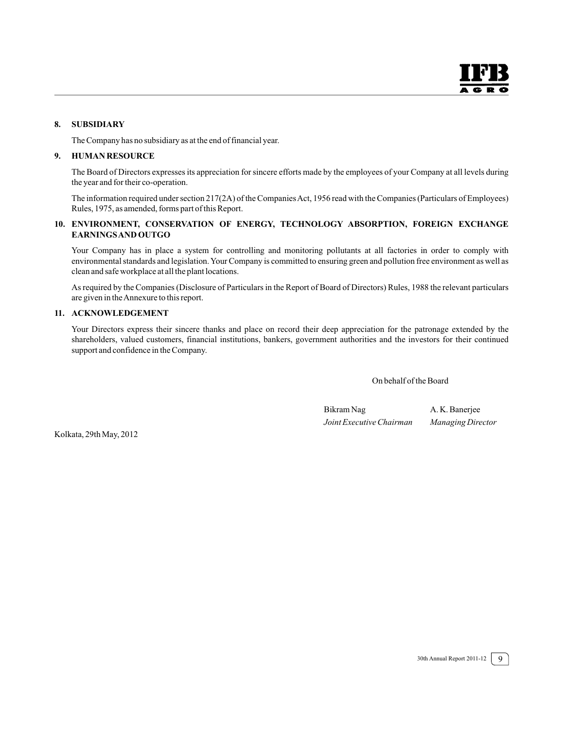## 8. SUBSIDIARY

The Company has no subsidiary as at the end of financial year.

## 9. HUMAN RESOURCE

The Board of Directors expresses its appreciation for sincere efforts made by the employees of your Company at all levels during the year and for their co-operation.

The information required under section 217(2A) of the Companies Act, 1956 read with the Companies (Particulars of Employees) Rules, 1975, as amended, forms part of this Report.

## 10. ENVIRONMENT, CONSERVATION OF ENERGY, TECHNOLOGY ABSORPTION, FOREIGN EXCHANGE EARNINGS AND OUTGO

Your Company has in place a system for controlling and monitoring pollutants at all factories in order to comply with environmental standards and legislation. Your Company is committed to ensuring green and pollution free environment as well as clean and safe workplace at all the plant locations.

As required by the Companies (Disclosure of Particulars in the Report of Board of Directors) Rules, 1988 the relevant particulars are given in the Annexure to this report.

## 11. ACKNOWLEDGEMENT

Your Directors express their sincere thanks and place on record their deep appreciation for the patronage extended by the shareholders, valued customers, financial institutions, bankers, government authorities and the investors for their continued support and confidence in the Company.

On behalf of the Board

Bikram Nag
*Joint Executive Chairman*

A. K. Banerjee
*Managing Director*

Kolkata, 29th May, 2012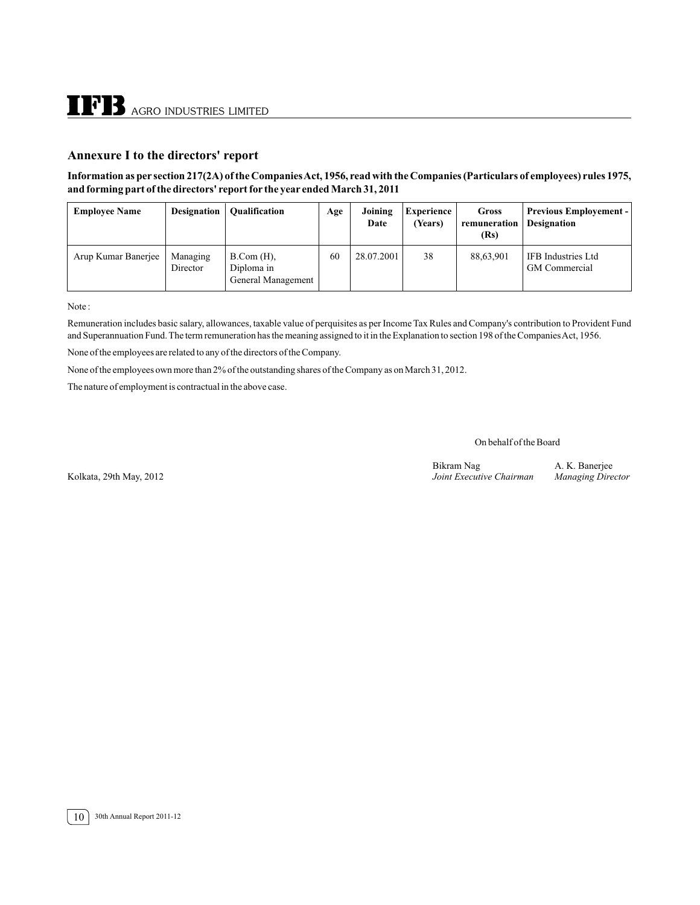## Annexure I to the directors' report

**Information as per section 217(2A) of the Companies Act, 1956, read with the Companies (Particulars of employees) rules 1975, and forming part of the directors' report for the year ended March 31, 2011**

| Employee Name | Designation | Qualification | Age | Joining Date | Experience (Years) | Gross remuneration (Rs) | Previous Employement - Designation |
|---|---|---|---|---|---|---|---|
| Arup Kumar Banerjee | Managing Director | B.Com (H), Diploma in General Management | 60 | 28.07.2001 | 38 | 88,63,901 | IFB Industries Ltd GM Commercial |

Note :

Remuneration includes basic salary, allowances, taxable value of perquisites as per Income Tax Rules and Company's contribution to Provident Fund and Superannuation Fund. The term remuneration has the meaning assigned to it in the Explanation to section 198 of the Companies Act, 1956.

None of the employees are related to any of the directors of the Company.

None of the employees own more than 2% of the outstanding shares of the Company as on March 31, 2012.

The nature of employment is contractual in the above case.

On behalf of the Board

Kolkata, 29th May, 2012

Bikram Nag
*Joint Executive Chairman*

A. K. Banerjee
*Managing Director*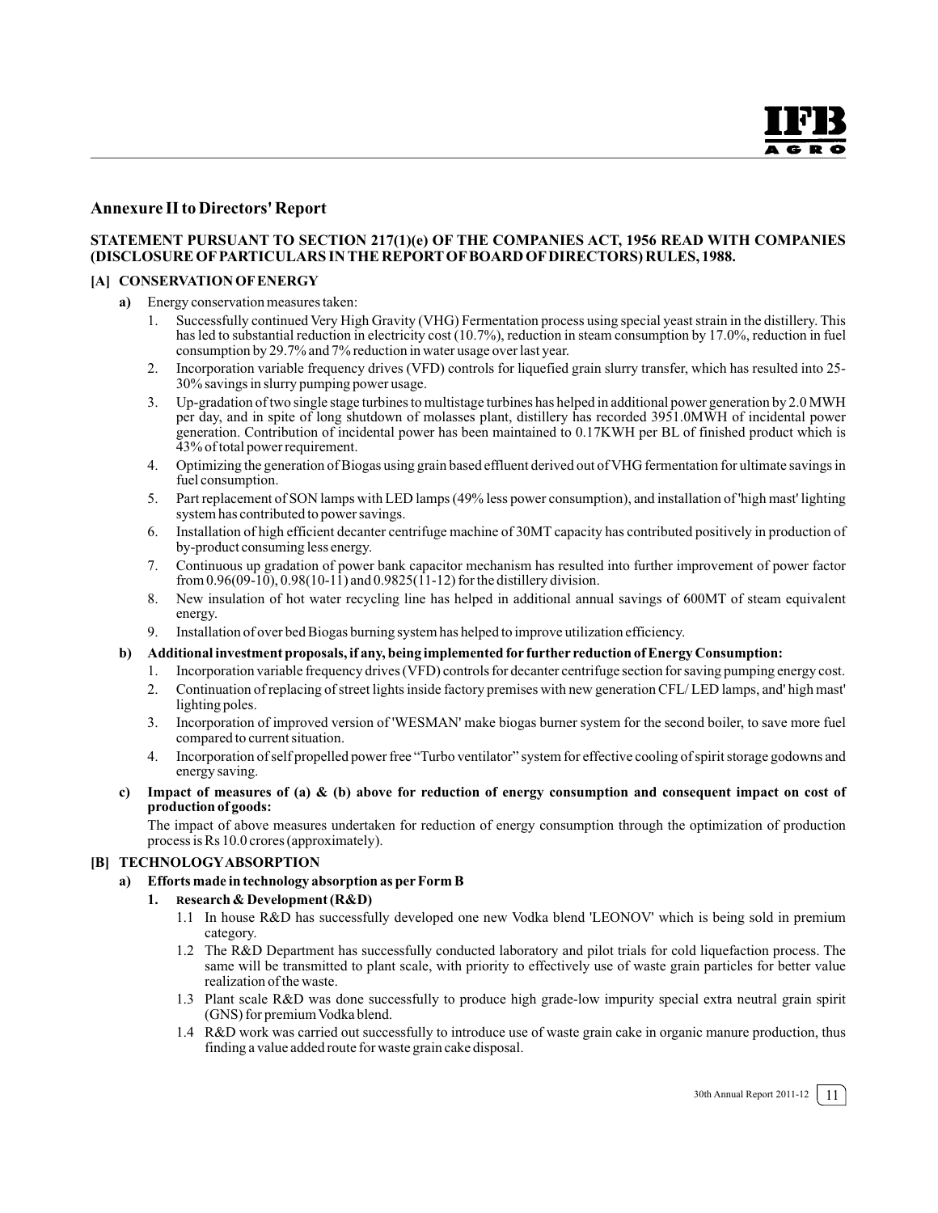## Annexure II to Directors' Report

### STATEMENT PURSUANT TO SECTION 217(1)(e) OF THE COMPANIES ACT, 1956 READ WITH COMPANIES (DISCLOSURE OF PARTICULARS IN THE REPORT OF BOARD OF DIRECTORS) RULES, 1988.

### [A] CONSERVATION OF ENERGY

**a)** Energy conservation measures taken:

1. Successfully continued Very High Gravity (VHG) Fermentation process using special yeast strain in the distillery. This has led to substantial reduction in electricity cost (10.7%), reduction in steam consumption by 17.0%, reduction in fuel consumption by 29.7% and 7% reduction in water usage over last year.
2. Incorporation variable frequency drives (VFD) controls for liquefied grain slurry transfer, which has resulted into 25-30% savings in slurry pumping power usage.
3. Up-gradation of two single stage turbines to multistage turbines has helped in additional power generation by 2.0 MWH per day, and in spite of long shutdown of molasses plant, distillery has recorded 3951.0MWH of incidental power generation. Contribution of incidental power has been maintained to 0.17KWH per BL of finished product which is 43% of total power requirement.
4. Optimizing the generation of Biogas using grain based effluent derived out of VHG fermentation for ultimate savings in fuel consumption.
5. Part replacement of SON lamps with LED lamps (49% less power consumption), and installation of 'high mast' lighting system has contributed to power savings.
6. Installation of high efficient decanter centrifuge machine of 30MT capacity has contributed positively in production of by-product consuming less energy.
7. Continuous up gradation of power bank capacitor mechanism has resulted into further improvement of power factor from 0.96(09-10), 0.98(10-11) and 0.9825(11-12) for the distillery division.
8. New insulation of hot water recycling line has helped in additional annual savings of 600MT of steam equivalent energy.
9. Installation of over bed Biogas burning system has helped to improve utilization efficiency.

**b) Additional investment proposals, if any, being implemented for further reduction of Energy Consumption:**

1. Incorporation variable frequency drives (VFD) controls for decanter centrifuge section for saving pumping energy cost.
2. Continuation of replacing of street lights inside factory premises with new generation CFL/ LED lamps, and' high mast' lighting poles.
3. Incorporation of improved version of 'WESMAN' make biogas burner system for the second boiler, to save more fuel compared to current situation.
4. Incorporation of self propelled power free "Turbo ventilator" system for effective cooling of spirit storage godowns and energy saving.

**c) Impact of measures of (a) & (b) above for reduction of energy consumption and consequent impact on cost of production of goods:**

The impact of above measures undertaken for reduction of energy consumption through the optimization of production process is Rs 10.0 crores (approximately).

### [B] TECHNOLOGY ABSORPTION

**a) Efforts made in technology absorption as per Form B**

**1. Research & Development (R&D)**

1.1 In house R&D has successfully developed one new Vodka blend 'LEONOV' which is being sold in premium category.

1.2 The R&D Department has successfully conducted laboratory and pilot trials for cold liquefaction process. The same will be transmitted to plant scale, with priority to effectively use of waste grain particles for better value realization of the waste.

1.3 Plant scale R&D was done successfully to produce high grade-low impurity special extra neutral grain spirit (GNS) for premium Vodka blend.

1.4 R&D work was carried out successfully to introduce use of waste grain cake in organic manure production, thus finding a value added route for waste grain cake disposal.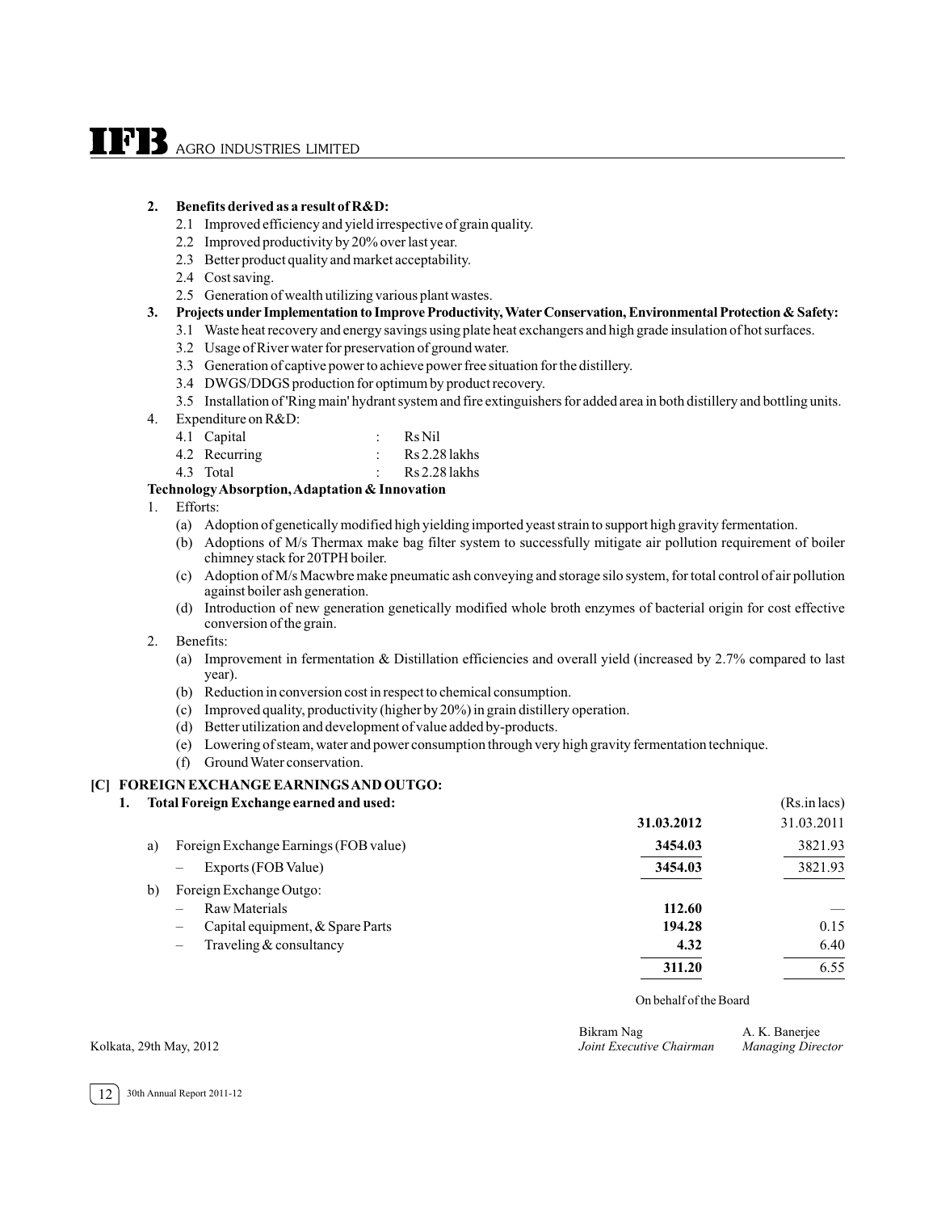**2. Benefits derived as a result of R&D:**

- 2.1 Improved efficiency and yield irrespective of grain quality.
- 2.2 Improved productivity by 20% over last year.
- 2.3 Better product quality and market acceptability.
- 2.4 Cost saving.
- 2.5 Generation of wealth utilizing various plant wastes.

**3. Projects under Implementation to Improve Productivity, Water Conservation, Environmental Protection & Safety:**

- 3.1 Waste heat recovery and energy savings using plate heat exchangers and high grade insulation of hot surfaces.
- 3.2 Usage of River water for preservation of ground water.
- 3.3 Generation of captive power to achieve power free situation for the distillery.
- 3.4 DWGS/DDGS production for optimum by product recovery.
- 3.5 Installation of 'Ring main' hydrant system and fire extinguishers for added area in both distillery and bottling units.

4. Expenditure on R&D:

| | | |
|---|---|---|
| 4.1 Capital | : | Rs Nil |
| 4.2 Recurring | : | Rs 2.28 lakhs |
| 4.3 Total | : | Rs 2.28 lakhs |

**Technology Absorption, Adaptation & Innovation**

1. Efforts:
   - (a) Adoption of genetically modified high yielding imported yeast strain to support high gravity fermentation.
   - (b) Adoptions of M/s Thermax make bag filter system to successfully mitigate air pollution requirement of boiler chimney stack for 20TPH boiler.
   - (c) Adoption of M/s Macwbre make pneumatic ash conveying and storage silo system, for total control of air pollution against boiler ash generation.
   - (d) Introduction of new generation genetically modified whole broth enzymes of bacterial origin for cost effective conversion of the grain.
2. Benefits:
   - (a) Improvement in fermentation & Distillation efficiencies and overall yield (increased by 2.7% compared to last year).
   - (b) Reduction in conversion cost in respect to chemical consumption.
   - (c) Improved quality, productivity (higher by 20%) in grain distillery operation.
   - (d) Better utilization and development of value added by-products.
   - (e) Lowering of steam, water and power consumption through very high gravity fermentation technique.
   - (f) Ground Water conservation.

**[C] FOREIGN EXCHANGE EARNINGS AND OUTGO:**

**1. Total Foreign Exchange earned and used:**

(Rs.in lacs)

| | | **31.03.2012** | 31.03.2011 |
|---|---|---|---|
| a) | Foreign Exchange Earnings (FOB value) | **3454.03** | 3821.93 |
| | – Exports (FOB Value) | **3454.03** | 3821.93 |
| b) | Foreign Exchange Outgo: | | |
| | – Raw Materials | **112.60** | — |
| | – Capital equipment, & Spare Parts | **194.28** | 0.15 |
| | – Traveling & consultancy | **4.32** | 6.40 |
| | | **311.20** | 6.55 |

On behalf of the Board

Kolkata, 29th May, 2012

Bikram Nag
*Joint Executive Chairman*

A. K. Banerjee
*Managing Director*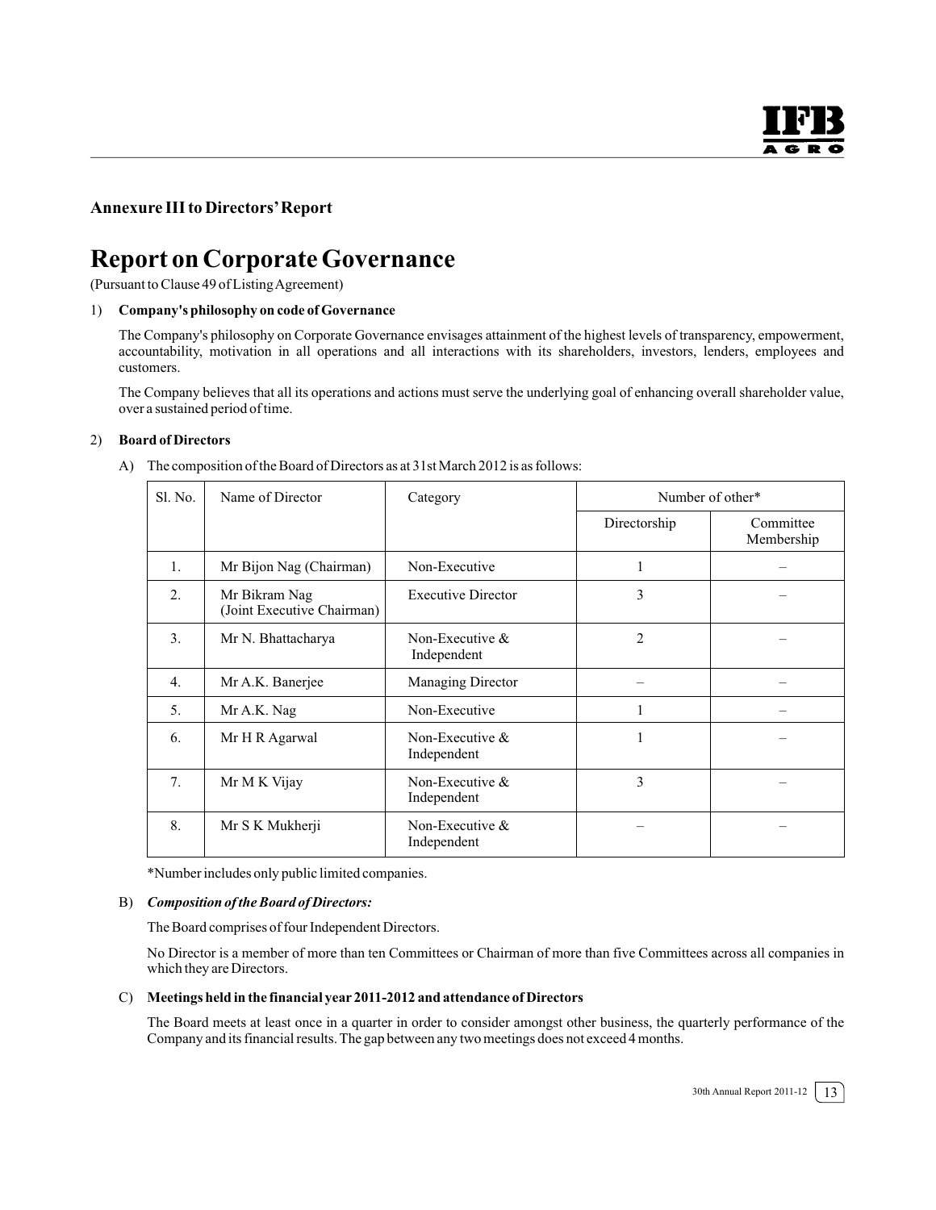## Annexure III to Directors' Report

# Report on Corporate Governance

(Pursuant to Clause 49 of Listing Agreement)

1) **Company's philosophy on code of Governance**

   The Company's philosophy on Corporate Governance envisages attainment of the highest levels of transparency, empowerment, accountability, motivation in all operations and all interactions with its shareholders, investors, lenders, employees and customers.

   The Company believes that all its operations and actions must serve the underlying goal of enhancing overall shareholder value, over a sustained period of time.

2) **Board of Directors**

   A) The composition of the Board of Directors as at 31st March 2012 is as follows:

| Sl. No. | Name of Director | Category | Number of other* | |
|---|---|---|---|---|
| | | | Directorship | Committee Membership |
| 1. | Mr Bijon Nag (Chairman) | Non-Executive | 1 | – |
| 2. | Mr Bikram Nag (Joint Executive Chairman) | Executive Director | 3 | – |
| 3. | Mr N. Bhattacharya | Non-Executive & Independent | 2 | – |
| 4. | Mr A.K. Banerjee | Managing Director | – | – |
| 5. | Mr A.K. Nag | Non-Executive | 1 | – |
| 6. | Mr H R Agarwal | Non-Executive & Independent | 1 | – |
| 7. | Mr M K Vijay | Non-Executive & Independent | 3 | – |
| 8. | Mr S K Mukherji | Non-Executive & Independent | – | – |

   *Number includes only public limited companies.

   B) ***Composition of the Board of Directors:***

   The Board comprises of four Independent Directors.

   No Director is a member of more than ten Committees or Chairman of more than five Committees across all companies in which they are Directors.

   C) **Meetings held in the financial year 2011-2012 and attendance of Directors**

   The Board meets at least once in a quarter in order to consider amongst other business, the quarterly performance of the Company and its financial results. The gap between any two meetings does not exceed 4 months.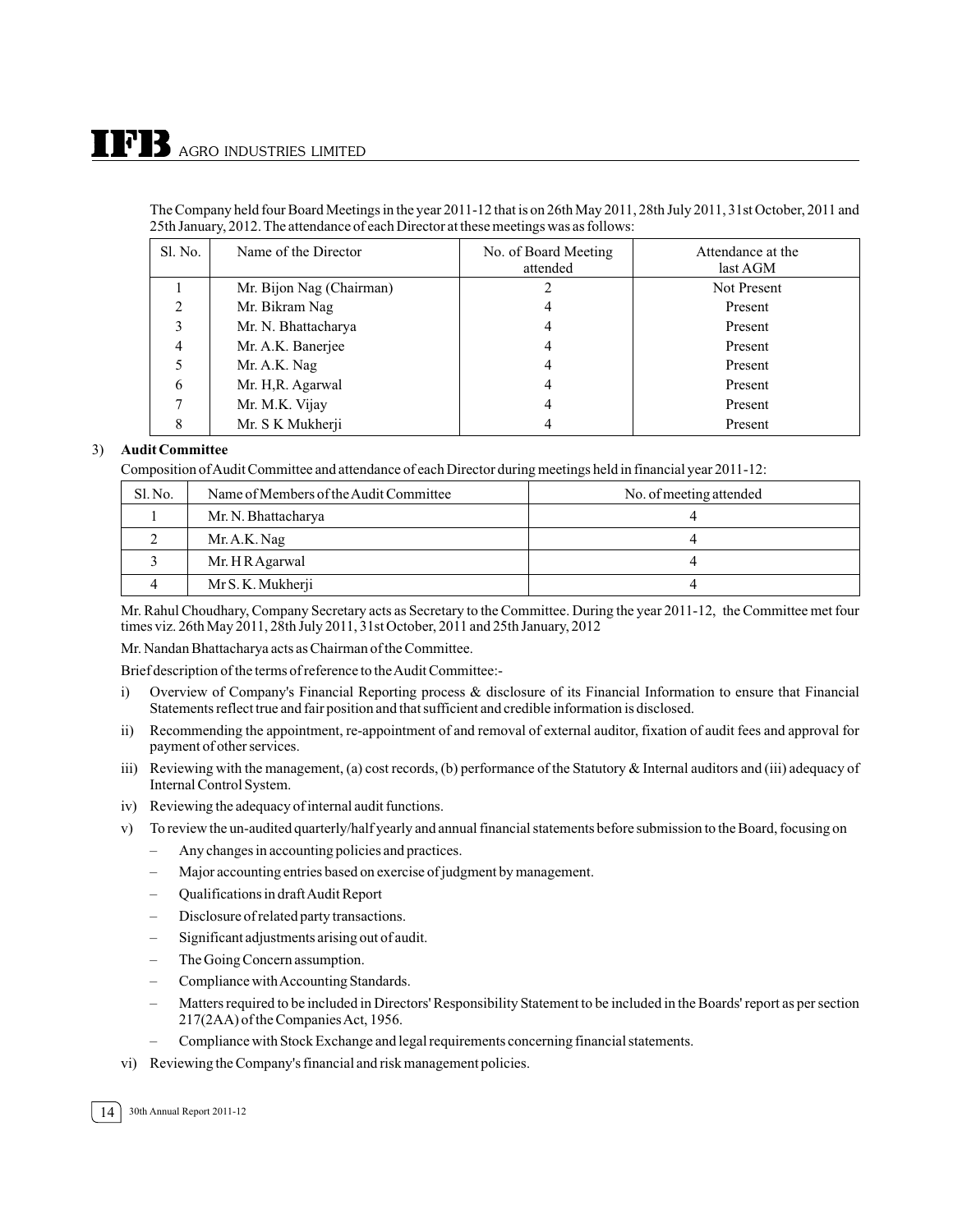The Company held four Board Meetings in the year 2011-12 that is on 26th May 2011, 28th July 2011, 31st October, 2011 and 25th January, 2012. The attendance of each Director at these meetings was as follows:

| Sl. No. | Name of the Director | No. of Board Meeting attended | Attendance at the last AGM |
|---|---|---|---|
| 1 | Mr. Bijon Nag (Chairman) | 2 | Not Present |
| 2 | Mr. Bikram Nag | 4 | Present |
| 3 | Mr. N. Bhattacharya | 4 | Present |
| 4 | Mr. A.K. Banerjee | 4 | Present |
| 5 | Mr. A.K. Nag | 4 | Present |
| 6 | Mr. H,R. Agarwal | 4 | Present |
| 7 | Mr. M.K. Vijay | 4 | Present |
| 8 | Mr. S K Mukherji | 4 | Present |

3) **Audit Committee**

Composition of Audit Committee and attendance of each Director during meetings held in financial year 2011-12:

| Sl. No. | Name of Members of the Audit Committee | No. of meeting attended |
|---|---|---|
| 1 | Mr. N. Bhattacharya | 4 |
| 2 | Mr. A.K. Nag | 4 |
| 3 | Mr. H R Agarwal | 4 |
| 4 | Mr S. K. Mukherji | 4 |

Mr. Rahul Choudhary, Company Secretary acts as Secretary to the Committee. During the year 2011-12, the Committee met four times viz. 26th May 2011, 28th July 2011, 31st October, 2011 and 25th January, 2012

Mr. Nandan Bhattacharya acts as Chairman of the Committee.

Brief description of the terms of reference to the Audit Committee:-

i) Overview of Company's Financial Reporting process & disclosure of its Financial Information to ensure that Financial Statements reflect true and fair position and that sufficient and credible information is disclosed.

ii) Recommending the appointment, re-appointment of and removal of external auditor, fixation of audit fees and approval for payment of other services.

iii) Reviewing with the management, (a) cost records, (b) performance of the Statutory & Internal auditors and (iii) adequacy of Internal Control System.

iv) Reviewing the adequacy of internal audit functions.

v) To review the un-audited quarterly/half yearly and annual financial statements before submission to the Board, focusing on

- Any changes in accounting policies and practices.
- Major accounting entries based on exercise of judgment by management.
- Qualifications in draft Audit Report
- Disclosure of related party transactions.
- Significant adjustments arising out of audit.
- The Going Concern assumption.
- Compliance with Accounting Standards.
- Matters required to be included in Directors' Responsibility Statement to be included in the Boards' report as per section 217(2AA) of the Companies Act, 1956.
- Compliance with Stock Exchange and legal requirements concerning financial statements.

vi) Reviewing the Company's financial and risk management policies.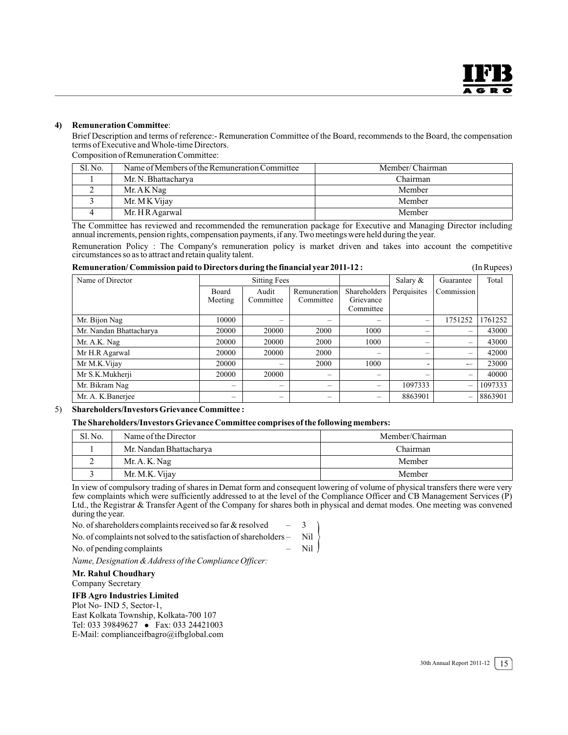#### 4) Remuneration Committee:

Brief Description and terms of reference:- Remuneration Committee of the Board, recommends to the Board, the compensation terms of Executive and Whole-time Directors.

Composition of Remuneration Committee:

| Sl. No. | Name of Members of the Remuneration Committee | Member/ Chairman |
|---|---|---|
| 1 | Mr. N. Bhattacharya | Chairman |
| 2 | Mr. A K Nag | Member |
| 3 | Mr. M K Vijay | Member |
| 4 | Mr. H R Agarwal | Member |

The Committee has reviewed and recommended the remuneration package for Executive and Managing Director including annual increments, pension rights, compensation payments, if any. Two meetings were held during the year.

Remuneration Policy : The Company's remuneration policy is market driven and takes into account the competitive circumstances so as to attract and retain quality talent.

**Remuneration/ Commission paid to Directors during the financial year 2011-12 :** (In Rupees)

| Name of Director | Sitting Fees | | | | Salary & Perquisites | Guarantee Commission | Total |
|---|---|---|---|---|---|---|---|
| | Board Meeting | Audit Committee | Remuneration Committee | Shareholders Grievance Committee | | | |
| Mr. Bijon Nag | 10000 | – | – | – | – | 1751252 | 1761252 |
| Mr. Nandan Bhattacharya | 20000 | 20000 | 2000 | 1000 | – | – | 43000 |
| Mr. A.K. Nag | 20000 | 20000 | 2000 | 1000 | – | – | 43000 |
| Mr H.R Agarwal | 20000 | 20000 | 2000 | – | – | – | 42000 |
| Mr M.K.Vijay | 20000 | – | 2000 | 1000 | - | – | 23000 |
| Mr S.K.Mukherji | 20000 | 20000 | – | – | – | – | 40000 |
| Mr. Bikram Nag | – | – | – | – | 1097333 | – | 1097333 |
| Mr. A. K.Banerjee | – | – | – | – | 8863901 | – | 8863901 |

#### 5) Shareholders/Investors Grievance Committee :

**The Shareholders/Investors Grievance Committee comprises of the following members:**

| Sl. No. | Name of the Director | Member/Chairman |
|---|---|---|
| 1 | Mr. Nandan Bhattacharya | Chairman |
| 2 | Mr. A. K. Nag | Member |
| 3 | Mr. M.K. Vijay | Member |

In view of compulsory trading of shares in Demat form and consequent lowering of volume of physical transfers there were very few complaints which were sufficiently addressed to at the level of the Compliance Officer and CB Management Services (P) Ltd., the Registrar & Transfer Agent of the Company for shares both in physical and demat modes. One meeting was convened during the year.

No. of shareholders complaints received so far & resolved – 3

No. of complaints not solved to the satisfaction of shareholders – Nil

No. of pending complaints – Nil

*Name, Designation & Address of the Compliance Officer:*

**Mr. Rahul Choudhary**
Company Secretary

**IFB Agro Industries Limited**
Plot No- IND 5, Sector-1,
East Kolkata Township, Kolkata-700 107
Tel: 033 39849627 • Fax: 033 24421003
E-Mail: complianceifbagro@ifbglobal.com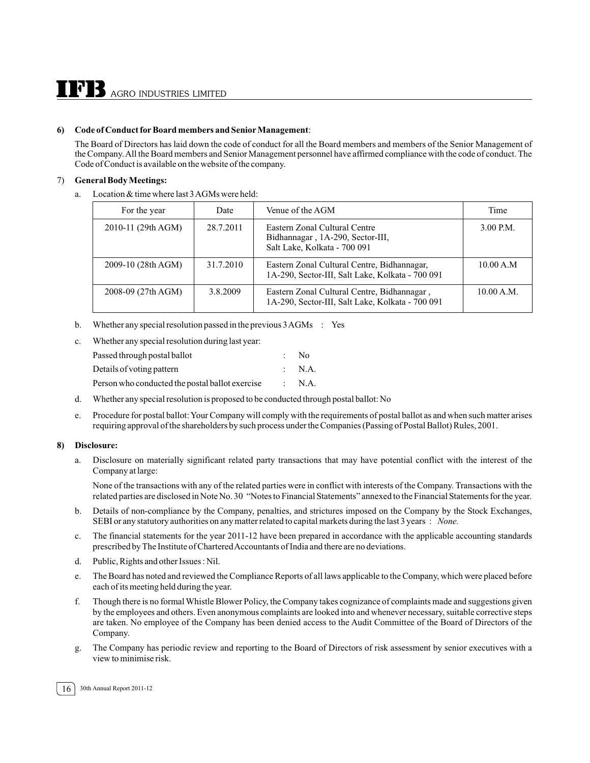**6) Code of Conduct for Board members and Senior Management**:

The Board of Directors has laid down the code of conduct for all the Board members and members of the Senior Management of the Company. All the Board members and Senior Management personnel have affirmed compliance with the code of conduct. The Code of Conduct is available on the website of the company.

7) **General Body Meetings:**

a. Location & time where last 3 AGMs were held:

| For the year | Date | Venue of the AGM | Time |
|---|---|---|---|
| 2010-11 (29th AGM) | 28.7.2011 | Eastern Zonal Cultural Centre Bidhannagar , 1A-290, Sector-III, Salt Lake, Kolkata - 700 091 | 3.00 P.M. |
| 2009-10 (28th AGM) | 31.7.2010 | Eastern Zonal Cultural Centre, Bidhannagar, 1A-290, Sector-III, Salt Lake, Kolkata - 700 091 | 10.00 A.M |
| 2008-09 (27th AGM) | 3.8.2009 | Eastern Zonal Cultural Centre, Bidhannagar , 1A-290, Sector-III, Salt Lake, Kolkata - 700 091 | 10.00 A.M. |

b. Whether any special resolution passed in the previous 3 AGMs : Yes

c. Whether any special resolution during last year:

Passed through postal ballot : No

Details of voting pattern : N.A.

Person who conducted the postal ballot exercise : N.A.

d. Whether any special resolution is proposed to be conducted through postal ballot: No

e. Procedure for postal ballot: Your Company will comply with the requirements of postal ballot as and when such matter arises requiring approval of the shareholders by such process under the Companies (Passing of Postal Ballot) Rules, 2001.

**8) Disclosure:**

a. Disclosure on materially significant related party transactions that may have potential conflict with the interest of the Company at large:

None of the transactions with any of the related parties were in conflict with interests of the Company. Transactions with the related parties are disclosed in Note No. 30 "Notes to Financial Statements" annexed to the Financial Statements for the year.

b. Details of non-compliance by the Company, penalties, and strictures imposed on the Company by the Stock Exchanges, SEBI or any statutory authorities on any matter related to capital markets during the last 3 years : *None.*

c. The financial statements for the year 2011-12 have been prepared in accordance with the applicable accounting standards prescribed by The Institute of Chartered Accountants of India and there are no deviations.

d. Public, Rights and other Issues : Nil.

e. The Board has noted and reviewed the Compliance Reports of all laws applicable to the Company, which were placed before each of its meeting held during the year.

f. Though there is no formal Whistle Blower Policy, the Company takes cognizance of complaints made and suggestions given by the employees and others. Even anonymous complaints are looked into and whenever necessary, suitable corrective steps are taken. No employee of the Company has been denied access to the Audit Committee of the Board of Directors of the Company.

g. The Company has periodic review and reporting to the Board of Directors of risk assessment by senior executives with a view to minimise risk.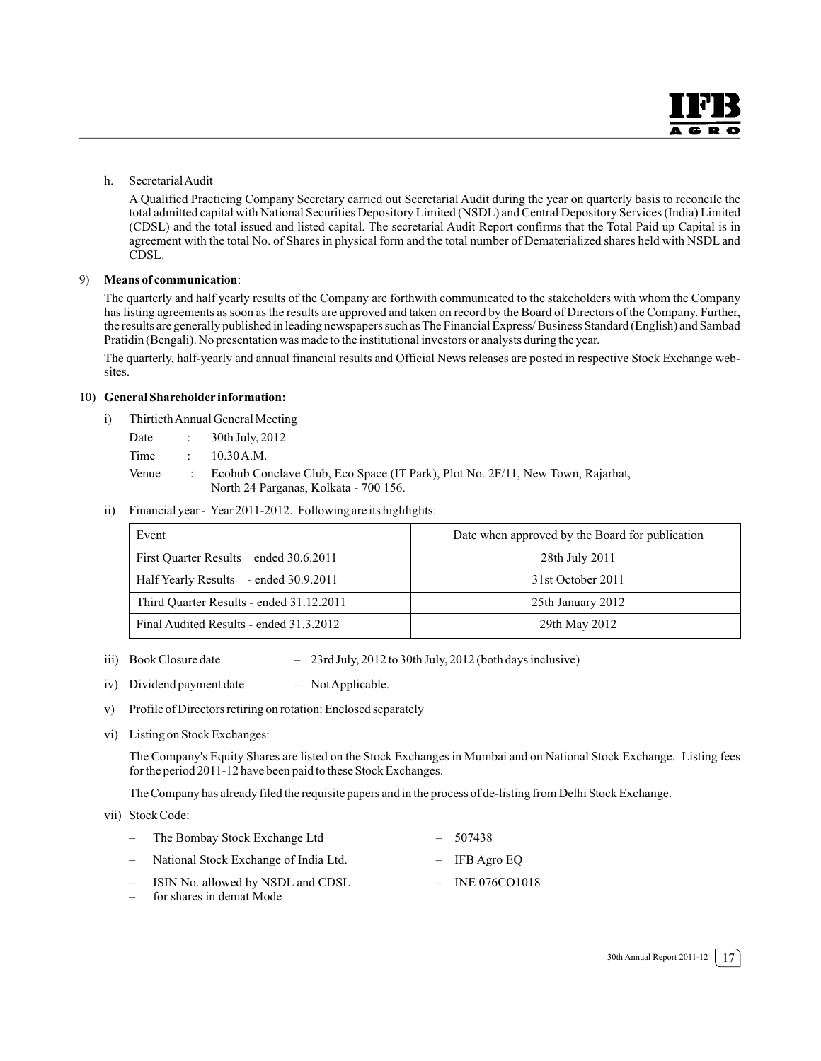h. Secretarial Audit

A Qualified Practicing Company Secretary carried out Secretarial Audit during the year on quarterly basis to reconcile the total admitted capital with National Securities Depository Limited (NSDL) and Central Depository Services (India) Limited (CDSL) and the total issued and listed capital. The secretarial Audit Report confirms that the Total Paid up Capital is in agreement with the total No. of Shares in physical form and the total number of Dematerialized shares held with NSDL and CDSL.

9) **Means of communication**:

The quarterly and half yearly results of the Company are forthwith communicated to the stakeholders with whom the Company has listing agreements as soon as the results are approved and taken on record by the Board of Directors of the Company. Further, the results are generally published in leading newspapers such as The Financial Express/ Business Standard (English) and Sambad Pratidin (Bengali). No presentation was made to the institutional investors or analysts during the year.

The quarterly, half-yearly and annual financial results and Official News releases are posted in respective Stock Exchange web-sites.

10) **General Shareholder information:**

i) Thirtieth Annual General Meeting

Date : 30th July, 2012

Time : 10.30 A.M.

Venue : Ecohub Conclave Club, Eco Space (IT Park), Plot No. 2F/11, New Town, Rajarhat, North 24 Parganas, Kolkata - 700 156.

ii) Financial year - Year 2011-2012. Following are its highlights:

| Event | Date when approved by the Board for publication |
|---|---|
| First Quarter Results ended 30.6.2011 | 28th July 2011 |
| Half Yearly Results - ended 30.9.2011 | 31st October 2011 |
| Third Quarter Results - ended 31.12.2011 | 25th January 2012 |
| Final Audited Results - ended 31.3.2012 | 29th May 2012 |

iii) Book Closure date – 23rd July, 2012 to 30th July, 2012 (both days inclusive)

iv) Dividend payment date – Not Applicable.

v) Profile of Directors retiring on rotation: Enclosed separately

vi) Listing on Stock Exchanges:

The Company's Equity Shares are listed on the Stock Exchanges in Mumbai and on National Stock Exchange. Listing fees for the period 2011-12 have been paid to these Stock Exchanges.

The Company has already filed the requisite papers and in the process of de-listing from Delhi Stock Exchange.

vii) Stock Code:

– The Bombay Stock Exchange Ltd – 507438

– National Stock Exchange of India Ltd. – IFB Agro EQ

– ISIN No. allowed by NSDL and CDSL – INE 076CO1018
– for shares in demat Mode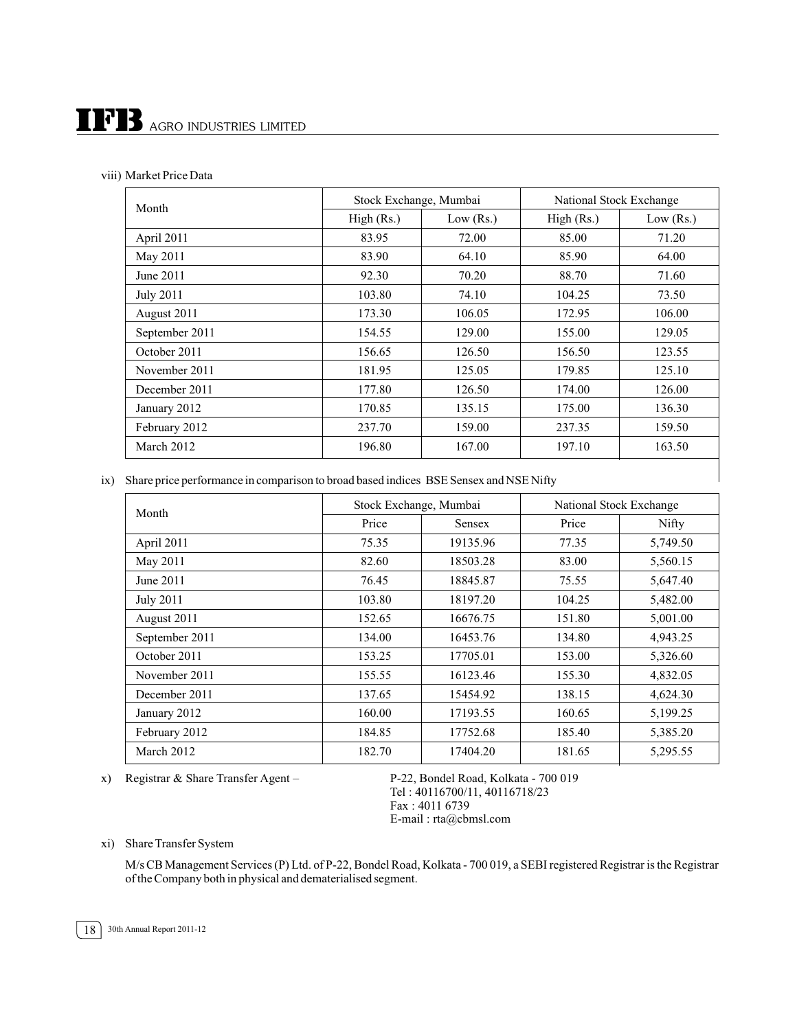viii) Market Price Data

| Month | Stock Exchange, Mumbai | | National Stock Exchange | |
|---|---|---|---|---|
| | High (Rs.) | Low (Rs.) | High (Rs.) | Low (Rs.) |
| April 2011 | 83.95 | 72.00 | 85.00 | 71.20 |
| May 2011 | 83.90 | 64.10 | 85.90 | 64.00 |
| June 2011 | 92.30 | 70.20 | 88.70 | 71.60 |
| July 2011 | 103.80 | 74.10 | 104.25 | 73.50 |
| August 2011 | 173.30 | 106.05 | 172.95 | 106.00 |
| September 2011 | 154.55 | 129.00 | 155.00 | 129.05 |
| October 2011 | 156.65 | 126.50 | 156.50 | 123.55 |
| November 2011 | 181.95 | 125.05 | 179.85 | 125.10 |
| December 2011 | 177.80 | 126.50 | 174.00 | 126.00 |
| January 2012 | 170.85 | 135.15 | 175.00 | 136.30 |
| February 2012 | 237.70 | 159.00 | 237.35 | 159.50 |
| March 2012 | 196.80 | 167.00 | 197.10 | 163.50 |

ix) Share price performance in comparison to broad based indices BSE Sensex and NSE Nifty

| Month | Stock Exchange, Mumbai | | National Stock Exchange | |
|---|---|---|---|---|
| | Price | Sensex | Price | Nifty |
| April 2011 | 75.35 | 19135.96 | 77.35 | 5,749.50 |
| May 2011 | 82.60 | 18503.28 | 83.00 | 5,560.15 |
| June 2011 | 76.45 | 18845.87 | 75.55 | 5,647.40 |
| July 2011 | 103.80 | 18197.20 | 104.25 | 5,482.00 |
| August 2011 | 152.65 | 16676.75 | 151.80 | 5,001.00 |
| September 2011 | 134.00 | 16453.76 | 134.80 | 4,943.25 |
| October 2011 | 153.25 | 17705.01 | 153.00 | 5,326.60 |
| November 2011 | 155.55 | 16123.46 | 155.30 | 4,832.05 |
| December 2011 | 137.65 | 15454.92 | 138.15 | 4,624.30 |
| January 2012 | 160.00 | 17193.55 | 160.65 | 5,199.25 |
| February 2012 | 184.85 | 17752.68 | 185.40 | 5,385.20 |
| March 2012 | 182.70 | 17404.20 | 181.65 | 5,295.55 |

x) Registrar & Share Transfer Agent – P-22, Bondel Road, Kolkata - 700 019
Tel : 40116700/11, 40116718/23
Fax : 4011 6739
E-mail : rta@cbmsl.com

xi) Share Transfer System

M/s CB Management Services (P) Ltd. of P-22, Bondel Road, Kolkata - 700 019, a SEBI registered Registrar is the Registrar of the Company both in physical and dematerialised segment.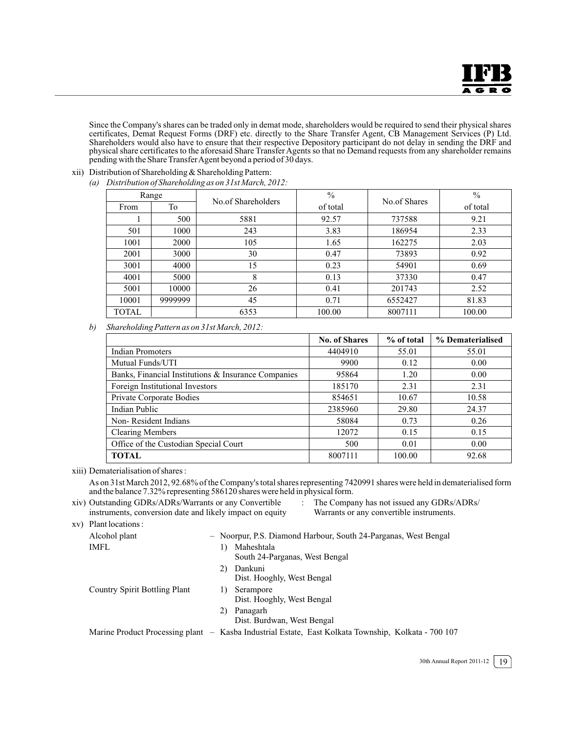Since the Company's shares can be traded only in demat mode, shareholders would be required to send their physical shares certificates, Demat Request Forms (DRF) etc. directly to the Share Transfer Agent, CB Management Services (P) Ltd. Shareholders would also have to ensure that their respective Depository participant do not delay in sending the DRF and physical share certificates to the aforesaid Share Transfer Agents so that no Demand requests from any shareholder remains pending with the Share Transfer Agent beyond a period of 30 days.

xii) Distribution of Shareholding & Shareholding Pattern:

*(a) Distribution of Shareholding as on 31st March, 2012:*

| Range | | No.of Shareholders | % of total | No.of Shares | % of total |
|---|---|---|---|---|---|
| From | To | | | | |
| 1 | 500 | 5881 | 92.57 | 737588 | 9.21 |
| 501 | 1000 | 243 | 3.83 | 186954 | 2.33 |
| 1001 | 2000 | 105 | 1.65 | 162275 | 2.03 |
| 2001 | 3000 | 30 | 0.47 | 73893 | 0.92 |
| 3001 | 4000 | 15 | 0.23 | 54901 | 0.69 |
| 4001 | 5000 | 8 | 0.13 | 37330 | 0.47 |
| 5001 | 10000 | 26 | 0.41 | 201743 | 2.52 |
| 10001 | 9999999 | 45 | 0.71 | 6552427 | 81.83 |
| TOTAL | | 6353 | 100.00 | 8007111 | 100.00 |

*b) Shareholding Pattern as on 31st March, 2012:*

| | No. of Shares | % of total | % Dematerialised |
|---|---|---|---|
| Indian Promoters | 4404910 | 55.01 | 55.01 |
| Mutual Funds/UTI | 9900 | 0.12 | 0.00 |
| Banks, Financial Institutions & Insurance Companies | 95864 | 1.20 | 0.00 |
| Foreign Institutional Investors | 185170 | 2.31 | 2.31 |
| Private Corporate Bodies | 854651 | 10.67 | 10.58 |
| Indian Public | 2385960 | 29.80 | 24.37 |
| Non- Resident Indians | 58084 | 0.73 | 0.26 |
| Clearing Members | 12072 | 0.15 | 0.15 |
| Office of the Custodian Special Court | 500 | 0.01 | 0.00 |
| **TOTAL** | 8007111 | 100.00 | 92.68 |

xiii) Dematerialisation of shares :

As on 31st March 2012, 92.68% of the Company's total shares representing 7420991 shares were held in dematerialised form and the balance 7.32% representing 586120 shares were held in physical form.

xiv) Outstanding GDRs/ADRs/Warrants or any Convertible instruments, conversion date and likely impact on equity : The Company has not issued any GDRs/ADRs/ Warrants or any convertible instruments.

xv) Plant locations :

Alcohol plant – Noorpur, P.S. Diamond Harbour, South 24-Parganas, West Bengal

IMFL
1) Maheshtala
South 24-Parganas, West Bengal
2) Dankuni
Dist. Hooghly, West Bengal

Country Spirit Bottling Plant
1) Serampore
Dist. Hooghly, West Bengal
2) Panagarh
Dist. Burdwan, West Bengal

Marine Product Processing plant – Kasba Industrial Estate, East Kolkata Township, Kolkata - 700 107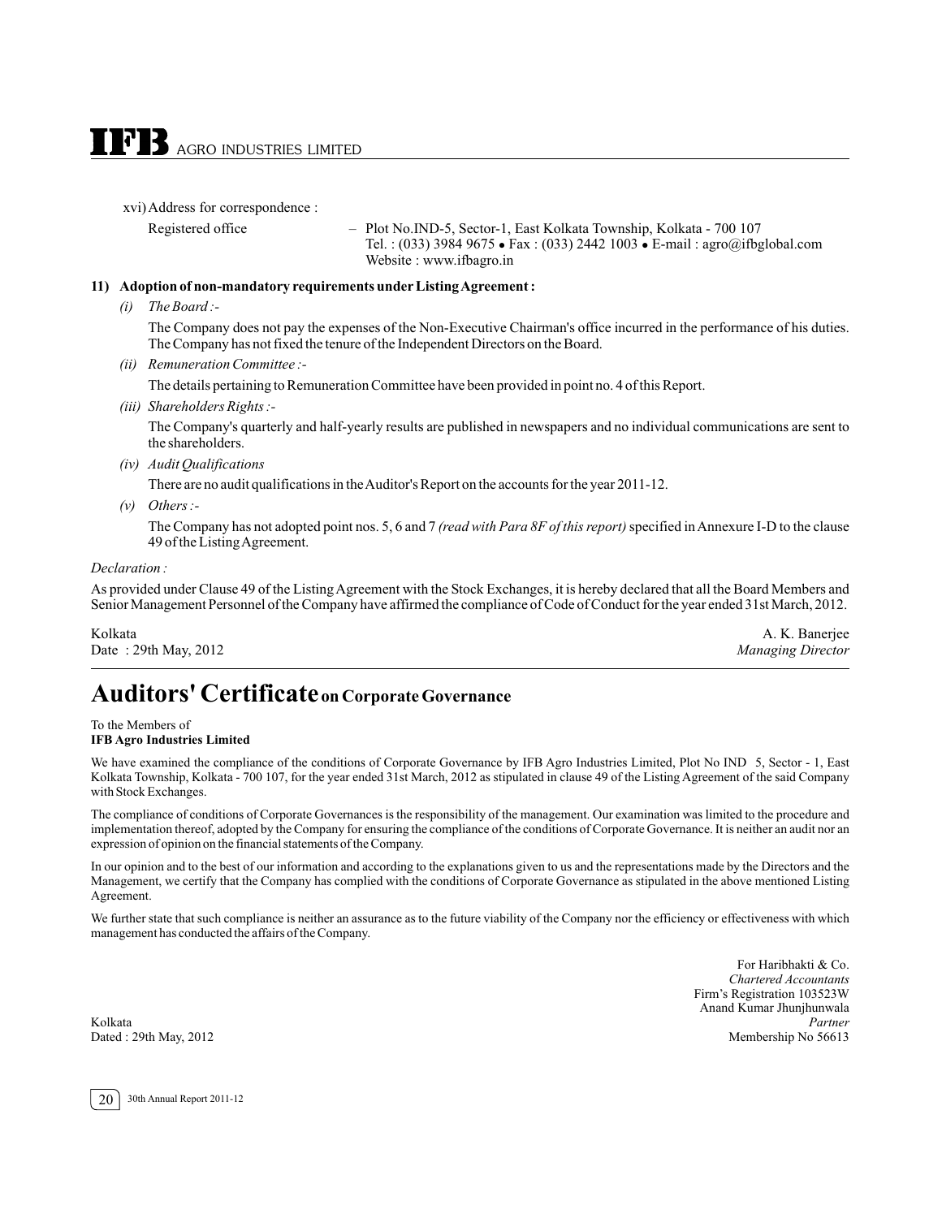xvi) Address for correspondence :

Registered office – Plot No.IND-5, Sector-1, East Kolkata Township, Kolkata - 700 107
Tel. : (033) 3984 9675 • Fax : (033) 2442 1003 • E-mail : agro@ifbglobal.com
Website : www.ifbagro.in

**11) Adoption of non-mandatory requirements under Listing Agreement :**

*(i) The Board :-*

The Company does not pay the expenses of the Non-Executive Chairman's office incurred in the performance of his duties. The Company has not fixed the tenure of the Independent Directors on the Board.

*(ii) Remuneration Committee :-*

The details pertaining to Remuneration Committee have been provided in point no. 4 of this Report.

*(iii) Shareholders Rights :-*

The Company's quarterly and half-yearly results are published in newspapers and no individual communications are sent to the shareholders.

*(iv) Audit Qualifications*

There are no audit qualifications in the Auditor's Report on the accounts for the year 2011-12.

*(v) Others :-*

The Company has not adopted point nos. 5, 6 and 7 *(read with Para 8F of this report)* specified in Annexure I-D to the clause 49 of the Listing Agreement.

*Declaration :*

As provided under Clause 49 of the Listing Agreement with the Stock Exchanges, it is hereby declared that all the Board Members and Senior Management Personnel of the Company have affirmed the compliance of Code of Conduct for the year ended 31st March, 2012.

Kolkata
Date : 29th May, 2012

A. K. Banerjee
*Managing Director*

# Auditors' Certificate on Corporate Governance

To the Members of
**IFB Agro Industries Limited**

We have examined the compliance of the conditions of Corporate Governance by IFB Agro Industries Limited, Plot No IND 5, Sector - 1, East Kolkata Township, Kolkata - 700 107, for the year ended 31st March, 2012 as stipulated in clause 49 of the Listing Agreement of the said Company with Stock Exchanges.

The compliance of conditions of Corporate Governances is the responsibility of the management. Our examination was limited to the procedure and implementation thereof, adopted by the Company for ensuring the compliance of the conditions of Corporate Governance. It is neither an audit nor an expression of opinion on the financial statements of the Company.

In our opinion and to the best of our information and according to the explanations given to us and the representations made by the Directors and the Management, we certify that the Company has complied with the conditions of Corporate Governance as stipulated in the above mentioned Listing Agreement.

We further state that such compliance is neither an assurance as to the future viability of the Company nor the efficiency or effectiveness with which management has conducted the affairs of the Company.

For Haribhakti & Co.
*Chartered Accountants*
Firm's Registration 103523W
Anand Kumar Jhunjhunwala
*Partner*
Membership No 56613

Kolkata
Dated : 29th May, 2012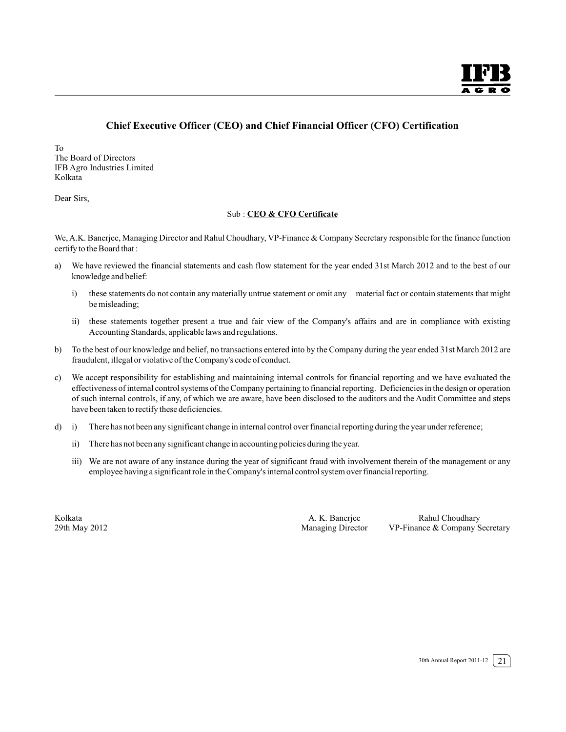# Chief Executive Officer (CEO) and Chief Financial Officer (CFO) Certification

To
The Board of Directors
IFB Agro Industries Limited
Kolkata

Dear Sirs,

Sub : **CEO & CFO Certificate**

We, A.K. Banerjee, Managing Director and Rahul Choudhary, VP-Finance & Company Secretary responsible for the finance function certify to the Board that :

a) We have reviewed the financial statements and cash flow statement for the year ended 31st March 2012 and to the best of our knowledge and belief:

   i) these statements do not contain any materially untrue statement or omit any material fact or contain statements that might be misleading;

   ii) these statements together present a true and fair view of the Company's affairs and are in compliance with existing Accounting Standards, applicable laws and regulations.

b) To the best of our knowledge and belief, no transactions entered into by the Company during the year ended 31st March 2012 are fraudulent, illegal or violative of the Company's code of conduct.

c) We accept responsibility for establishing and maintaining internal controls for financial reporting and we have evaluated the effectiveness of internal control systems of the Company pertaining to financial reporting. Deficiencies in the design or operation of such internal controls, if any, of which we are aware, have been disclosed to the auditors and the Audit Committee and steps have been taken to rectify these deficiencies.

d) i) There has not been any significant change in internal control over financial reporting during the year under reference;

   ii) There has not been any significant change in accounting policies during the year.

   iii) We are not aware of any instance during the year of significant fraud with involvement therein of the management or any employee having a significant role in the Company's internal control system over financial reporting.

Kolkata
29th May 2012

A. K. Banerjee
Managing Director

Rahul Choudhary
VP-Finance & Company Secretary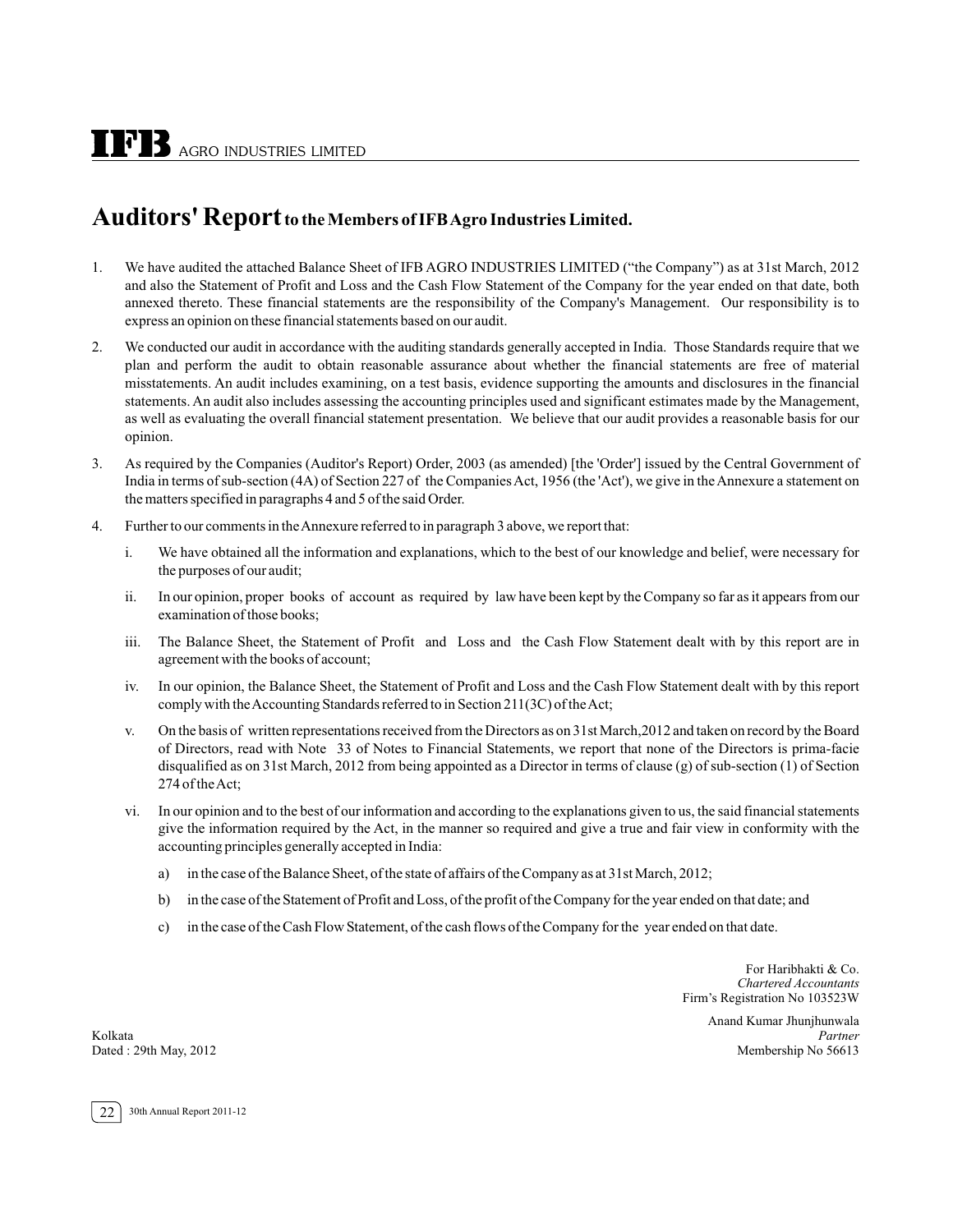# Auditors' Report to the Members of IFB Agro Industries Limited.

1. We have audited the attached Balance Sheet of IFB AGRO INDUSTRIES LIMITED ("the Company") as at 31st March, 2012 and also the Statement of Profit and Loss and the Cash Flow Statement of the Company for the year ended on that date, both annexed thereto. These financial statements are the responsibility of the Company's Management. Our responsibility is to express an opinion on these financial statements based on our audit.

2. We conducted our audit in accordance with the auditing standards generally accepted in India. Those Standards require that we plan and perform the audit to obtain reasonable assurance about whether the financial statements are free of material misstatements. An audit includes examining, on a test basis, evidence supporting the amounts and disclosures in the financial statements. An audit also includes assessing the accounting principles used and significant estimates made by the Management, as well as evaluating the overall financial statement presentation. We believe that our audit provides a reasonable basis for our opinion.

3. As required by the Companies (Auditor's Report) Order, 2003 (as amended) [the 'Order'] issued by the Central Government of India in terms of sub-section (4A) of Section 227 of the Companies Act, 1956 (the 'Act'), we give in the Annexure a statement on the matters specified in paragraphs 4 and 5 of the said Order.

4. Further to our comments in the Annexure referred to in paragraph 3 above, we report that:

   i. We have obtained all the information and explanations, which to the best of our knowledge and belief, were necessary for the purposes of our audit;

   ii. In our opinion, proper books of account as required by law have been kept by the Company so far as it appears from our examination of those books;

   iii. The Balance Sheet, the Statement of Profit and Loss and the Cash Flow Statement dealt with by this report are in agreement with the books of account;

   iv. In our opinion, the Balance Sheet, the Statement of Profit and Loss and the Cash Flow Statement dealt with by this report comply with the Accounting Standards referred to in Section 211(3C) of the Act;

   v. On the basis of written representations received from the Directors as on 31st March,2012 and taken on record by the Board of Directors, read with Note 33 of Notes to Financial Statements, we report that none of the Directors is prima-facie disqualified as on 31st March, 2012 from being appointed as a Director in terms of clause (g) of sub-section (1) of Section 274 of the Act;

   vi. In our opinion and to the best of our information and according to the explanations given to us, the said financial statements give the information required by the Act, in the manner so required and give a true and fair view in conformity with the accounting principles generally accepted in India:

      a) in the case of the Balance Sheet, of the state of affairs of the Company as at 31st March, 2012;

      b) in the case of the Statement of Profit and Loss, of the profit of the Company for the year ended on that date; and

      c) in the case of the Cash Flow Statement, of the cash flows of the Company for the year ended on that date.

For Haribhakti & Co.
*Chartered Accountants*
Firm's Registration No 103523W

Anand Kumar Jhunjhunwala
*Partner*
Membership No 56613

Kolkata
Dated : 29th May, 2012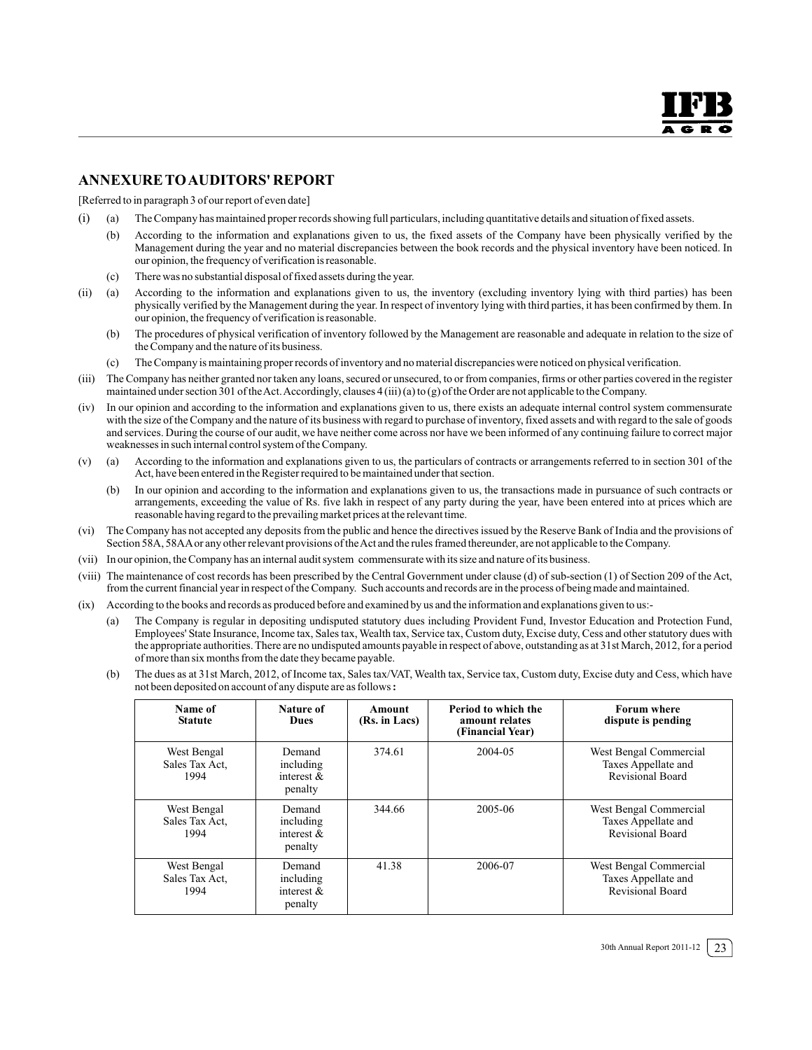## ANNEXURE TO AUDITORS' REPORT

[Referred to in paragraph 3 of our report of even date]

(i) (a) The Company has maintained proper records showing full particulars, including quantitative details and situation of fixed assets.

(b) According to the information and explanations given to us, the fixed assets of the Company have been physically verified by the Management during the year and no material discrepancies between the book records and the physical inventory have been noticed. In our opinion, the frequency of verification is reasonable.

(c) There was no substantial disposal of fixed assets during the year.

(ii) (a) According to the information and explanations given to us, the inventory (excluding inventory lying with third parties) has been physically verified by the Management during the year. In respect of inventory lying with third parties, it has been confirmed by them. In our opinion, the frequency of verification is reasonable.

(b) The procedures of physical verification of inventory followed by the Management are reasonable and adequate in relation to the size of the Company and the nature of its business.

(c) The Company is maintaining proper records of inventory and no material discrepancies were noticed on physical verification.

(iii) The Company has neither granted nor taken any loans, secured or unsecured, to or from companies, firms or other parties covered in the register maintained under section 301 of the Act. Accordingly, clauses 4 (iii) (a) to (g) of the Order are not applicable to the Company.

(iv) In our opinion and according to the information and explanations given to us, there exists an adequate internal control system commensurate with the size of the Company and the nature of its business with regard to purchase of inventory, fixed assets and with regard to the sale of goods and services. During the course of our audit, we have neither come across nor have we been informed of any continuing failure to correct major weaknesses in such internal control system of the Company.

(v) (a) According to the information and explanations given to us, the particulars of contracts or arrangements referred to in section 301 of the Act, have been entered in the Register required to be maintained under that section.

(b) In our opinion and according to the information and explanations given to us, the transactions made in pursuance of such contracts or arrangements, exceeding the value of Rs. five lakh in respect of any party during the year, have been entered into at prices which are reasonable having regard to the prevailing market prices at the relevant time.

(vi) The Company has not accepted any deposits from the public and hence the directives issued by the Reserve Bank of India and the provisions of Section 58A, 58AA or any other relevant provisions of the Act and the rules framed thereunder, are not applicable to the Company.

(vii) In our opinion, the Company has an internal audit system commensurate with its size and nature of its business.

(viii) The maintenance of cost records has been prescribed by the Central Government under clause (d) of sub-section (1) of Section 209 of the Act, from the current financial year in respect of the Company. Such accounts and records are in the process of being made and maintained.

(ix) According to the books and records as produced before and examined by us and the information and explanations given to us:-

(a) The Company is regular in depositing undisputed statutory dues including Provident Fund, Investor Education and Protection Fund, Employees' State Insurance, Income tax, Sales tax, Wealth tax, Service tax, Custom duty, Excise duty, Cess and other statutory dues with the appropriate authorities. There are no undisputed amounts payable in respect of above, outstanding as at 31st March, 2012, for a period of more than six months from the date they became payable.

(b) The dues as at 31st March, 2012, of Income tax, Sales tax/VAT, Wealth tax, Service tax, Custom duty, Excise duty and Cess, which have not been deposited on account of any dispute are as follows **:**

| Name of Statute | Nature of Dues | Amount (Rs. in Lacs) | Period to which the amount relates (Financial Year) | Forum where dispute is pending |
|---|---|---|---|---|
| West Bengal Sales Tax Act, 1994 | Demand including interest & penalty | 374.61 | 2004-05 | West Bengal Commercial Taxes Appellate and Revisional Board |
| West Bengal Sales Tax Act, 1994 | Demand including interest & penalty | 344.66 | 2005-06 | West Bengal Commercial Taxes Appellate and Revisional Board |
| West Bengal Sales Tax Act, 1994 | Demand including interest & penalty | 41.38 | 2006-07 | West Bengal Commercial Taxes Appellate and Revisional Board |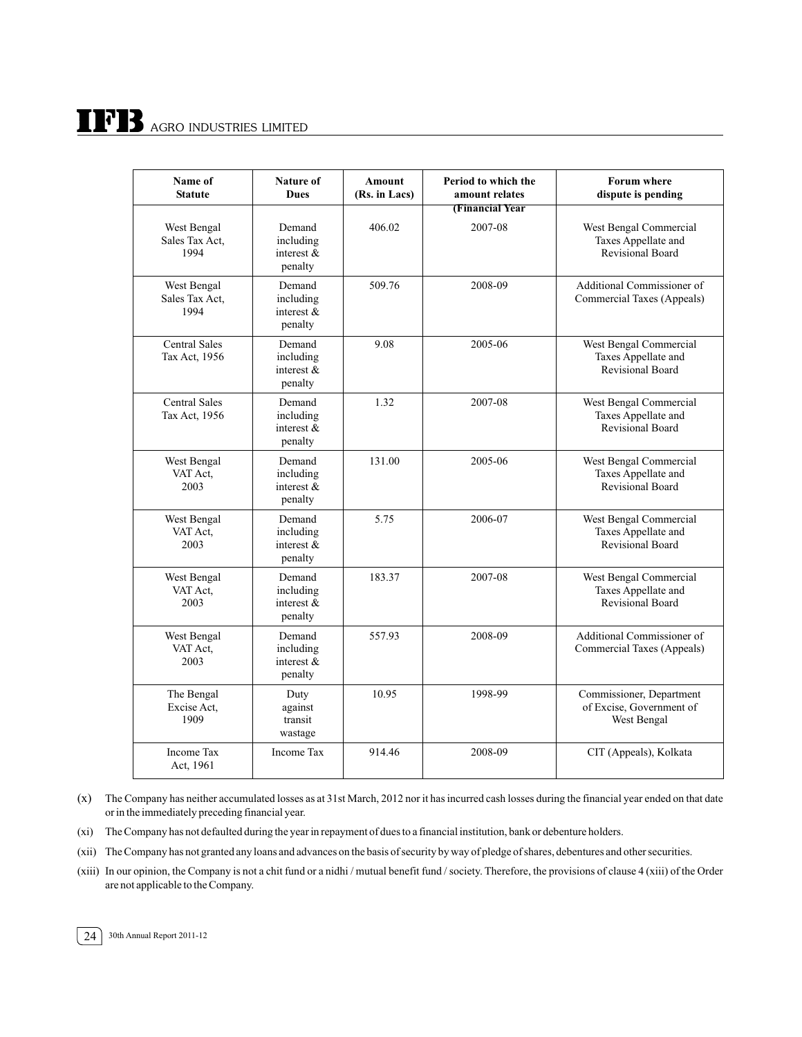| Name of Statute | Nature of Dues | Amount (Rs. in Lacs) | Period to which the amount relates (Financial Year | Forum where dispute is pending |
|---|---|---|---|---|
| West Bengal Sales Tax Act, 1994 | Demand including interest & penalty | 406.02 | 2007-08 | West Bengal Commercial Taxes Appellate and Revisional Board |
| West Bengal Sales Tax Act, 1994 | Demand including interest & penalty | 509.76 | 2008-09 | Additional Commissioner of Commercial Taxes (Appeals) |
| Central Sales Tax Act, 1956 | Demand including interest & penalty | 9.08 | 2005-06 | West Bengal Commercial Taxes Appellate and Revisional Board |
| Central Sales Tax Act, 1956 | Demand including interest & penalty | 1.32 | 2007-08 | West Bengal Commercial Taxes Appellate and Revisional Board |
| West Bengal VAT Act, 2003 | Demand including interest & penalty | 131.00 | 2005-06 | West Bengal Commercial Taxes Appellate and Revisional Board |
| West Bengal VAT Act, 2003 | Demand including interest & penalty | 5.75 | 2006-07 | West Bengal Commercial Taxes Appellate and Revisional Board |
| West Bengal VAT Act, 2003 | Demand including interest & penalty | 183.37 | 2007-08 | West Bengal Commercial Taxes Appellate and Revisional Board |
| West Bengal VAT Act, 2003 | Demand including interest & penalty | 557.93 | 2008-09 | Additional Commissioner of Commercial Taxes (Appeals) |
| The Bengal Excise Act, 1909 | Duty against transit wastage | 10.95 | 1998-99 | Commissioner, Department of Excise, Government of West Bengal |
| Income Tax Act, 1961 | Income Tax | 914.46 | 2008-09 | CIT (Appeals), Kolkata |

(x) The Company has neither accumulated losses as at 31st March, 2012 nor it has incurred cash losses during the financial year ended on that date or in the immediately preceding financial year.

(xi) The Company has not defaulted during the year in repayment of dues to a financial institution, bank or debenture holders.

(xii) The Company has not granted any loans and advances on the basis of security by way of pledge of shares, debentures and other securities.

(xiii) In our opinion, the Company is not a chit fund or a nidhi / mutual benefit fund / society. Therefore, the provisions of clause 4 (xiii) of the Order are not applicable to the Company.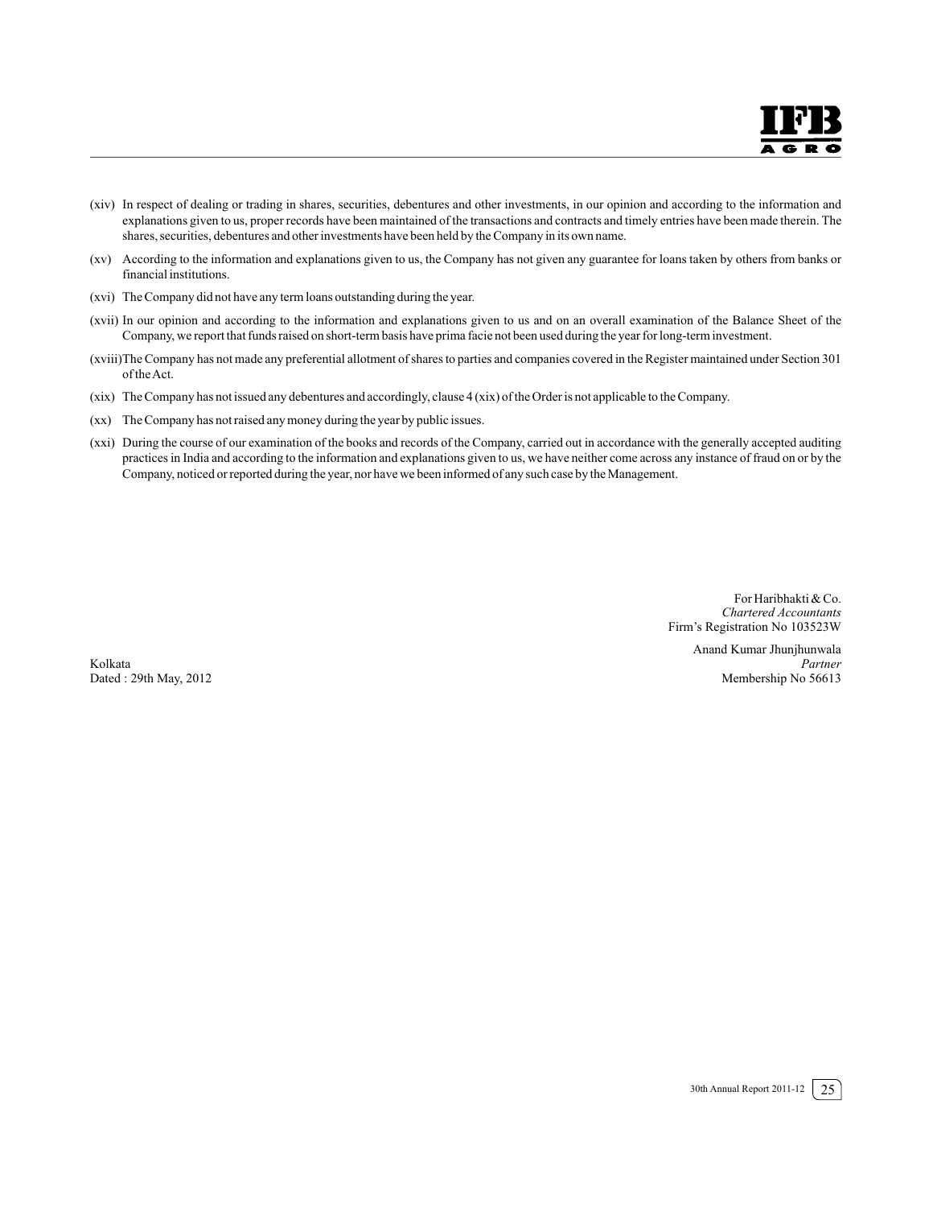(xiv) In respect of dealing or trading in shares, securities, debentures and other investments, in our opinion and according to the information and explanations given to us, proper records have been maintained of the transactions and contracts and timely entries have been made therein. The shares, securities, debentures and other investments have been held by the Company in its own name.

(xv) According to the information and explanations given to us, the Company has not given any guarantee for loans taken by others from banks or financial institutions.

(xvi) The Company did not have any term loans outstanding during the year.

(xvii) In our opinion and according to the information and explanations given to us and on an overall examination of the Balance Sheet of the Company, we report that funds raised on short-term basis have prima facie not been used during the year for long-term investment.

(xviii) The Company has not made any preferential allotment of shares to parties and companies covered in the Register maintained under Section 301 of the Act.

(xix) The Company has not issued any debentures and accordingly, clause 4 (xix) of the Order is not applicable to the Company.

(xx) The Company has not raised any money during the year by public issues.

(xxi) During the course of our examination of the books and records of the Company, carried out in accordance with the generally accepted auditing practices in India and according to the information and explanations given to us, we have neither come across any instance of fraud on or by the Company, noticed or reported during the year, nor have we been informed of any such case by the Management.

For Haribhakti & Co.
*Chartered Accountants*
Firm's Registration No 103523W

Anand Kumar Jhunjhunwala
*Partner*
Membership No 56613

Kolkata
Dated : 29th May, 2012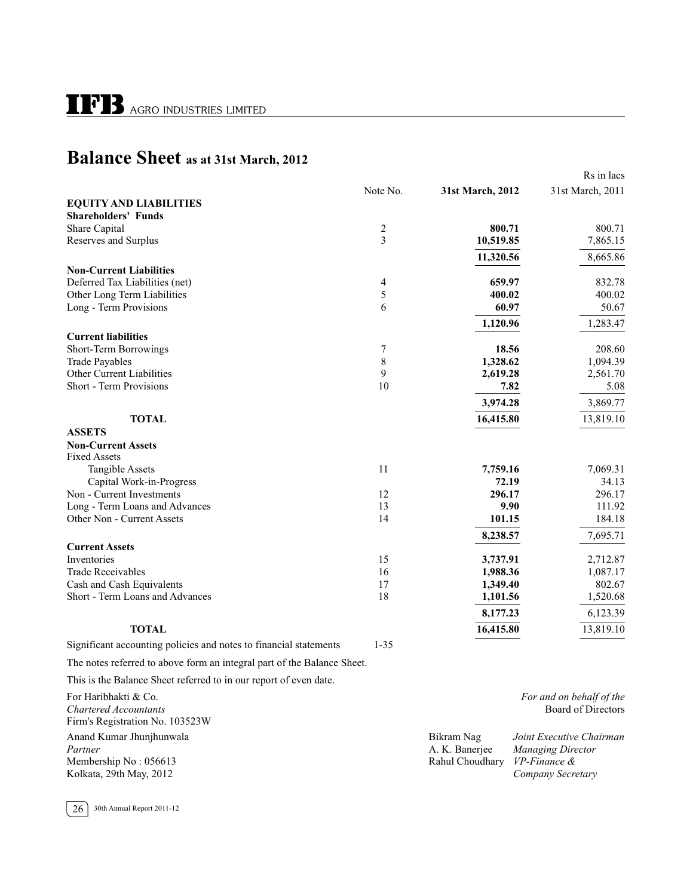# Balance Sheet as at 31st March, 2012

Rs in lacs

| | Note No. | 31st March, 2012 | 31st March, 2011 |
|---|---|---|---|
| **EQUITY AND LIABILITIES** | | | |
| **Shareholders' Funds** | | | |
| Share Capital | 2 | **800.71** | 800.71 |
| Reserves and Surplus | 3 | **10,519.85** | 7,865.15 |
| | | **11,320.56** | 8,665.86 |
| **Non-Current Liabilities** | | | |
| Deferred Tax Liabilities (net) | 4 | **659.97** | 832.78 |
| Other Long Term Liabilities | 5 | **400.02** | 400.02 |
| Long - Term Provisions | 6 | **60.97** | 50.67 |
| | | **1,120.96** | 1,283.47 |
| **Current liabilities** | | | |
| Short-Term Borrowings | 7 | **18.56** | 208.60 |
| Trade Payables | 8 | **1,328.62** | 1,094.39 |
| Other Current Liabilities | 9 | **2,619.28** | 2,561.70 |
| Short - Term Provisions | 10 | **7.82** | 5.08 |
| | | **3,974.28** | 3,869.77 |
| **TOTAL** | | **16,415.80** | 13,819.10 |
| **ASSETS** | | | |
| **Non-Current Assets** | | | |
| Fixed Assets | | | |
| Tangible Assets | 11 | **7,759.16** | 7,069.31 |
| Capital Work-in-Progress | | **72.19** | 34.13 |
| Non - Current Investments | 12 | **296.17** | 296.17 |
| Long - Term Loans and Advances | 13 | **9.90** | 111.92 |
| Other Non - Current Assets | 14 | **101.15** | 184.18 |
| | | **8,238.57** | 7,695.71 |
| **Current Assets** | | | |
| Inventories | 15 | **3,737.91** | 2,712.87 |
| Trade Receivables | 16 | **1,988.36** | 1,087.17 |
| Cash and Cash Equivalents | 17 | **1,349.40** | 802.67 |
| Short - Term Loans and Advances | 18 | **1,101.56** | 1,520.68 |
| | | **8,177.23** | 6,123.39 |
| **TOTAL** | | **16,415.80** | 13,819.10 |
| Significant accounting policies and notes to financial statements | 1-35 | | |

The notes referred to above form an integral part of the Balance Sheet.

This is the Balance Sheet referred to in our report of even date.

For Haribhakti & Co.
*Chartered Accountants*
Firm's Registration No. 103523W

Anand Kumar Jhunjhunwala
*Partner*
Membership No : 056613
Kolkata, 29th May, 2012

*For and on behalf of the* Board of Directors

Bikram Nag — *Joint Executive Chairman*
A. K. Banerjee — *Managing Director*
Rahul Choudhary — *VP-Finance & Company Secretary*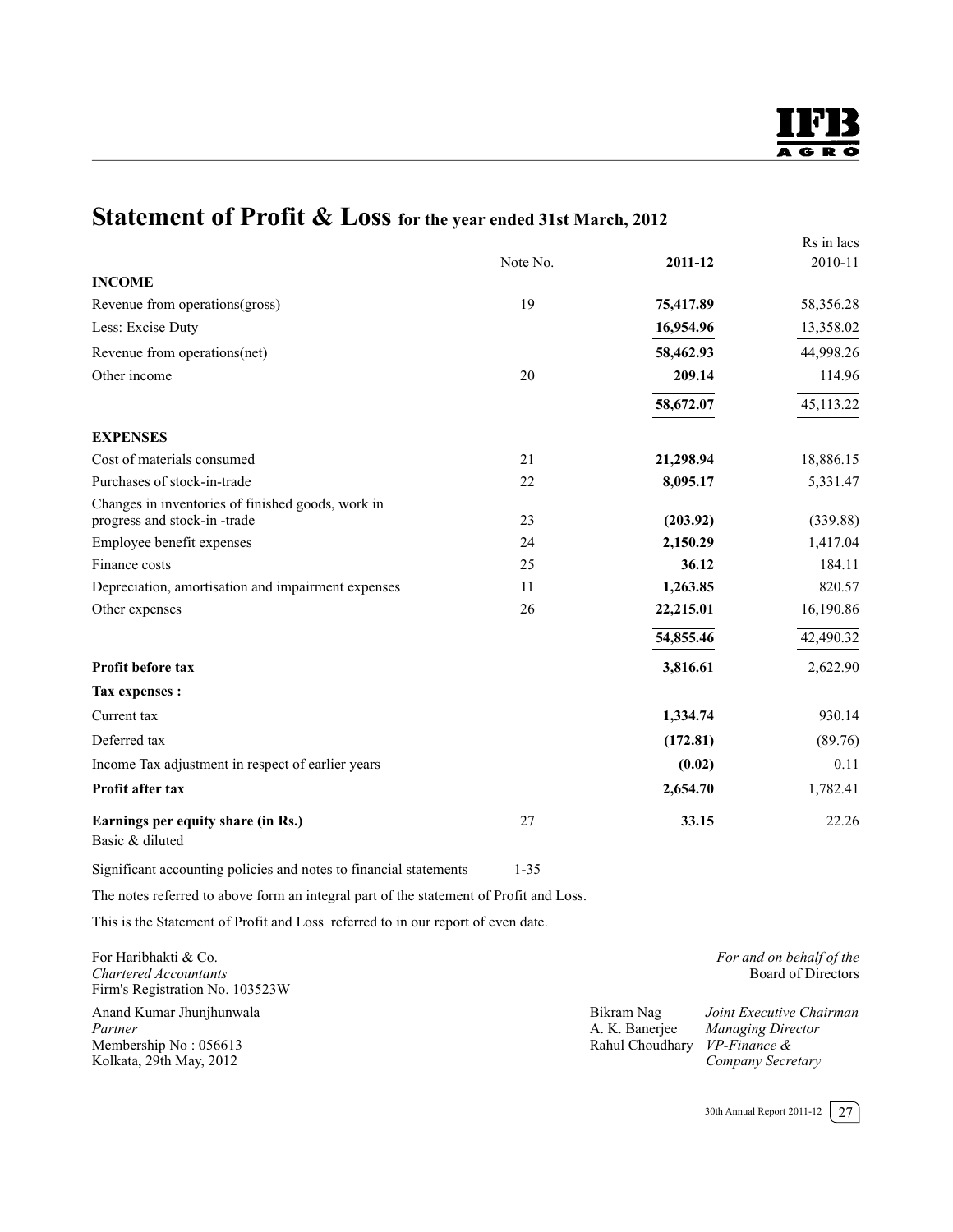# Statement of Profit & Loss for the year ended 31st March, 2012

Rs in lacs

| | Note No. | 2011-12 | 2010-11 |
|---|---|---|---|
| **INCOME** | | | |
| Revenue from operations(gross) | 19 | **75,417.89** | 58,356.28 |
| Less: Excise Duty | | **16,954.96** | 13,358.02 |
| Revenue from operations(net) | | **58,462.93** | 44,998.26 |
| Other income | 20 | **209.14** | 114.96 |
| | | **58,672.07** | 45,113.22 |
| **EXPENSES** | | | |
| Cost of materials consumed | 21 | **21,298.94** | 18,886.15 |
| Purchases of stock-in-trade | 22 | **8,095.17** | 5,331.47 |
| Changes in inventories of finished goods, work in progress and stock-in -trade | 23 | **(203.92)** | (339.88) |
| Employee benefit expenses | 24 | **2,150.29** | 1,417.04 |
| Finance costs | 25 | **36.12** | 184.11 |
| Depreciation, amortisation and impairment expenses | 11 | **1,263.85** | 820.57 |
| Other expenses | 26 | **22,215.01** | 16,190.86 |
| | | **54,855.46** | 42,490.32 |
| **Profit before tax** | | **3,816.61** | 2,622.90 |
| **Tax expenses :** | | | |
| Current tax | | **1,334.74** | 930.14 |
| Deferred tax | | **(172.81)** | (89.76) |
| Income Tax adjustment in respect of earlier years | | **(0.02)** | 0.11 |
| **Profit after tax** | | **2,654.70** | 1,782.41 |
| **Earnings per equity share (in Rs.)** Basic & diluted | 27 | **33.15** | 22.26 |

Significant accounting policies and notes to financial statements 1-35

The notes referred to above form an integral part of the statement of Profit and Loss.

This is the Statement of Profit and Loss referred to in our report of even date.

For Haribhakti & Co.
*Chartered Accountants*
Firm's Registration No. 103523W

Anand Kumar Jhunjhunwala
*Partner*
Membership No : 056613
Kolkata, 29th May, 2012

*For and on behalf of the* Board of Directors

Bikram Nag — *Joint Executive Chairman*
A. K. Banerjee — *Managing Director*
Rahul Choudhary — *VP-Finance & Company Secretary*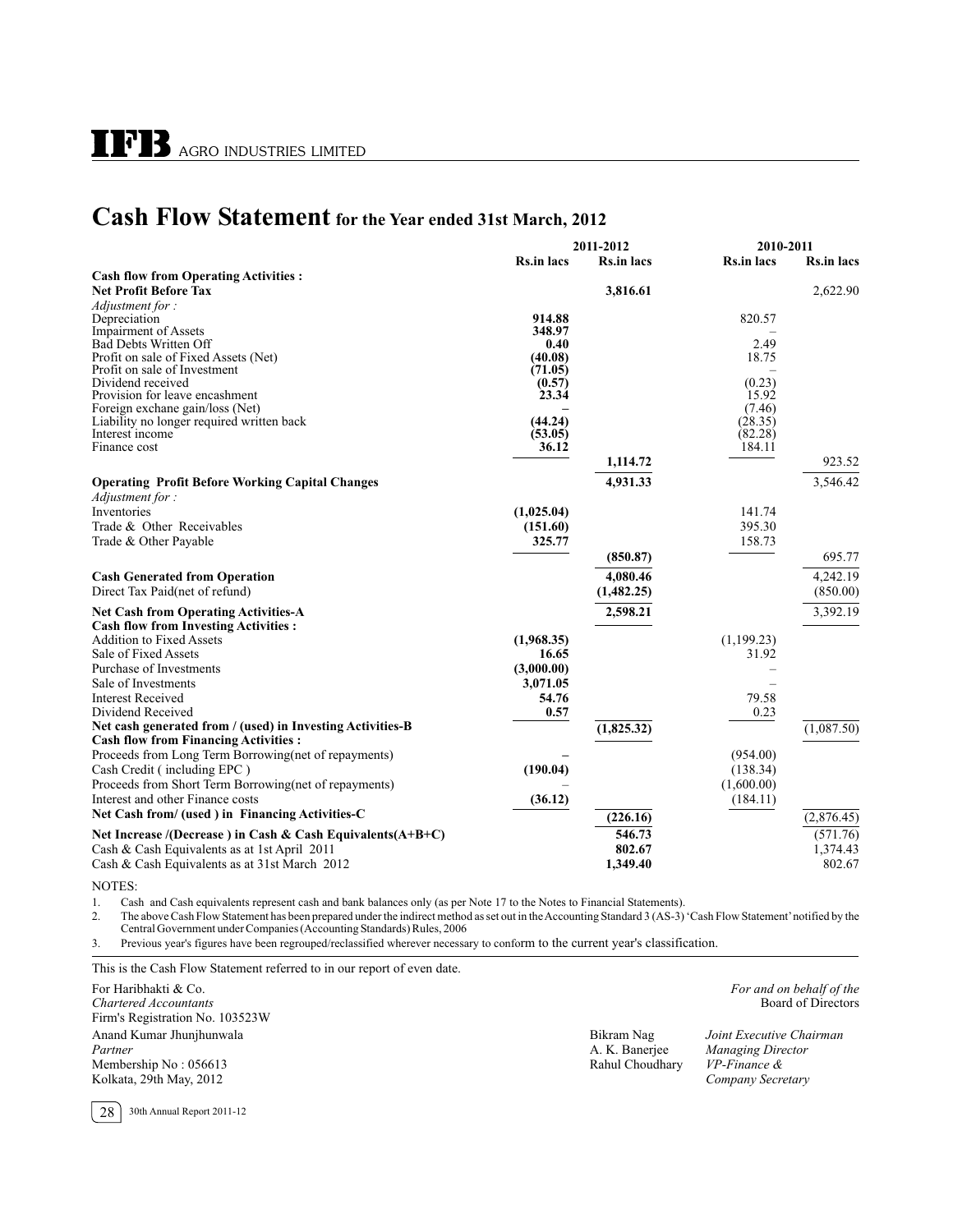# Cash Flow Statement for the Year ended 31st March, 2012

| | 2011-2012 | | 2010-2011 | |
|---|---|---|---|---|
| | Rs.in lacs | Rs.in lacs | Rs.in lacs | Rs.in lacs |
| **Cash flow from Operating Activities :** | | | | |
| **Net Profit Before Tax** | | **3,816.61** | | 2,622.90 |
| *Adjustment for :* | | | | |
| Depreciation | **914.88** | | 820.57 | |
| Impairment of Assets | **348.97** | | – | |
| Bad Debts Written Off | **0.40** | | 2.49 | |
| Profit on sale of Fixed Assets (Net) | **(40.08)** | | 18.75 | |
| Profit on sale of Investment | **(71.05)** | | – | |
| Dividend received | **(0.57)** | | (0.23) | |
| Provision for leave encashment | **23.34** | | 15.92 | |
| Foreign exchane gain/loss (Net) | **–** | | (7.46) | |
| Liability no longer required written back | **(44.24)** | | (28.35) | |
| Interest income | **(53.05)** | | (82.28) | |
| Finance cost | **36.12** | | 184.11 | |
| | | **1,114.72** | | 923.52 |
| **Operating Profit Before Working Capital Changes** | | **4,931.33** | | 3,546.42 |
| *Adjustment for :* | | | | |
| Inventories | **(1,025.04)** | | 141.74 | |
| Trade & Other Receivables | **(151.60)** | | 395.30 | |
| Trade & Other Payable | **325.77** | | 158.73 | |
| | | **(850.87)** | | 695.77 |
| **Cash Generated from Operation** | | **4,080.46** | | 4,242.19 |
| Direct Tax Paid(net of refund) | | **(1,482.25)** | | (850.00) |
| **Net Cash from Operating Activities-A** | | **2,598.21** | | 3,392.19 |
| **Cash flow from Investing Activities :** | | | | |
| Addition to Fixed Assets | **(1,968.35)** | | (1,199.23) | |
| Sale of Fixed Assets | **16.65** | | 31.92 | |
| Purchase of Investments | **(3,000.00)** | | – | |
| Sale of Investments | **3,071.05** | | – | |
| Interest Received | **54.76** | | 79.58 | |
| Dividend Received | **0.57** | | 0.23 | |
| **Net cash generated from / (used) in Investing Activities-B** | | **(1,825.32)** | | (1,087.50) |
| **Cash flow from Financing Activities :** | | | | |
| Proceeds from Long Term Borrowing(net of repayments) | **–** | | (954.00) | |
| Cash Credit ( including EPC ) | **(190.04)** | | (138.34) | |
| Proceeds from Short Term Borrowing(net of repayments) | – | | (1,600.00) | |
| Interest and other Finance costs | **(36.12)** | | (184.11) | |
| **Net Cash from/ (used ) in Financing Activities-C** | | **(226.16)** | | (2,876.45) |
| **Net Increase /(Decrease ) in Cash & Cash Equivalents(A+B+C)** | | **546.73** | | (571.76) |
| Cash & Cash Equivalents as at 1st April 2011 | | **802.67** | | 1,374.43 |
| Cash & Cash Equivalents as at 31st March 2012 | | **1,349.40** | | 802.67 |

NOTES:

1. Cash and Cash equivalents represent cash and bank balances only (as per Note 17 to the Notes to Financial Statements).
2. The above Cash Flow Statement has been prepared under the indirect method as set out in the Accounting Standard 3 (AS-3) 'Cash Flow Statement' notified by the Central Government under Companies (Accounting Standards) Rules, 2006
3. Previous year's figures have been regrouped/reclassified wherever necessary to conform to the current year's classification.

This is the Cash Flow Statement referred to in our report of even date.

For Haribhakti & Co.
*Chartered Accountants*
Firm's Registration No. 103523W
Anand Kumar Jhunjhunwala
*Partner*
Membership No : 056613
Kolkata, 29th May, 2012

*For and on behalf of the* Board of Directors

Bikram Nag — *Joint Executive Chairman*
A. K. Banerjee — *Managing Director*
Rahul Choudhary — *VP-Finance & Company Secretary*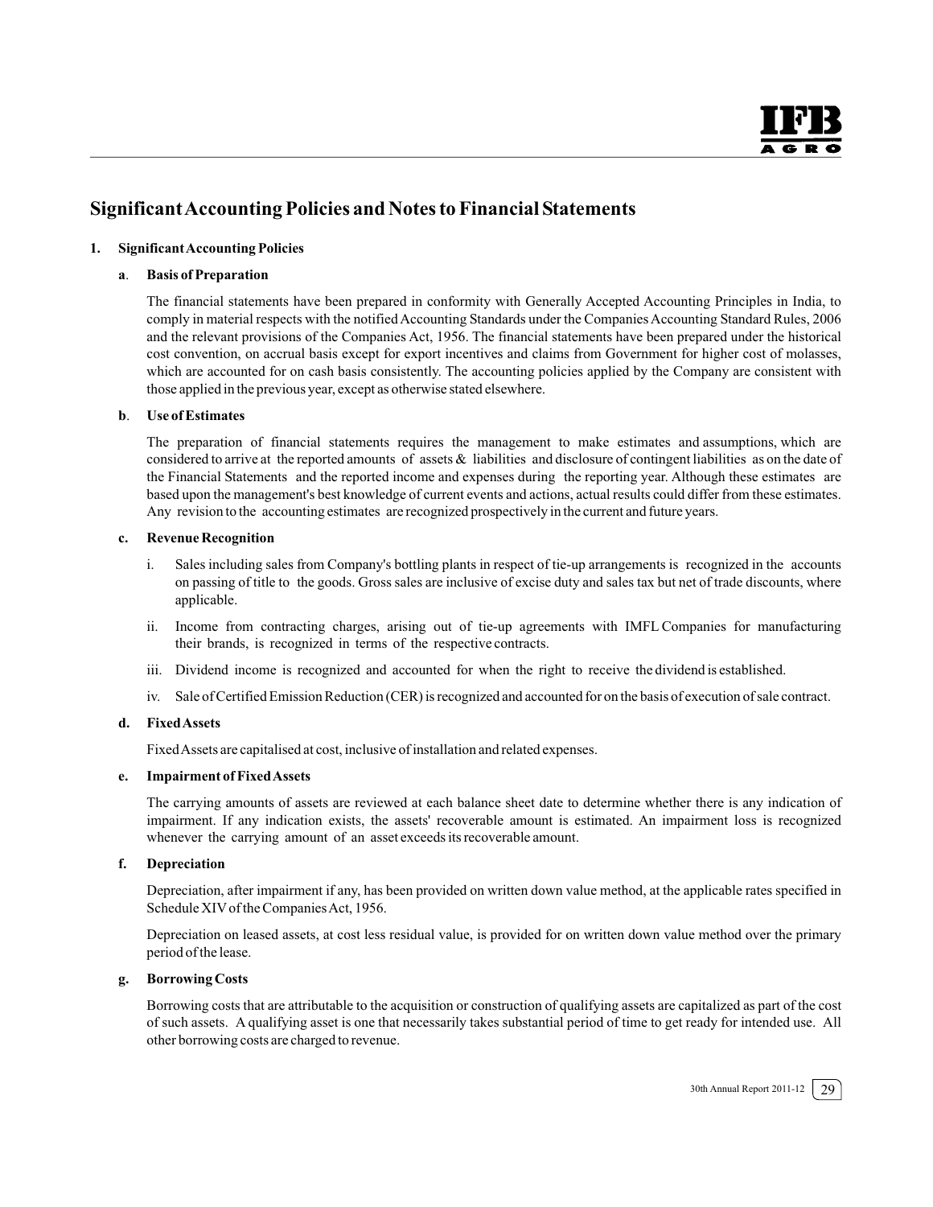# Significant Accounting Policies and Notes to Financial Statements

## 1. Significant Accounting Policies

### a. Basis of Preparation

The financial statements have been prepared in conformity with Generally Accepted Accounting Principles in India, to comply in material respects with the notified Accounting Standards under the Companies Accounting Standard Rules, 2006 and the relevant provisions of the Companies Act, 1956. The financial statements have been prepared under the historical cost convention, on accrual basis except for export incentives and claims from Government for higher cost of molasses, which are accounted for on cash basis consistently. The accounting policies applied by the Company are consistent with those applied in the previous year, except as otherwise stated elsewhere.

### b. Use of Estimates

The preparation of financial statements requires the management to make estimates and assumptions, which are considered to arrive at the reported amounts of assets & liabilities and disclosure of contingent liabilities as on the date of the Financial Statements and the reported income and expenses during the reporting year. Although these estimates are based upon the management's best knowledge of current events and actions, actual results could differ from these estimates. Any revision to the accounting estimates are recognized prospectively in the current and future years.

### c. Revenue Recognition

i. Sales including sales from Company's bottling plants in respect of tie-up arrangements is recognized in the accounts on passing of title to the goods. Gross sales are inclusive of excise duty and sales tax but net of trade discounts, where applicable.

ii. Income from contracting charges, arising out of tie-up agreements with IMFL Companies for manufacturing their brands, is recognized in terms of the respective contracts.

iii. Dividend income is recognized and accounted for when the right to receive the dividend is established.

iv. Sale of Certified Emission Reduction (CER) is recognized and accounted for on the basis of execution of sale contract.

### d. Fixed Assets

Fixed Assets are capitalised at cost, inclusive of installation and related expenses.

### e. Impairment of Fixed Assets

The carrying amounts of assets are reviewed at each balance sheet date to determine whether there is any indication of impairment. If any indication exists, the assets' recoverable amount is estimated. An impairment loss is recognized whenever the carrying amount of an asset exceeds its recoverable amount.

### f. Depreciation

Depreciation, after impairment if any, has been provided on written down value method, at the applicable rates specified in Schedule XIV of the Companies Act, 1956.

Depreciation on leased assets, at cost less residual value, is provided for on written down value method over the primary period of the lease.

### g. Borrowing Costs

Borrowing costs that are attributable to the acquisition or construction of qualifying assets are capitalized as part of the cost of such assets. A qualifying asset is one that necessarily takes substantial period of time to get ready for intended use. All other borrowing costs are charged to revenue.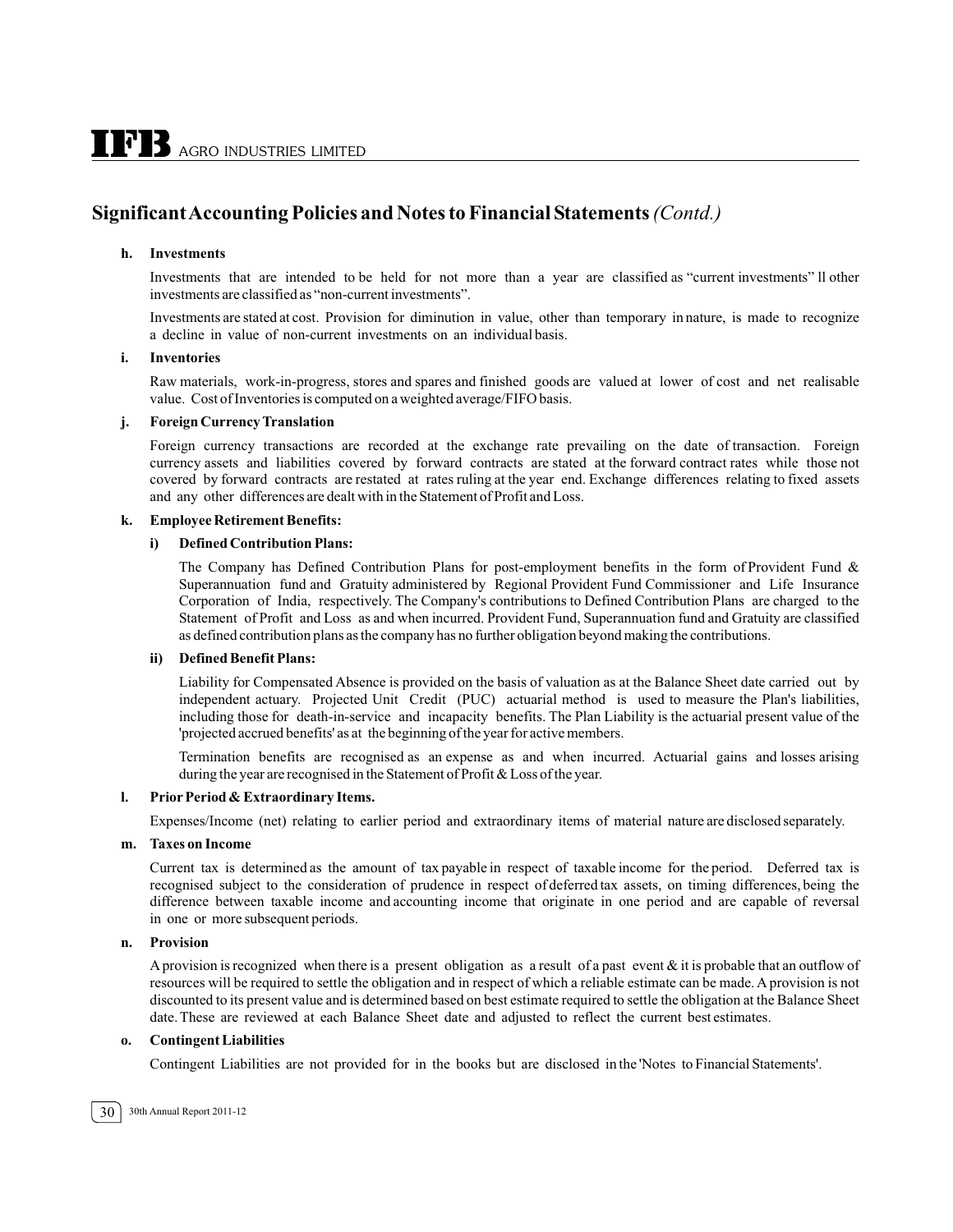## Significant Accounting Policies and Notes to Financial Statements *(Contd.)*

**h. Investments**

Investments that are intended to be held for not more than a year are classified as "current investments" ll other investments are classified as "non-current investments".

Investments are stated at cost. Provision for diminution in value, other than temporary in nature, is made to recognize a decline in value of non-current investments on an individual basis.

**i. Inventories**

Raw materials, work-in-progress, stores and spares and finished goods are valued at lower of cost and net realisable value. Cost of Inventories is computed on a weighted average/FIFO basis.

**j. Foreign Currency Translation**

Foreign currency transactions are recorded at the exchange rate prevailing on the date of transaction. Foreign currency assets and liabilities covered by forward contracts are stated at the forward contract rates while those not covered by forward contracts are restated at rates ruling at the year end. Exchange differences relating to fixed assets and any other differences are dealt with in the Statement of Profit and Loss.

**k. Employee Retirement Benefits:**

**i) Defined Contribution Plans:**

The Company has Defined Contribution Plans for post-employment benefits in the form of Provident Fund & Superannuation fund and Gratuity administered by Regional Provident Fund Commissioner and Life Insurance Corporation of India, respectively. The Company's contributions to Defined Contribution Plans are charged to the Statement of Profit and Loss as and when incurred. Provident Fund, Superannuation fund and Gratuity are classified as defined contribution plans as the company has no further obligation beyond making the contributions.

**ii) Defined Benefit Plans:**

Liability for Compensated Absence is provided on the basis of valuation as at the Balance Sheet date carried out by independent actuary. Projected Unit Credit (PUC) actuarial method is used to measure the Plan's liabilities, including those for death-in-service and incapacity benefits. The Plan Liability is the actuarial present value of the 'projected accrued benefits' as at the beginning of the year for active members.

Termination benefits are recognised as an expense as and when incurred. Actuarial gains and losses arising during the year are recognised in the Statement of Profit & Loss of the year.

**l. Prior Period & Extraordinary Items.**

Expenses/Income (net) relating to earlier period and extraordinary items of material nature are disclosed separately.

**m. Taxes on Income**

Current tax is determined as the amount of tax payable in respect of taxable income for the period. Deferred tax is recognised subject to the consideration of prudence in respect of deferred tax assets, on timing differences, being the difference between taxable income and accounting income that originate in one period and are capable of reversal in one or more subsequent periods.

**n. Provision**

A provision is recognized when there is a present obligation as a result of a past event & it is probable that an outflow of resources will be required to settle the obligation and in respect of which a reliable estimate can be made. A provision is not discounted to its present value and is determined based on best estimate required to settle the obligation at the Balance Sheet date. These are reviewed at each Balance Sheet date and adjusted to reflect the current best estimates.

**o. Contingent Liabilities**

Contingent Liabilities are not provided for in the books but are disclosed in the 'Notes to Financial Statements'.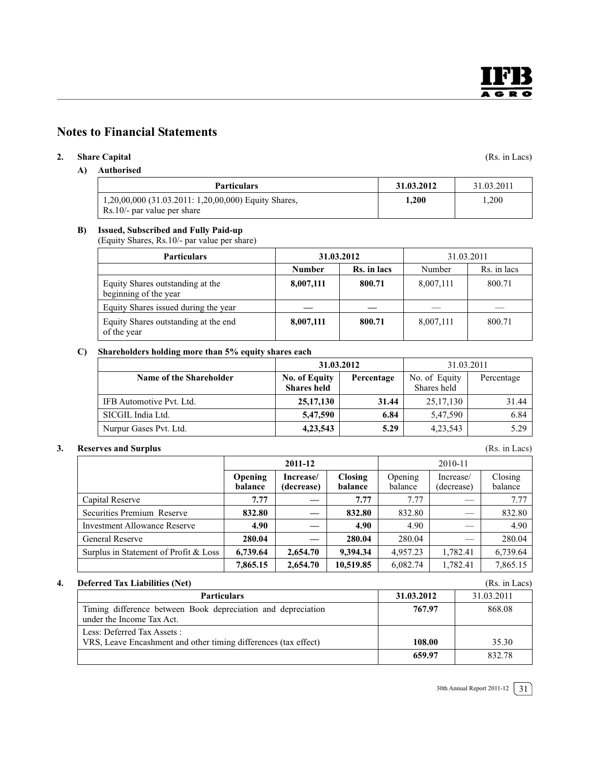# Notes to Financial Statements

## 2. Share Capital

(Rs. in Lacs)

**A) Authorised**

| Particulars | 31.03.2012 | 31.03.2011 |
|---|---|---|
| 1,20,00,000 (31.03.2011: 1,20,00,000) Equity Shares, Rs.10/- par value per share | **1,200** | 1,200 |

**B) Issued, Subscribed and Fully Paid-up**

(Equity Shares, Rs.10/- par value per share)

| Particulars | 31.03.2012 | | 31.03.2011 | |
|---|---|---|---|---|
| | **Number** | **Rs. in lacs** | Number | Rs. in lacs |
| Equity Shares outstanding at the beginning of the year | **8,007,111** | **800.71** | 8,007,111 | 800.71 |
| Equity Shares issued during the year | — | — | — | — |
| Equity Shares outstanding at the end of the year | **8,007,111** | **800.71** | 8,007,111 | 800.71 |

**C) Shareholders holding more than 5% equity shares each**

| | 31.03.2012 | | 31.03.2011 | |
|---|---|---|---|---|
| **Name of the Shareholder** | **No. of Equity Shares held** | **Percentage** | No. of Equity Shares held | Percentage |
| IFB Automotive Pvt. Ltd. | **25,17,130** | **31.44** | 25,17,130 | 31.44 |
| SICGIL India Ltd. | **5,47,590** | **6.84** | 5,47,590 | 6.84 |
| Nurpur Gases Pvt. Ltd. | **4,23,543** | **5.29** | 4,23,543 | 5.29 |

## 3. Reserves and Surplus

(Rs. in Lacs)

| | 2011-12 | | | 2010-11 | | |
|---|---|---|---|---|---|---|
| | **Opening balance** | **Increase/ (decrease)** | **Closing balance** | Opening balance | Increase/ (decrease) | Closing balance |
| Capital Reserve | **7.77** | — | **7.77** | 7.77 | — | 7.77 |
| Securities Premium Reserve | **832.80** | — | **832.80** | 832.80 | — | 832.80 |
| Investment Allowance Reserve | **4.90** | — | **4.90** | 4.90 | — | 4.90 |
| General Reserve | **280.04** | — | **280.04** | 280.04 | — | 280.04 |
| Surplus in Statement of Profit & Loss | **6,739.64** | **2,654.70** | **9,394.34** | 4,957.23 | 1,782.41 | 6,739.64 |
| | **7,865.15** | **2,654.70** | **10,519.85** | 6,082.74 | 1,782.41 | 7,865.15 |

## 4. Deferred Tax Liabilities (Net)

(Rs. in Lacs)

| Particulars | 31.03.2012 | 31.03.2011 |
|---|---|---|
| Timing difference between Book depreciation and depreciation under the Income Tax Act. | **767.97** | 868.08 |
| Less: Deferred Tax Assets :<br>VRS, Leave Encashment and other timing differences (tax effect) | **108.00** | 35.30 |
| | **659.97** | 832.78 |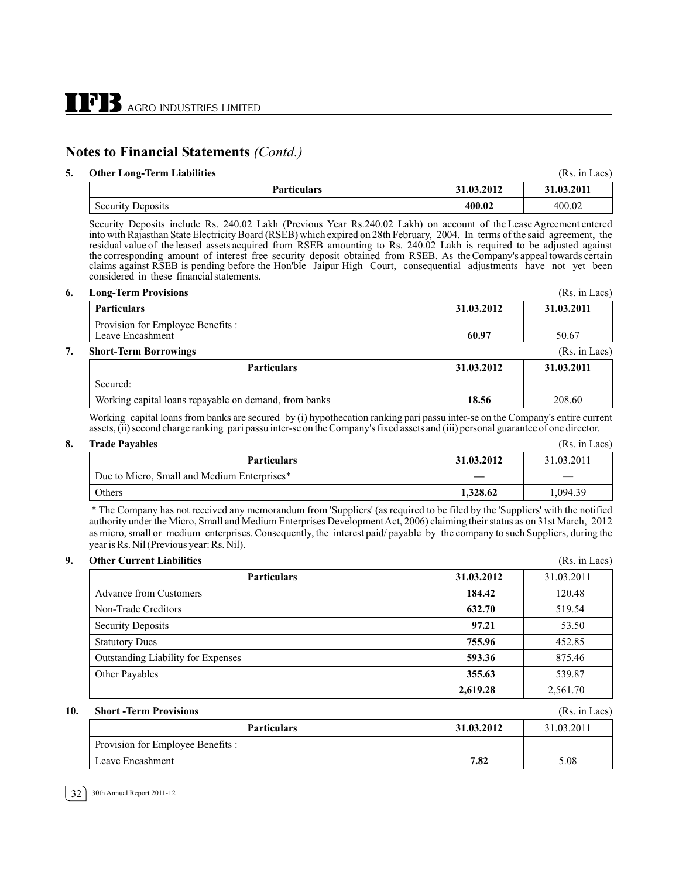## Notes to Financial Statements *(Contd.)*

**5. Other Long-Term Liabilities** (Rs. in Lacs)

| Particulars | 31.03.2012 | 31.03.2011 |
|---|---|---|
| Security Deposits | **400.02** | 400.02 |

Security Deposits include Rs. 240.02 Lakh (Previous Year Rs.240.02 Lakh) on account of the Lease Agreement entered into with Rajasthan State Electricity Board (RSEB) which expired on 28th February, 2004. In terms of the said agreement, the residual value of the leased assets acquired from RSEB amounting to Rs. 240.02 Lakh is required to be adjusted against the corresponding amount of interest free security deposit obtained from RSEB. As the Company's appeal towards certain claims against RSEB is pending before the Hon'ble Jaipur High Court, consequential adjustments have not yet been considered in these financial statements.

**6. Long-Term Provisions** (Rs. in Lacs)

| Particulars | 31.03.2012 | 31.03.2011 |
|---|---|---|
| Provision for Employee Benefits :<br>Leave Encashment | **60.97** | 50.67 |

**7. Short-Term Borrowings** (Rs. in Lacs)

| Particulars | 31.03.2012 | 31.03.2011 |
|---|---|---|
| Secured: | | |
| Working capital loans repayable on demand, from banks | **18.56** | 208.60 |

Working capital loans from banks are secured by (i) hypothecation ranking pari passu inter-se on the Company's entire current assets, (ii) second charge ranking pari passu inter-se on the Company's fixed assets and (iii) personal guarantee of one director.

**8. Trade Payables** (Rs. in Lacs)

| Particulars | 31.03.2012 | 31.03.2011 |
|---|---|---|
| Due to Micro, Small and Medium Enterprises* | — | — |
| Others | **1,328.62** | 1,094.39 |

\* The Company has not received any memorandum from 'Suppliers' (as required to be filed by the 'Suppliers' with the notified authority under the Micro, Small and Medium Enterprises Development Act, 2006) claiming their status as on 31st March, 2012 as micro, small or medium enterprises. Consequently, the interest paid/ payable by the company to such Suppliers, during the year is Rs. Nil (Previous year: Rs. Nil).

**9. Other Current Liabilities** (Rs. in Lacs)

| Particulars | 31.03.2012 | 31.03.2011 |
|---|---|---|
| Advance from Customers | **184.42** | 120.48 |
| Non-Trade Creditors | **632.70** | 519.54 |
| Security Deposits | **97.21** | 53.50 |
| Statutory Dues | **755.96** | 452.85 |
| Outstanding Liability for Expenses | **593.36** | 875.46 |
| Other Payables | **355.63** | 539.87 |
| | **2,619.28** | 2,561.70 |

**10. Short -Term Provisions** (Rs. in Lacs)

| Particulars | 31.03.2012 | 31.03.2011 |
|---|---|---|
| Provision for Employee Benefits : | | |
| Leave Encashment | **7.82** | 5.08 |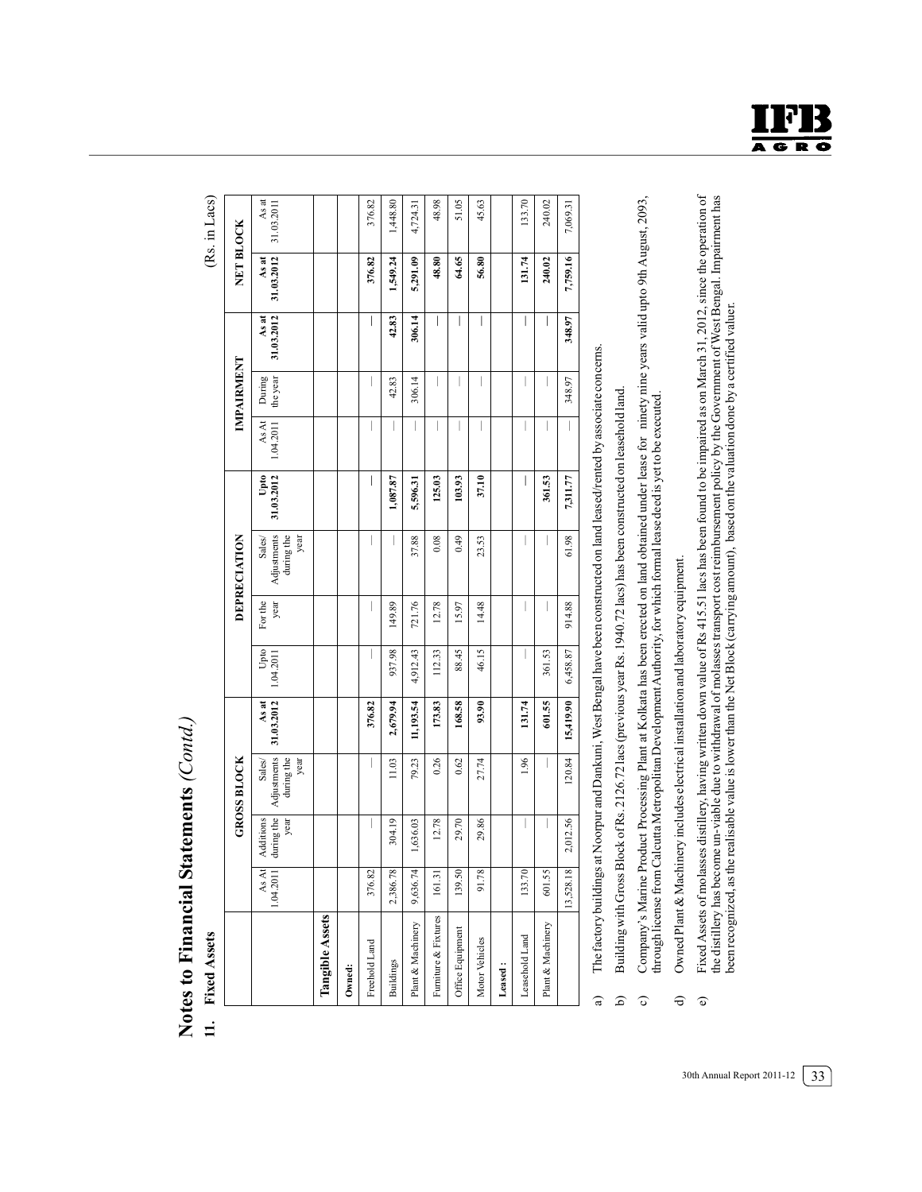# Notes to Financial Statements *(Contd.)*

## 11. Fixed Assets

(Rs. in Lacs)

| | GROSS BLOCK | | | | DEPRECIATION | | | | IMPAIRMENT | | | NET BLOCK | |
|---|---|---|---|---|---|---|---|---|---|---|---|---|---|
| | As At 1.04.2011 | Additions during the year | Sales/ Adjustments during the year | **As at 31.03.2012** | Upto 1.04.2011 | For the year | Sales/ Adjustments during the year | **Upto 31.03.2012** | As At 1.04.2011 | During the year | **As at 31.03.2012** | **As at 31.03.2012** | As at 31.03.2011 |
| **Tangible Assets** | | | | | | | | | | | | | |
| **Owned:** | | | | | | | | | | | | | |
| Freehold Land | 376.82 | — | — | **376.82** | — | — | — | **—** | — | — | **—** | **376.82** | 376.82 |
| Buildings | 2,386.78 | 304.19 | 11.03 | **2,679.94** | 937.98 | 149.89 | — | **1,087.87** | — | 42.83 | **42.83** | **1,549.24** | 1,448.80 |
| Plant & Machinery | 9,636.74 | 1,636.03 | 79.23 | **11,193.54** | 4,912.43 | 721.76 | 37.88 | **5,596.31** | — | 306.14 | **306.14** | **5,291.09** | 4,724.31 |
| Furniture & Fixtures | 161.31 | 12.78 | 0.26 | **173.83** | 112.33 | 12.78 | 0.08 | **125.03** | — | — | **—** | **48.80** | 48.98 |
| Office Equipment | 139.50 | 29.70 | 0.62 | **168.58** | 88.45 | 15.97 | 0.49 | **103.93** | — | — | **—** | **64.65** | 51.05 |
| Motor Vehicles | 91.78 | 29.86 | 27.74 | **93.90** | 46.15 | 14.48 | 23.53 | **37.10** | — | — | **—** | **56.80** | 45.63 |
| **Leased :** | | | | | | | | | | | | | |
| Leasehold Land | 133.70 | — | 1.96 | **131.74** | — | — | — | **—** | — | — | **—** | **131.74** | 133.70 |
| Plant & Machinery | 601.55 | — | — | **601.55** | 361.53 | — | — | **361.53** | — | — | **—** | **240.02** | 240.02 |
| | 13,528.18 | 2,012.56 | 120.84 | **15,419.90** | 6,458.87 | 914.88 | 61.98 | **7,311.77** | — | 348.97 | **348.97** | **7,759.16** | 7,069.31 |

a) The factory buildings at Noorpur and Dankuni, West Bengal have been constructed on land leased/rented by associate concerns.

b) Building with Gross Block of Rs. 2126.72 lacs (previous year Rs. 1940.72 lacs) has been constructed on leasehold land.

c) Company's Marine Product Processing Plant at Kolkata has been erected on land obtained under lease for ninety nine years valid upto 9th August, 2093, through license from Calcutta Metropolitan Development Authority, for which formal lease deed is yet to be executed.

d) Owned Plant & Machinery includes electrical installation and laboratory equipment.

e) Fixed Assets of molasses distillery, having written down value of Rs 415.51 lacs has been found to be impaired as on March 31, 2012, since the operation of the distillery has become un-viable due to withdrawal of molasses transport cost reimbursement policy by the Government of West Bengal. Impairment has been recognized, as the realisable value is lower than the Net Block (carrying amount), based on the valuation done by a certified valuer.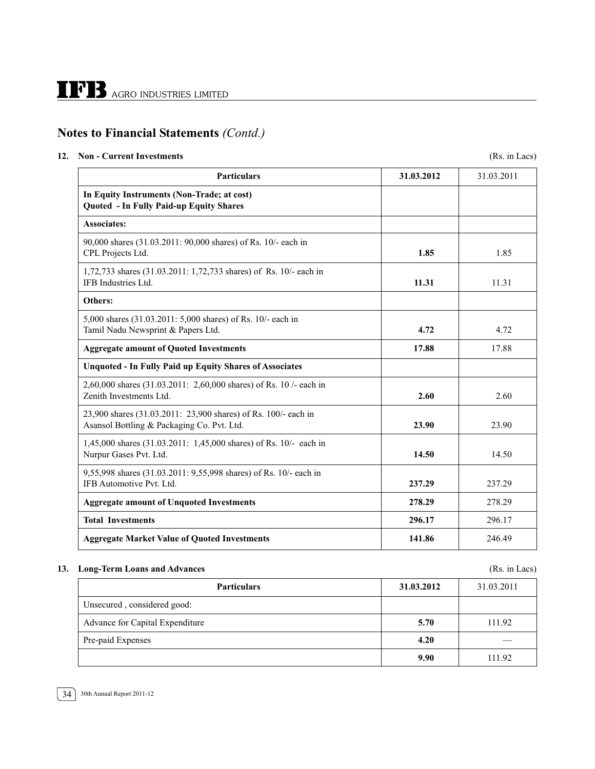## Notes to Financial Statements *(Contd.)*

### 12. Non - Current Investments

(Rs. in Lacs)

| Particulars | 31.03.2012 | 31.03.2011 |
|---|---|---|
| **In Equity Instruments (Non-Trade; at cost)** **Quoted - In Fully Paid-up Equity Shares** | | |
| **Associates:** | | |
| 90,000 shares (31.03.2011: 90,000 shares) of Rs. 10/- each in CPL Projects Ltd. | **1.85** | 1.85 |
| 1,72,733 shares (31.03.2011: 1,72,733 shares) of Rs. 10/- each in IFB Industries Ltd. | **11.31** | 11.31 |
| **Others:** | | |
| 5,000 shares (31.03.2011: 5,000 shares) of Rs. 10/- each in Tamil Nadu Newsprint & Papers Ltd. | **4.72** | 4.72 |
| **Aggregate amount of Quoted Investments** | **17.88** | 17.88 |
| **Unquoted - In Fully Paid up Equity Shares of Associates** | | |
| 2,60,000 shares (31.03.2011: 2,60,000 shares) of Rs. 10 /- each in Zenith Investments Ltd. | **2.60** | 2.60 |
| 23,900 shares (31.03.2011: 23,900 shares) of Rs. 100/- each in Asansol Bottling & Packaging Co. Pvt. Ltd. | **23.90** | 23.90 |
| 1,45,000 shares (31.03.2011: 1,45,000 shares) of Rs. 10/- each in Nurpur Gases Pvt. Ltd. | **14.50** | 14.50 |
| 9,55,998 shares (31.03.2011: 9,55,998 shares) of Rs. 10/- each in IFB Automotive Pvt. Ltd. | **237.29** | 237.29 |
| **Aggregate amount of Unquoted Investments** | **278.29** | 278.29 |
| **Total Investments** | **296.17** | 296.17 |
| **Aggregate Market Value of Quoted Investments** | **141.86** | 246.49 |

### 13. Long-Term Loans and Advances

(Rs. in Lacs)

| Particulars | 31.03.2012 | 31.03.2011 |
|---|---|---|
| Unsecured , considered good: | | |
| Advance for Capital Expenditure | **5.70** | 111.92 |
| Pre-paid Expenses | **4.20** | — |
| | **9.90** | 111.92 |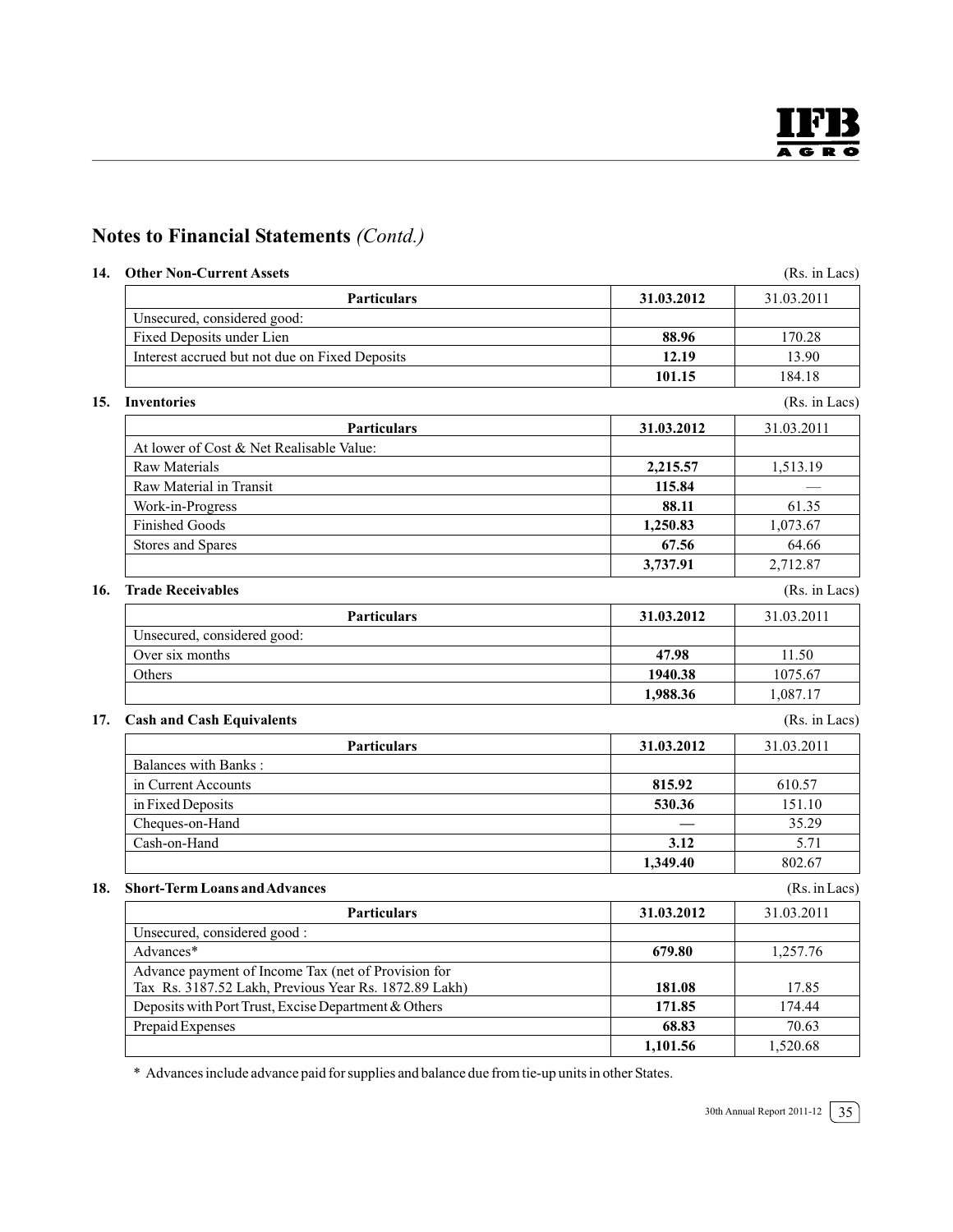# Notes to Financial Statements *(Contd.)*

**14. Other Non-Current Assets** (Rs. in Lacs)

| Particulars | 31.03.2012 | 31.03.2011 |
|---|---|---|
| Unsecured, considered good: | | |
| Fixed Deposits under Lien | **88.96** | 170.28 |
| Interest accrued but not due on Fixed Deposits | **12.19** | 13.90 |
| | **101.15** | 184.18 |

**15. Inventories** (Rs. in Lacs)

| Particulars | 31.03.2012 | 31.03.2011 |
|---|---|---|
| At lower of Cost & Net Realisable Value: | | |
| Raw Materials | **2,215.57** | 1,513.19 |
| Raw Material in Transit | **115.84** | — |
| Work-in-Progress | **88.11** | 61.35 |
| Finished Goods | **1,250.83** | 1,073.67 |
| Stores and Spares | **67.56** | 64.66 |
| | **3,737.91** | 2,712.87 |

**16. Trade Receivables** (Rs. in Lacs)

| Particulars | 31.03.2012 | 31.03.2011 |
|---|---|---|
| Unsecured, considered good: | | |
| Over six months | **47.98** | 11.50 |
| Others | **1940.38** | 1075.67 |
| | **1,988.36** | 1,087.17 |

**17. Cash and Cash Equivalents** (Rs. in Lacs)

| Particulars | 31.03.2012 | 31.03.2011 |
|---|---|---|
| Balances with Banks : | | |
| in Current Accounts | **815.92** | 610.57 |
| in Fixed Deposits | **530.36** | 151.10 |
| Cheques-on-Hand | — | 35.29 |
| Cash-on-Hand | **3.12** | 5.71 |
| | **1,349.40** | 802.67 |

**18. Short-Term Loans and Advances** (Rs. in Lacs)

| Particulars | 31.03.2012 | 31.03.2011 |
|---|---|---|
| Unsecured, considered good : | | |
| Advances* | **679.80** | 1,257.76 |
| Advance payment of Income Tax (net of Provision for Tax Rs. 3187.52 Lakh, Previous Year Rs. 1872.89 Lakh) | **181.08** | 17.85 |
| Deposits with Port Trust, Excise Department & Others | **171.85** | 174.44 |
| Prepaid Expenses | **68.83** | 70.63 |
| | **1,101.56** | 1,520.68 |

* Advances include advance paid for supplies and balance due from tie-up units in other States.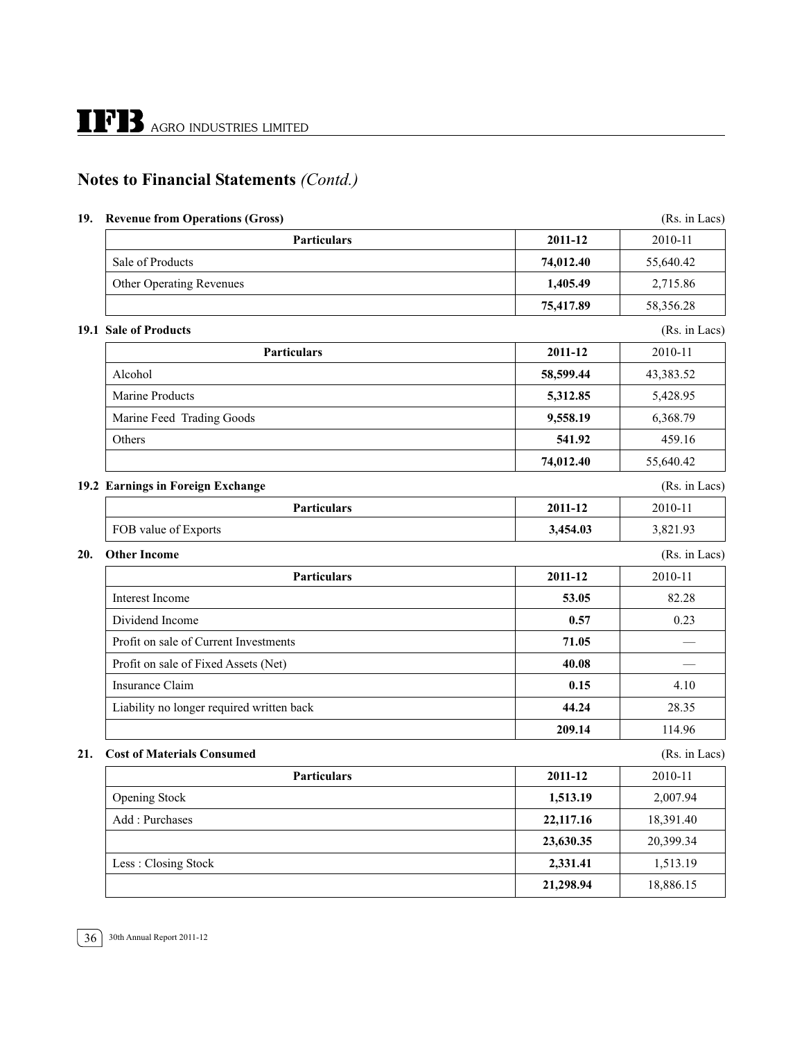## Notes to Financial Statements *(Contd.)*

### 19. Revenue from Operations (Gross)

(Rs. in Lacs)

| Particulars | 2011-12 | 2010-11 |
|---|---|---|
| Sale of Products | **74,012.40** | 55,640.42 |
| Other Operating Revenues | **1,405.49** | 2,715.86 |
| | **75,417.89** | 58,356.28 |

### 19.1 Sale of Products

(Rs. in Lacs)

| Particulars | 2011-12 | 2010-11 |
|---|---|---|
| Alcohol | **58,599.44** | 43,383.52 |
| Marine Products | **5,312.85** | 5,428.95 |
| Marine Feed Trading Goods | **9,558.19** | 6,368.79 |
| Others | **541.92** | 459.16 |
| | **74,012.40** | 55,640.42 |

### 19.2 Earnings in Foreign Exchange

(Rs. in Lacs)

| Particulars | 2011-12 | 2010-11 |
|---|---|---|
| FOB value of Exports | **3,454.03** | 3,821.93 |

### 20. Other Income

(Rs. in Lacs)

| Particulars | 2011-12 | 2010-11 |
|---|---|---|
| Interest Income | **53.05** | 82.28 |
| Dividend Income | **0.57** | 0.23 |
| Profit on sale of Current Investments | **71.05** | — |
| Profit on sale of Fixed Assets (Net) | **40.08** | — |
| Insurance Claim | **0.15** | 4.10 |
| Liability no longer required written back | **44.24** | 28.35 |
| | **209.14** | 114.96 |

### 21. Cost of Materials Consumed

(Rs. in Lacs)

| Particulars | 2011-12 | 2010-11 |
|---|---|---|
| Opening Stock | **1,513.19** | 2,007.94 |
| Add : Purchases | **22,117.16** | 18,391.40 |
| | **23,630.35** | 20,399.34 |
| Less : Closing Stock | **2,331.41** | 1,513.19 |
| | **21,298.94** | 18,886.15 |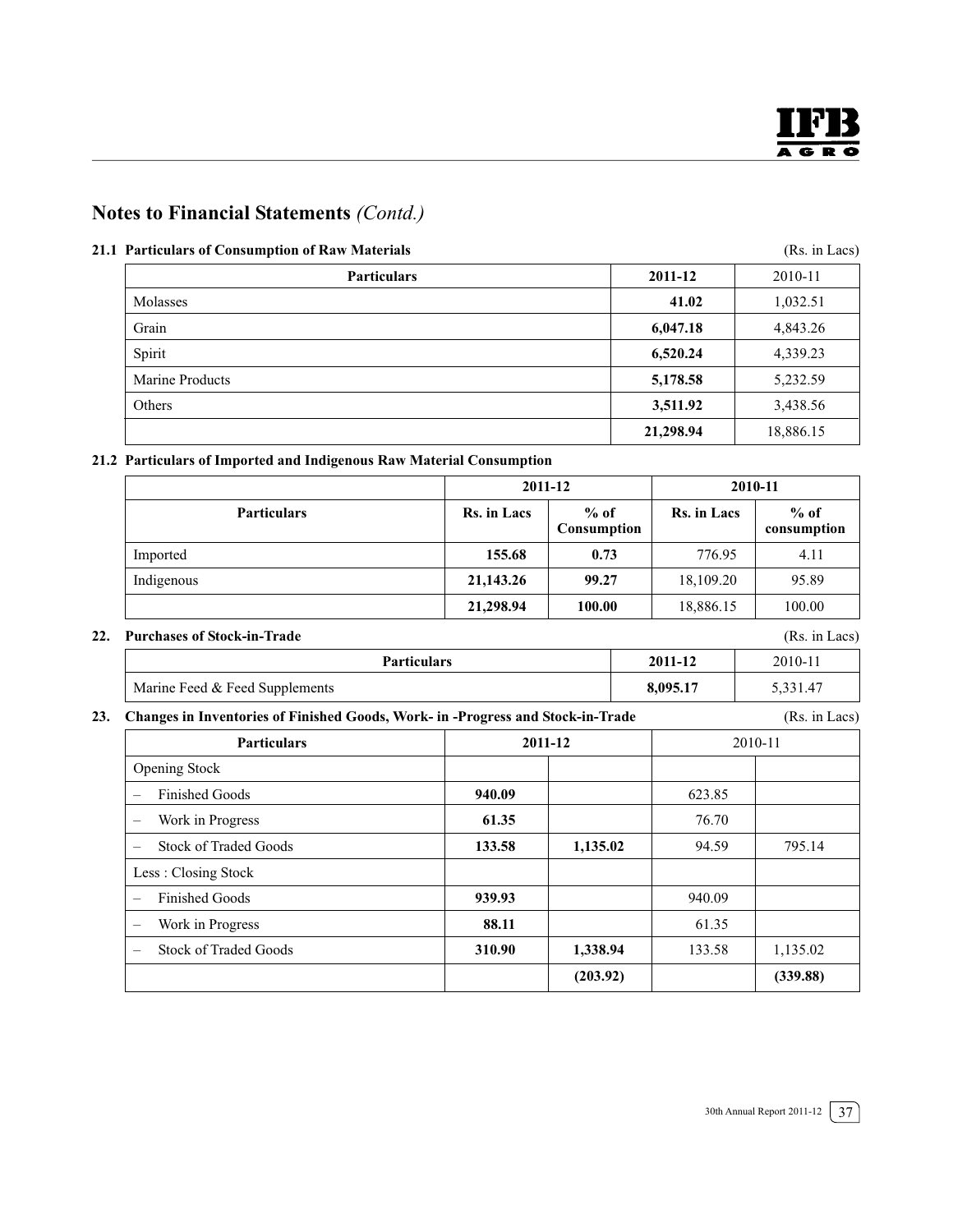## Notes to Financial Statements *(Contd.)*

**21.1 Particulars of Consumption of Raw Materials** (Rs. in Lacs)

| Particulars | 2011-12 | 2010-11 |
|---|---|---|
| Molasses | **41.02** | 1,032.51 |
| Grain | **6,047.18** | 4,843.26 |
| Spirit | **6,520.24** | 4,339.23 |
| Marine Products | **5,178.58** | 5,232.59 |
| Others | **3,511.92** | 3,438.56 |
| | **21,298.94** | 18,886.15 |

**21.2 Particulars of Imported and Indigenous Raw Material Consumption**

| | 2011-12 | | 2010-11 | |
|---|---|---|---|---|
| Particulars | Rs. in Lacs | % of Consumption | Rs. in Lacs | % of consumption |
| Imported | **155.68** | **0.73** | 776.95 | 4.11 |
| Indigenous | **21,143.26** | **99.27** | 18,109.20 | 95.89 |
| | **21,298.94** | **100.00** | 18,886.15 | 100.00 |

**22. Purchases of Stock-in-Trade** (Rs. in Lacs)

| Particulars | 2011-12 | 2010-11 |
|---|---|---|
| Marine Feed & Feed Supplements | **8,095.17** | 5,331.47 |

**23. Changes in Inventories of Finished Goods, Work- in -Progress and Stock-in-Trade** (Rs. in Lacs)

| Particulars | 2011-12 | | 2010-11 | |
|---|---|---|---|---|
| Opening Stock | | | | |
| – Finished Goods | **940.09** | | 623.85 | |
| – Work in Progress | **61.35** | | 76.70 | |
| – Stock of Traded Goods | **133.58** | **1,135.02** | 94.59 | 795.14 |
| Less : Closing Stock | | | | |
| – Finished Goods | **939.93** | | 940.09 | |
| – Work in Progress | **88.11** | | 61.35 | |
| – Stock of Traded Goods | **310.90** | **1,338.94** | 133.58 | 1,135.02 |
| | | **(203.92)** | | **(339.88)** |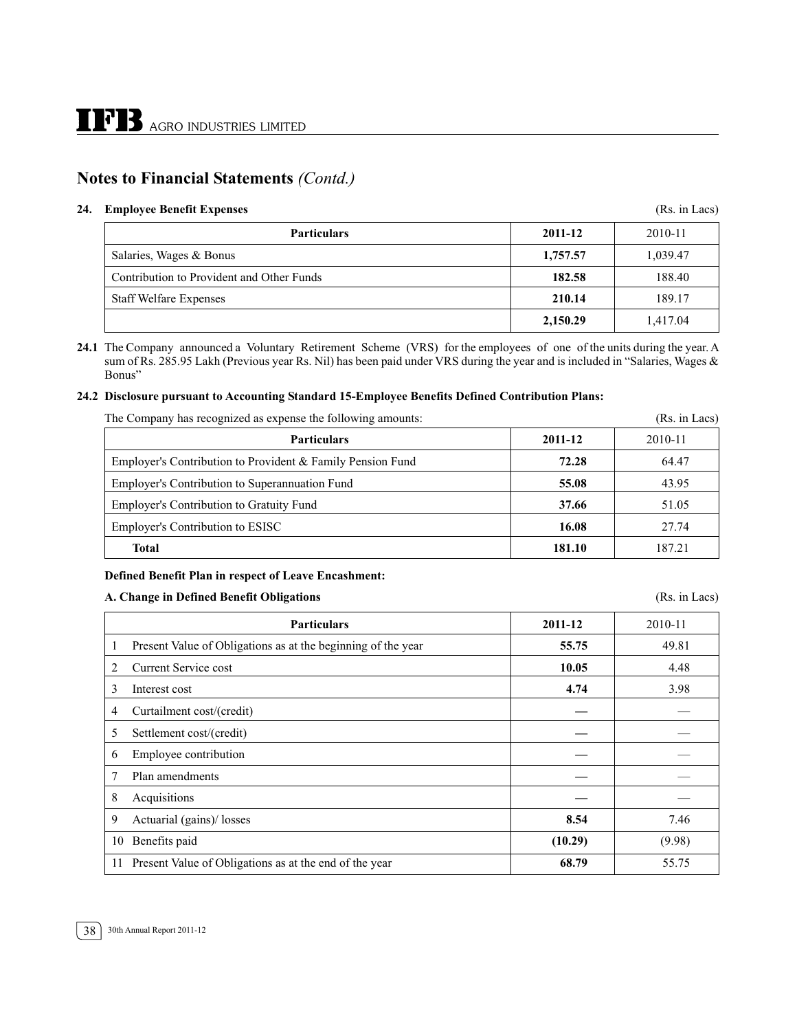## Notes to Financial Statements *(Contd.)*

### 24. Employee Benefit Expenses

(Rs. in Lacs)

| Particulars | 2011-12 | 2010-11 |
|---|---|---|
| Salaries, Wages & Bonus | **1,757.57** | 1,039.47 |
| Contribution to Provident and Other Funds | **182.58** | 188.40 |
| Staff Welfare Expenses | **210.14** | 189.17 |
| | **2,150.29** | 1,417.04 |

**24.1** The Company announced a Voluntary Retirement Scheme (VRS) for the employees of one of the units during the year. A sum of Rs. 285.95 Lakh (Previous year Rs. Nil) has been paid under VRS during the year and is included in "Salaries, Wages & Bonus"

**24.2 Disclosure pursuant to Accounting Standard 15-Employee Benefits Defined Contribution Plans:**

The Company has recognized as expense the following amounts: (Rs. in Lacs)

| Particulars | 2011-12 | 2010-11 |
|---|---|---|
| Employer's Contribution to Provident & Family Pension Fund | **72.28** | 64.47 |
| Employer's Contribution to Superannuation Fund | **55.08** | 43.95 |
| Employer's Contribution to Gratuity Fund | **37.66** | 51.05 |
| Employer's Contribution to ESISC | **16.08** | 27.74 |
| **Total** | **181.10** | 187.21 |

**Defined Benefit Plan in respect of Leave Encashment:**

**A. Change in Defined Benefit Obligations** (Rs. in Lacs)

| | Particulars | 2011-12 | 2010-11 |
|---|---|---|---|
| 1 | Present Value of Obligations as at the beginning of the year | **55.75** | 49.81 |
| 2 | Current Service cost | **10.05** | 4.48 |
| 3 | Interest cost | **4.74** | 3.98 |
| 4 | Curtailment cost/(credit) | **—** | — |
| 5 | Settlement cost/(credit) | **—** | — |
| 6 | Employee contribution | **—** | — |
| 7 | Plan amendments | **—** | — |
| 8 | Acquisitions | **—** | — |
| 9 | Actuarial (gains)/ losses | **8.54** | 7.46 |
| 10 | Benefits paid | **(10.29)** | (9.98) |
| 11 | Present Value of Obligations as at the end of the year | **68.79** | 55.75 |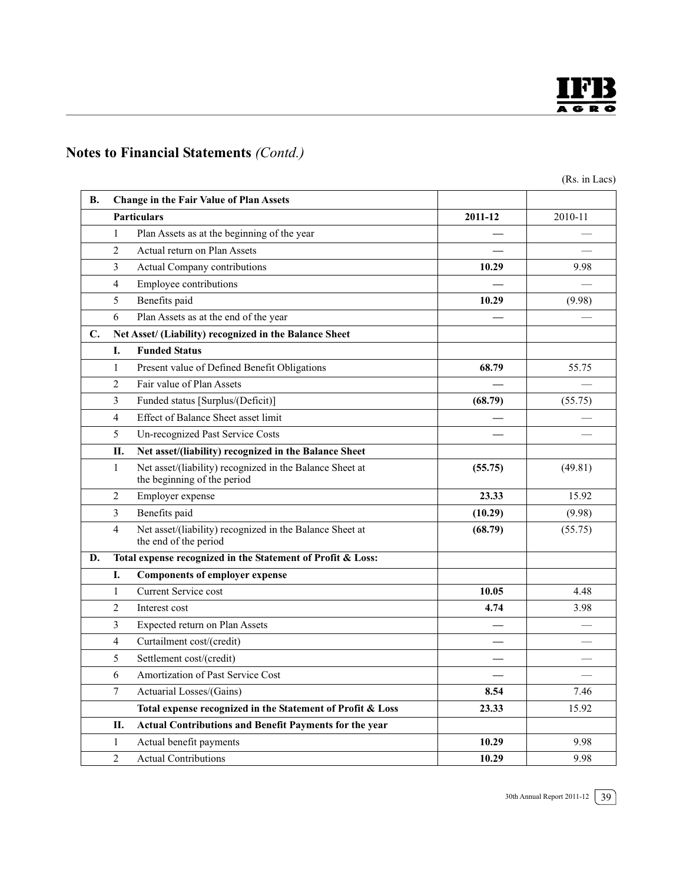## Notes to Financial Statements *(Contd.)*

(Rs. in Lacs)

| | | | 2011-12 | 2010-11 |
|---|---|---|---|---|
| **B.** | **Change in the Fair Value of Plan Assets** | | | |
| | **Particulars** | | **2011-12** | 2010-11 |
| | 1 | Plan Assets as at the beginning of the year | **—** | — |
| | 2 | Actual return on Plan Assets | **—** | — |
| | 3 | Actual Company contributions | **10.29** | 9.98 |
| | 4 | Employee contributions | **—** | — |
| | 5 | Benefits paid | **10.29** | (9.98) |
| | 6 | Plan Assets as at the end of the year | **—** | — |
| **C.** | **Net Asset/ (Liability) recognized in the Balance Sheet** | | | |
| | **I.** | **Funded Status** | | |
| | 1 | Present value of Defined Benefit Obligations | **68.79** | 55.75 |
| | 2 | Fair value of Plan Assets | **—** | — |
| | 3 | Funded status [Surplus/(Deficit)] | **(68.79)** | (55.75) |
| | 4 | Effect of Balance Sheet asset limit | **—** | — |
| | 5 | Un-recognized Past Service Costs | **—** | — |
| | **II.** | **Net asset/(liability) recognized in the Balance Sheet** | | |
| | 1 | Net asset/(liability) recognized in the Balance Sheet at the beginning of the period | **(55.75)** | (49.81) |
| | 2 | Employer expense | **23.33** | 15.92 |
| | 3 | Benefits paid | **(10.29)** | (9.98) |
| | 4 | Net asset/(liability) recognized in the Balance Sheet at the end of the period | **(68.79)** | (55.75) |
| **D.** | **Total expense recognized in the Statement of Profit & Loss:** | | | |
| | **I.** | **Components of employer expense** | | |
| | 1 | Current Service cost | **10.05** | 4.48 |
| | 2 | Interest cost | **4.74** | 3.98 |
| | 3 | Expected return on Plan Assets | **—** | — |
| | 4 | Curtailment cost/(credit) | **—** | — |
| | 5 | Settlement cost/(credit) | **—** | — |
| | 6 | Amortization of Past Service Cost | **—** | — |
| | 7 | Actuarial Losses/(Gains) | **8.54** | 7.46 |
| | | **Total expense recognized in the Statement of Profit & Loss** | **23.33** | 15.92 |
| | **II.** | **Actual Contributions and Benefit Payments for the year** | | |
| | 1 | Actual benefit payments | **10.29** | 9.98 |
| | 2 | Actual Contributions | **10.29** | 9.98 |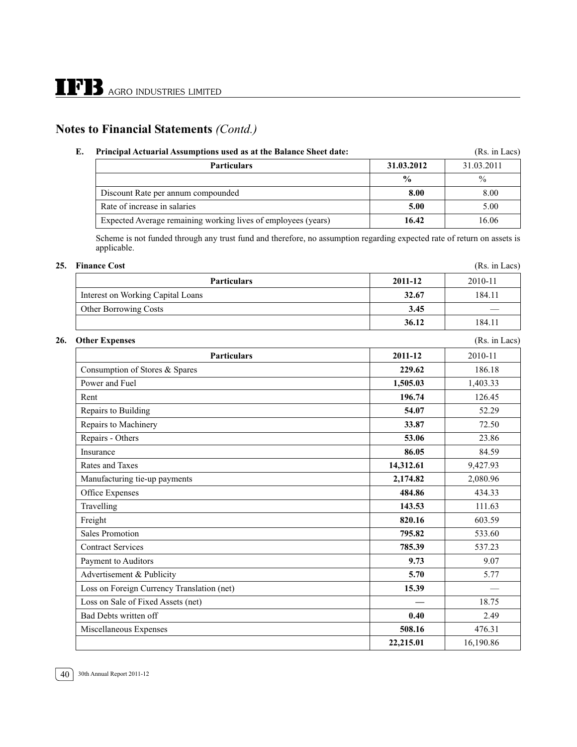## Notes to Financial Statements *(Contd.)*

**E. Principal Actuarial Assumptions used as at the Balance Sheet date:** (Rs. in Lacs)

| Particulars | 31.03.2012 | 31.03.2011 |
|---|---|---|
| | **%** | % |
| Discount Rate per annum compounded | **8.00** | 8.00 |
| Rate of increase in salaries | **5.00** | 5.00 |
| Expected Average remaining working lives of employees (years) | **16.42** | 16.06 |

Scheme is not funded through any trust fund and therefore, no assumption regarding expected rate of return on assets is applicable.

**25. Finance Cost** (Rs. in Lacs)

| Particulars | 2011-12 | 2010-11 |
|---|---|---|
| Interest on Working Capital Loans | **32.67** | 184.11 |
| Other Borrowing Costs | **3.45** | — |
| | **36.12** | 184.11 |

**26. Other Expenses** (Rs. in Lacs)

| Particulars | 2011-12 | 2010-11 |
|---|---|---|
| Consumption of Stores & Spares | **229.62** | 186.18 |
| Power and Fuel | **1,505.03** | 1,403.33 |
| Rent | **196.74** | 126.45 |
| Repairs to Building | **54.07** | 52.29 |
| Repairs to Machinery | **33.87** | 72.50 |
| Repairs - Others | **53.06** | 23.86 |
| Insurance | **86.05** | 84.59 |
| Rates and Taxes | **14,312.61** | 9,427.93 |
| Manufacturing tie-up payments | **2,174.82** | 2,080.96 |
| Office Expenses | **484.86** | 434.33 |
| Travelling | **143.53** | 111.63 |
| Freight | **820.16** | 603.59 |
| Sales Promotion | **795.82** | 533.60 |
| Contract Services | **785.39** | 537.23 |
| Payment to Auditors | **9.73** | 9.07 |
| Advertisement & Publicity | **5.70** | 5.77 |
| Loss on Foreign Currency Translation (net) | **15.39** | — |
| Loss on Sale of Fixed Assets (net) | **—** | 18.75 |
| Bad Debts written off | **0.40** | 2.49 |
| Miscellaneous Expenses | **508.16** | 476.31 |
| | **22,215.01** | 16,190.86 |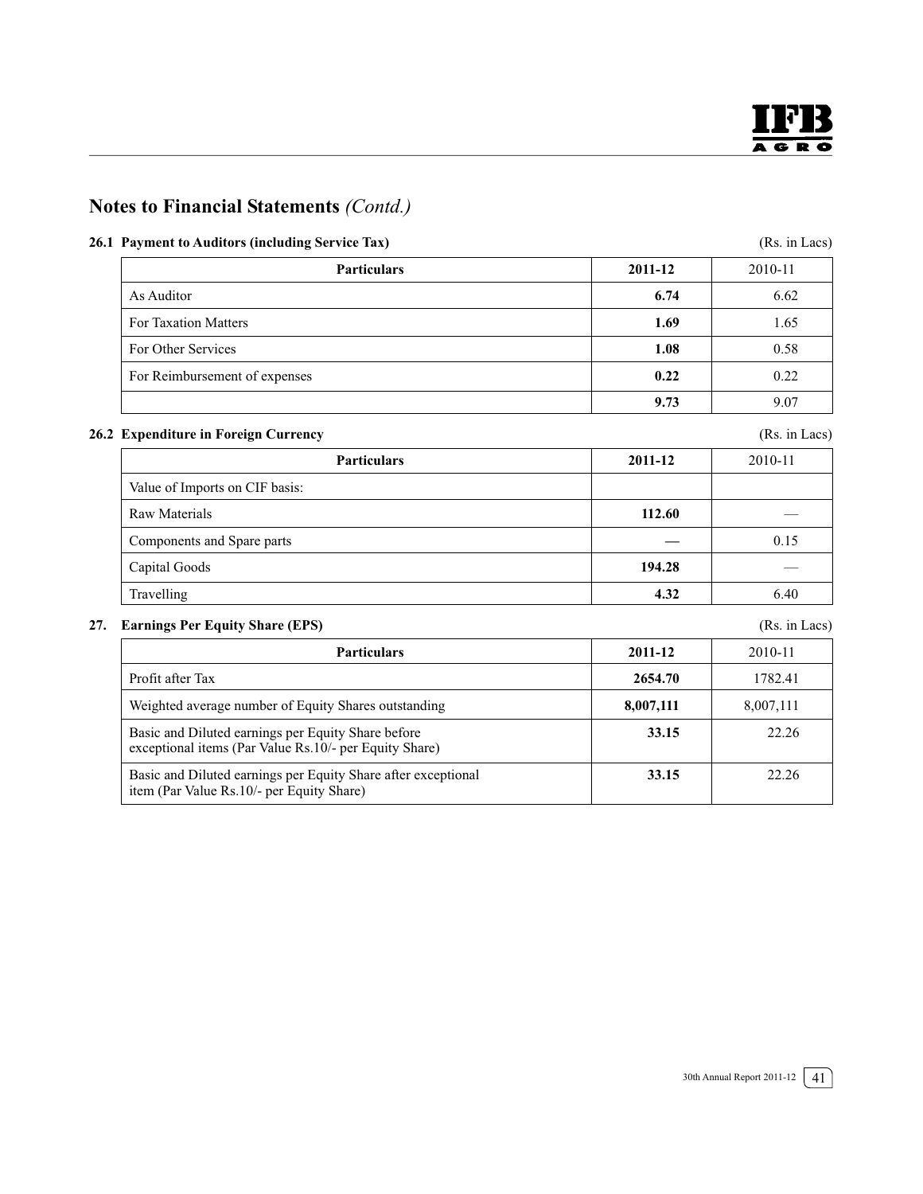## Notes to Financial Statements *(Contd.)*

### 26.1 Payment to Auditors (including Service Tax)

(Rs. in Lacs)

| Particulars | 2011-12 | 2010-11 |
|---|---|---|
| As Auditor | **6.74** | 6.62 |
| For Taxation Matters | **1.69** | 1.65 |
| For Other Services | **1.08** | 0.58 |
| For Reimbursement of expenses | **0.22** | 0.22 |
| | **9.73** | 9.07 |

### 26.2 Expenditure in Foreign Currency

(Rs. in Lacs)

| Particulars | 2011-12 | 2010-11 |
|---|---|---|
| Value of Imports on CIF basis: | | |
| Raw Materials | **112.60** | — |
| Components and Spare parts | — | 0.15 |
| Capital Goods | **194.28** | — |
| Travelling | **4.32** | 6.40 |

### 27. Earnings Per Equity Share (EPS)

(Rs. in Lacs)

| Particulars | 2011-12 | 2010-11 |
|---|---|---|
| Profit after Tax | **2654.70** | 1782.41 |
| Weighted average number of Equity Shares outstanding | **8,007,111** | 8,007,111 |
| Basic and Diluted earnings per Equity Share before exceptional items (Par Value Rs.10/- per Equity Share) | **33.15** | 22.26 |
| Basic and Diluted earnings per Equity Share after exceptional item (Par Value Rs.10/- per Equity Share) | **33.15** | 22.26 |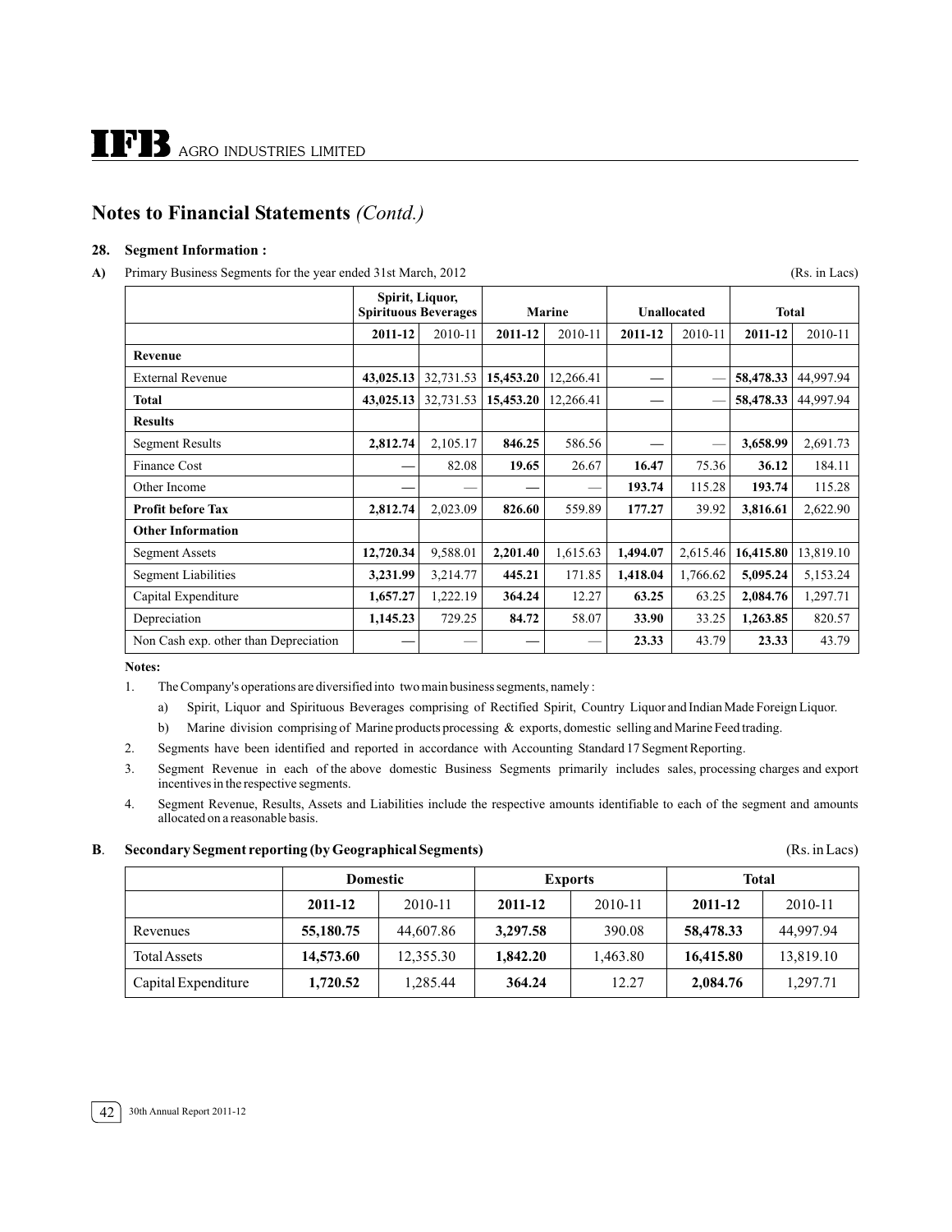## Notes to Financial Statements *(Contd.)*

### 28. Segment Information :

**A)** Primary Business Segments for the year ended 31st March, 2012 (Rs. in Lacs)

| | Spirit, Liquor, Spirituous Beverages | | Marine | | Unallocated | | Total | |
|---|---|---|---|---|---|---|---|---|
| | **2011-12** | 2010-11 | **2011-12** | 2010-11 | **2011-12** | 2010-11 | **2011-12** | 2010-11 |
| **Revenue** | | | | | | | | |
| External Revenue | **43,025.13** | 32,731.53 | **15,453.20** | 12,266.41 | **—** | — | **58,478.33** | 44,997.94 |
| **Total** | **43,025.13** | 32,731.53 | **15,453.20** | 12,266.41 | **—** | — | **58,478.33** | 44,997.94 |
| **Results** | | | | | | | | |
| Segment Results | **2,812.74** | 2,105.17 | **846.25** | 586.56 | **—** | — | **3,658.99** | 2,691.73 |
| Finance Cost | **—** | 82.08 | **19.65** | 26.67 | **16.47** | 75.36 | **36.12** | 184.11 |
| Other Income | **—** | — | **—** | — | **193.74** | 115.28 | **193.74** | 115.28 |
| **Profit before Tax** | **2,812.74** | 2,023.09 | **826.60** | 559.89 | **177.27** | 39.92 | **3,816.61** | 2,622.90 |
| **Other Information** | | | | | | | | |
| Segment Assets | **12,720.34** | 9,588.01 | **2,201.40** | 1,615.63 | **1,494.07** | 2,615.46 | **16,415.80** | 13,819.10 |
| Segment Liabilities | **3,231.99** | 3,214.77 | **445.21** | 171.85 | **1,418.04** | 1,766.62 | **5,095.24** | 5,153.24 |
| Capital Expenditure | **1,657.27** | 1,222.19 | **364.24** | 12.27 | **63.25** | 63.25 | **2,084.76** | 1,297.71 |
| Depreciation | **1,145.23** | 729.25 | **84.72** | 58.07 | **33.90** | 33.25 | **1,263.85** | 820.57 |
| Non Cash exp. other than Depreciation | **—** | — | **—** | — | **23.33** | 43.79 | **23.33** | 43.79 |

**Notes:**

1. The Company's operations are diversified into two main business segments, namely :
   a) Spirit, Liquor and Spirituous Beverages comprising of Rectified Spirit, Country Liquor and Indian Made Foreign Liquor.
   b) Marine division comprising of Marine products processing & exports, domestic selling and Marine Feed trading.
2. Segments have been identified and reported in accordance with Accounting Standard 17 Segment Reporting.
3. Segment Revenue in each of the above domestic Business Segments primarily includes sales, processing charges and export incentives in the respective segments.
4. Segment Revenue, Results, Assets and Liabilities include the respective amounts identifiable to each of the segment and amounts allocated on a reasonable basis.

**B. Secondary Segment reporting (by Geographical Segments)** (Rs. in Lacs)

| | Domestic | | Exports | | Total | |
|---|---|---|---|---|---|---|
| | **2011-12** | 2010-11 | **2011-12** | 2010-11 | **2011-12** | 2010-11 |
| Revenues | **55,180.75** | 44,607.86 | **3,297.58** | 390.08 | **58,478.33** | 44,997.94 |
| Total Assets | **14,573.60** | 12,355.30 | **1,842.20** | 1,463.80 | **16,415.80** | 13,819.10 |
| Capital Expenditure | **1,720.52** | 1,285.44 | **364.24** | 12.27 | **2,084.76** | 1,297.71 |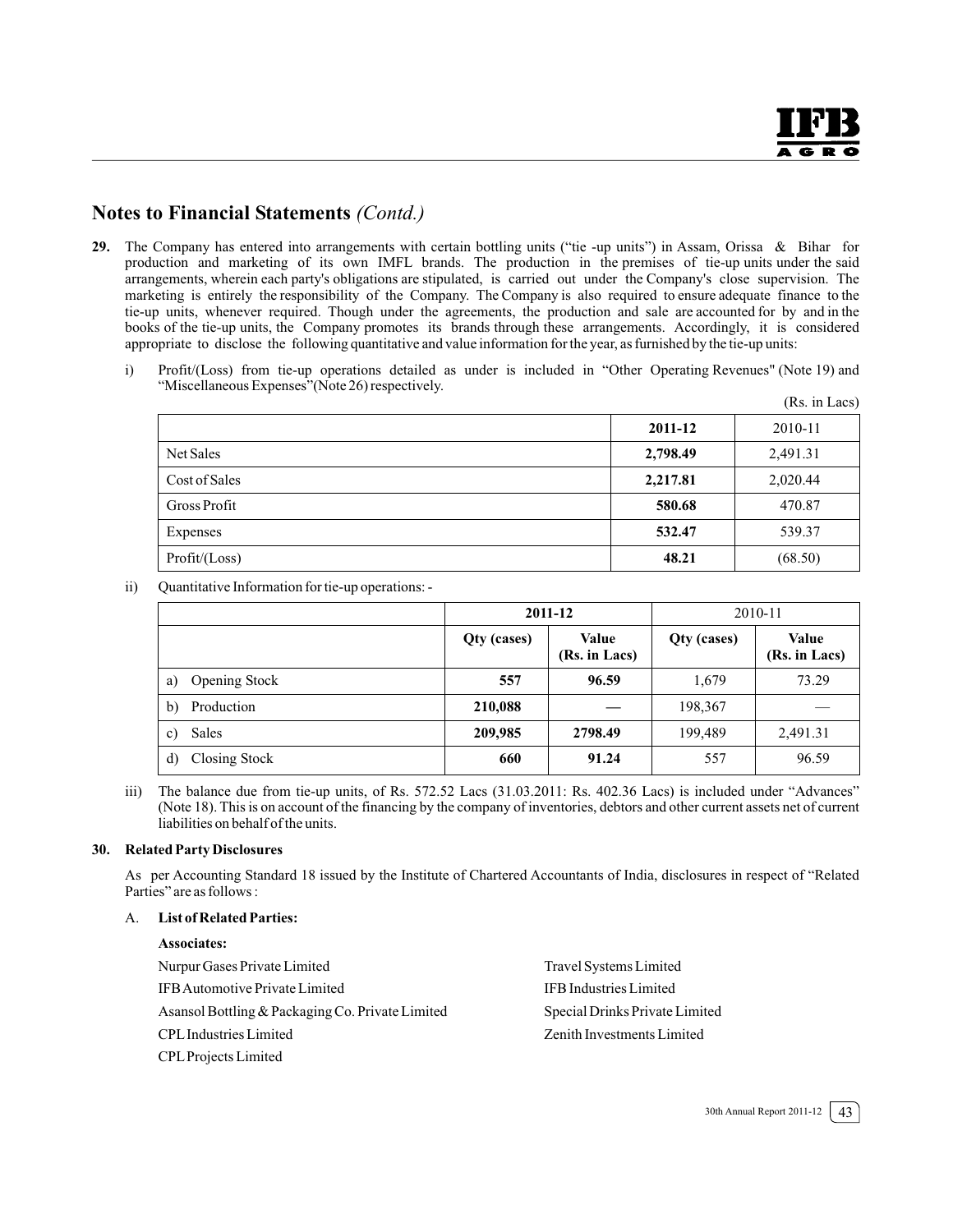## Notes to Financial Statements *(Contd.)*

**29.** The Company has entered into arrangements with certain bottling units ("tie -up units") in Assam, Orissa & Bihar for production and marketing of its own IMFL brands. The production in the premises of tie-up units under the said arrangements, wherein each party's obligations are stipulated, is carried out under the Company's close supervision. The marketing is entirely the responsibility of the Company. The Company is also required to ensure adequate finance to the tie-up units, whenever required. Though under the agreements, the production and sale are accounted for by and in the books of the tie-up units, the Company promotes its brands through these arrangements. Accordingly, it is considered appropriate to disclose the following quantitative and value information for the year, as furnished by the tie-up units:

i) Profit/(Loss) from tie-up operations detailed as under is included in "Other Operating Revenues" (Note 19) and "Miscellaneous Expenses"(Note 26) respectively.

(Rs. in Lacs)

| | **2011-12** | 2010-11 |
|---|---|---|
| Net Sales | **2,798.49** | 2,491.31 |
| Cost of Sales | **2,217.81** | 2,020.44 |
| Gross Profit | **580.68** | 470.87 |
| Expenses | **532.47** | 539.37 |
| Profit/(Loss) | **48.21** | (68.50) |

ii) Quantitative Information for tie-up operations: -

| | **2011-12** | | 2010-11 | |
|---|---|---|---|---|
| | **Qty (cases)** | **Value (Rs. in Lacs)** | **Qty (cases)** | **Value (Rs. in Lacs)** |
| a) Opening Stock | **557** | **96.59** | 1,679 | 73.29 |
| b) Production | **210,088** | **—** | 198,367 | — |
| c) Sales | **209,985** | **2798.49** | 199,489 | 2,491.31 |
| d) Closing Stock | **660** | **91.24** | 557 | 96.59 |

iii) The balance due from tie-up units, of Rs. 572.52 Lacs (31.03.2011: Rs. 402.36 Lacs) is included under "Advances" (Note 18). This is on account of the financing by the company of inventories, debtors and other current assets net of current liabilities on behalf of the units.

**30. Related Party Disclosures**

As per Accounting Standard 18 issued by the Institute of Chartered Accountants of India, disclosures in respect of "Related Parties" are as follows :

A. **List of Related Parties:**

**Associates:**

Nurpur Gases Private Limited

IFB Automotive Private Limited

Asansol Bottling & Packaging Co. Private Limited

CPL Industries Limited

CPL Projects Limited

Travel Systems Limited

IFB Industries Limited

Special Drinks Private Limited

Zenith Investments Limited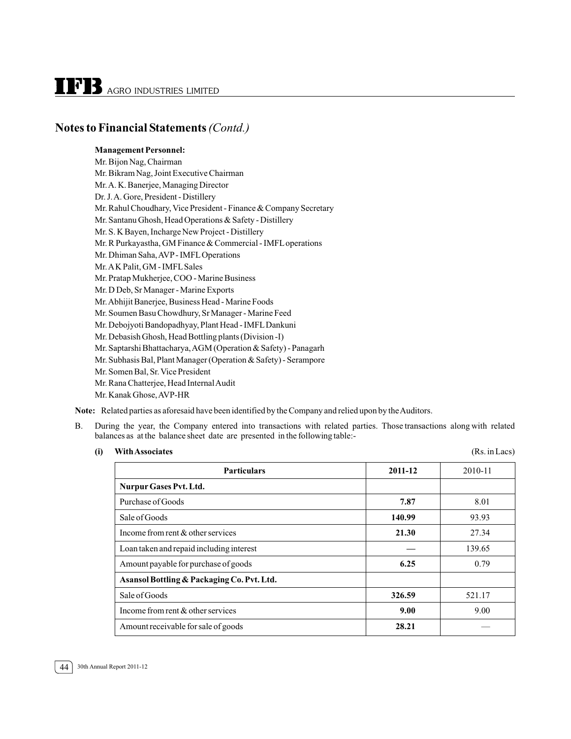## Notes to Financial Statements *(Contd.)*

**Management Personnel:**

Mr. Bijon Nag, Chairman
Mr. Bikram Nag, Joint Executive Chairman
Mr. A. K. Banerjee, Managing Director
Dr. J. A. Gore, President - Distillery
Mr. Rahul Choudhary, Vice President - Finance & Company Secretary
Mr. Santanu Ghosh, Head Operations & Safety - Distillery
Mr. S. K Bayen, Incharge New Project - Distillery
Mr. R Purkayastha, GM Finance & Commercial - IMFL operations
Mr. Dhiman Saha, AVP - IMFL Operations
Mr. A K Palit, GM - IMFL Sales
Mr. Pratap Mukherjee, COO - Marine Business
Mr. D Deb, Sr Manager - Marine Exports
Mr. Abhijit Banerjee, Business Head - Marine Foods
Mr. Soumen Basu Chowdhury, Sr Manager - Marine Feed
Mr. Debojyoti Bandopadhyay, Plant Head - IMFL Dankuni
Mr. Debasish Ghosh, Head Bottling plants (Division -I)
Mr. Saptarshi Bhattacharya, AGM (Operation & Safety) - Panagarh
Mr. Subhasis Bal, Plant Manager (Operation & Safety) - Serampore
Mr. Somen Bal, Sr. Vice President
Mr. Rana Chatterjee, Head Internal Audit
Mr. Kanak Ghose, AVP-HR

**Note:** Related parties as aforesaid have been identified by the Company and relied upon by the Auditors.

B. During the year, the Company entered into transactions with related parties. Those transactions along with related balances as at the balance sheet date are presented in the following table:-

**(i) With Associates** (Rs. in Lacs)

| Particulars | 2011-12 | 2010-11 |
|---|---|---|
| **Nurpur Gases Pvt. Ltd.** | | |
| Purchase of Goods | **7.87** | 8.01 |
| Sale of Goods | **140.99** | 93.93 |
| Income from rent & other services | **21.30** | 27.34 |
| Loan taken and repaid including interest | — | 139.65 |
| Amount payable for purchase of goods | **6.25** | 0.79 |
| **Asansol Bottling & Packaging Co. Pvt. Ltd.** | | |
| Sale of Goods | **326.59** | 521.17 |
| Income from rent & other services | **9.00** | 9.00 |
| Amount receivable for sale of goods | **28.21** | — |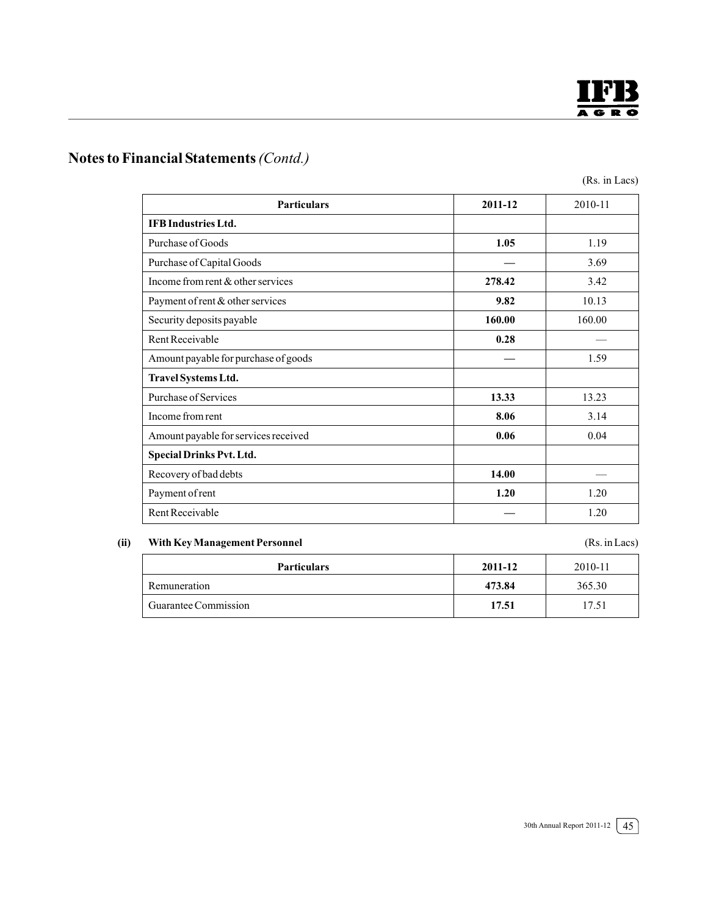## Notes to Financial Statements *(Contd.)*

(Rs. in Lacs)

| Particulars | 2011-12 | 2010-11 |
|---|---|---|
| **IFB Industries Ltd.** | | |
| Purchase of Goods | **1.05** | 1.19 |
| Purchase of Capital Goods | **—** | 3.69 |
| Income from rent & other services | **278.42** | 3.42 |
| Payment of rent & other services | **9.82** | 10.13 |
| Security deposits payable | **160.00** | 160.00 |
| Rent Receivable | **0.28** | — |
| Amount payable for purchase of goods | **—** | 1.59 |
| **Travel Systems Ltd.** | | |
| Purchase of Services | **13.33** | 13.23 |
| Income from rent | **8.06** | 3.14 |
| Amount payable for services received | **0.06** | 0.04 |
| **Special Drinks Pvt. Ltd.** | | |
| Recovery of bad debts | **14.00** | — |
| Payment of rent | **1.20** | 1.20 |
| Rent Receivable | **—** | 1.20 |

**(ii) With Key Management Personnel**

(Rs. in Lacs)

| Particulars | 2011-12 | 2010-11 |
|---|---|---|
| Remuneration | **473.84** | 365.30 |
| Guarantee Commission | **17.51** | 17.51 |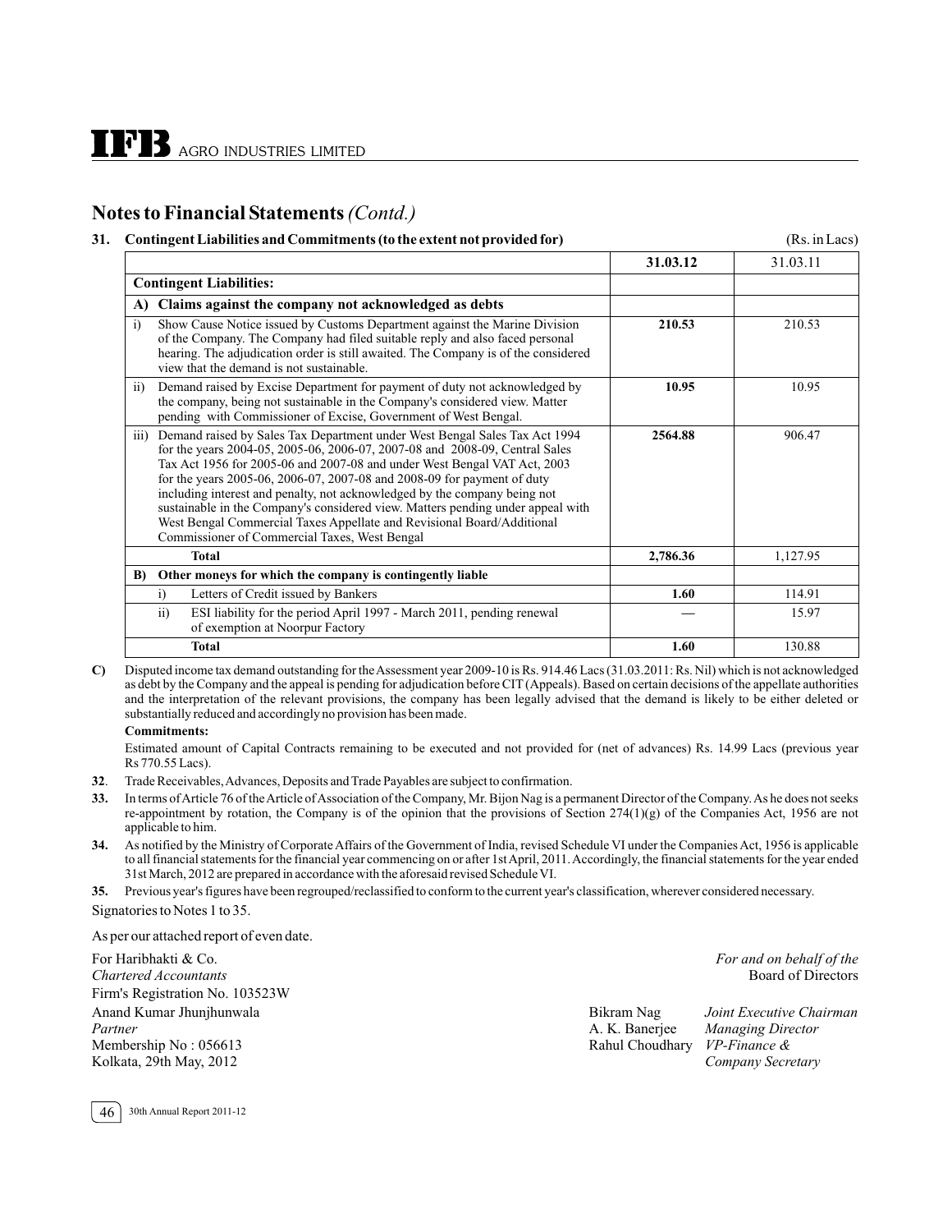## Notes to Financial Statements *(Contd.)*

**31. Contingent Liabilities and Commitments (to the extent not provided for)** (Rs. in Lacs)

| | | 31.03.12 | 31.03.11 |
|---|---|---|---|
| **Contingent Liabilities:** | | | |
| **A)** | **Claims against the company not acknowledged as debts** | | |
| i) | Show Cause Notice issued by Customs Department against the Marine Division of the Company. The Company had filed suitable reply and also faced personal hearing. The adjudication order is still awaited. The Company is of the considered view that the demand is not sustainable. | **210.53** | 210.53 |
| ii) | Demand raised by Excise Department for payment of duty not acknowledged by the company, being not sustainable in the Company's considered view. Matter pending with Commissioner of Excise, Government of West Bengal. | **10.95** | 10.95 |
| iii) | Demand raised by Sales Tax Department under West Bengal Sales Tax Act 1994 for the years 2004-05, 2005-06, 2006-07, 2007-08 and 2008-09, Central Sales Tax Act 1956 for 2005-06 and 2007-08 and under West Bengal VAT Act, 2003 for the years 2005-06, 2006-07, 2007-08 and 2008-09 for payment of duty including interest and penalty, not acknowledged by the company being not sustainable in the Company's considered view. Matters pending under appeal with West Bengal Commercial Taxes Appellate and Revisional Board/Additional Commissioner of Commercial Taxes, West Bengal | **2564.88** | 906.47 |
| | **Total** | **2,786.36** | 1,127.95 |
| **B)** | **Other moneys for which the company is contingently liable** | | |
| i) | Letters of Credit issued by Bankers | **1.60** | 114.91 |
| ii) | ESI liability for the period April 1997 - March 2011, pending renewal of exemption at Noorpur Factory | — | 15.97 |
| | **Total** | **1.60** | 130.88 |

**C)** Disputed income tax demand outstanding for the Assessment year 2009-10 is Rs. 914.46 Lacs (31.03.2011: Rs. Nil) which is not acknowledged as debt by the Company and the appeal is pending for adjudication before CIT (Appeals). Based on certain decisions of the appellate authorities and the interpretation of the relevant provisions, the company has been legally advised that the demand is likely to be either deleted or substantially reduced and accordingly no provision has been made.

**Commitments:**

Estimated amount of Capital Contracts remaining to be executed and not provided for (net of advances) Rs. 14.99 Lacs (previous year Rs 770.55 Lacs).

**32**. Trade Receivables, Advances, Deposits and Trade Payables are subject to confirmation.

**33.** In terms of Article 76 of the Article of Association of the Company, Mr. Bijon Nag is a permanent Director of the Company. As he does not seeks re-appointment by rotation, the Company is of the opinion that the provisions of Section 274(1)(g) of the Companies Act, 1956 are not applicable to him.

**34.** As notified by the Ministry of Corporate Affairs of the Government of India, revised Schedule VI under the Companies Act, 1956 is applicable to all financial statements for the financial year commencing on or after 1st April, 2011. Accordingly, the financial statements for the year ended 31st March, 2012 are prepared in accordance with the aforesaid revised Schedule VI.

**35.** Previous year's figures have been regrouped/reclassified to conform to the current year's classification, wherever considered necessary.

Signatories to Notes 1 to 35.

As per our attached report of even date.

For Haribhakti & Co.
*Chartered Accountants*
Firm's Registration No. 103523W
Anand Kumar Jhunjhunwala
*Partner*
Membership No : 056613
Kolkata, 29th May, 2012

*For and on behalf of the* Board of Directors

Bikram Nag — *Joint Executive Chairman*
A. K. Banerjee — *Managing Director*
Rahul Choudhary — *VP-Finance & Company Secretary*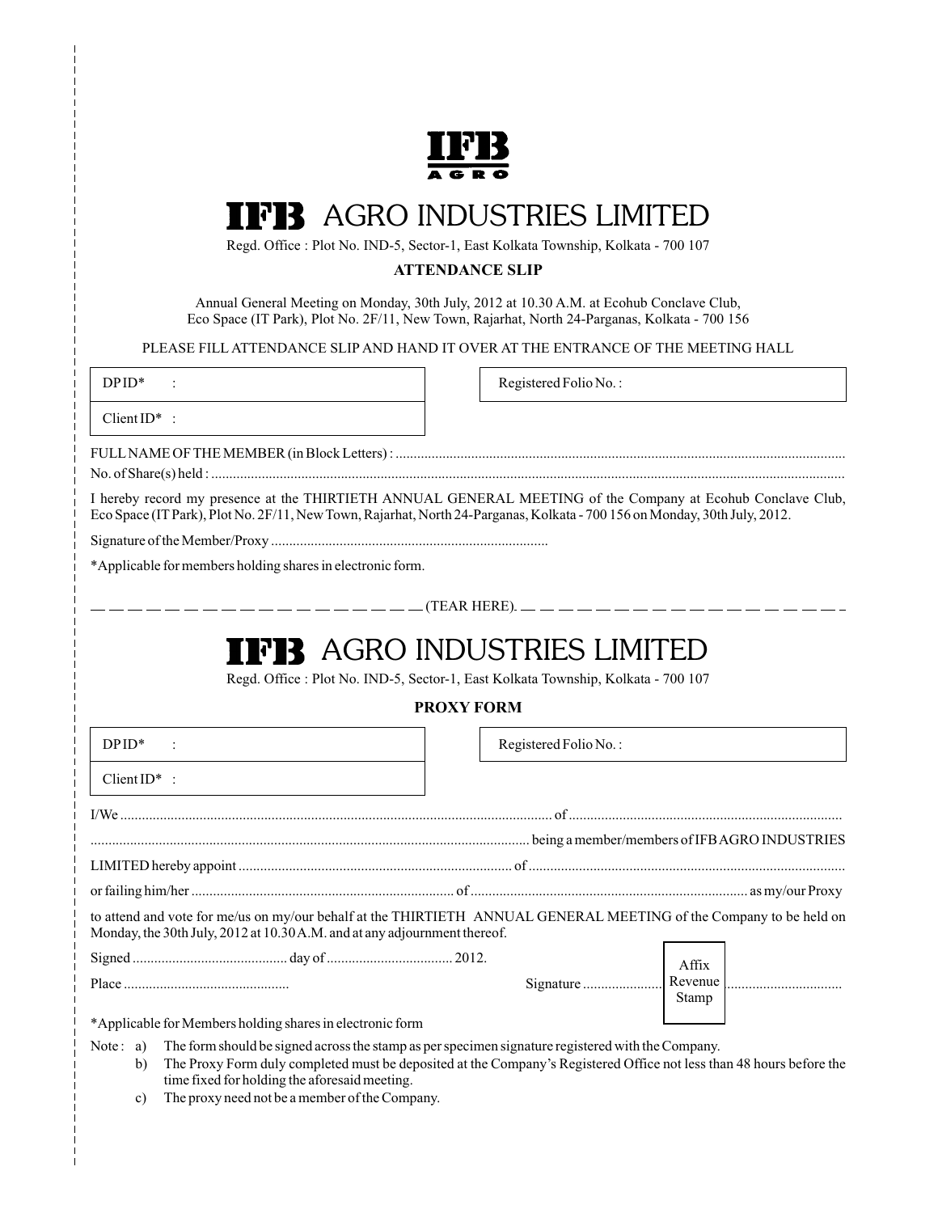# IFB AGRO INDUSTRIES LIMITED

Regd. Office : Plot No. IND-5, Sector-1, East Kolkata Township, Kolkata - 700 107

**ATTENDANCE SLIP**

Annual General Meeting on Monday, 30th July, 2012 at 10.30 A.M. at Ecohub Conclave Club, Eco Space (IT Park), Plot No. 2F/11, New Town, Rajarhat, North 24-Parganas, Kolkata - 700 156

PLEASE FILL ATTENDANCE SLIP AND HAND IT OVER AT THE ENTRANCE OF THE MEETING HALL

| DP ID* : | Registered Folio No. : |
|---|---|
| Client ID* : | |

FULL NAME OF THE MEMBER (in Block Letters) : ..........................................................................................................................

No. of Share(s) held : ..........................................................................................................................

I hereby record my presence at the THIRTIETH ANNUAL GENERAL MEETING of the Company at Ecohub Conclave Club, Eco Space (IT Park), Plot No. 2F/11, New Town, Rajarhat, North 24-Parganas, Kolkata - 700 156 on Monday, 30th July, 2012.

Signature of the Member/Proxy ............................................................................

*Applicable for members holding shares in electronic form.

— — — — — — — — — — — — — — — — — (TEAR HERE). — — — — — — — — — — — — — — — — —

# IFB AGRO INDUSTRIES LIMITED

Regd. Office : Plot No. IND-5, Sector-1, East Kolkata Township, Kolkata - 700 107

**PROXY FORM**

| DP ID* : | Registered Folio No. : |
|---|---|
| Client ID* : | |

I/We .......................................................................................................................... of ..........................................................................

.......................................................................................................................... being a member/members of IFB AGRO INDUSTRIES LIMITED hereby appoint ............................................................................ of ..........................................................................

or failing him/her ......................................................................... of ............................................................................ as my/our Proxy to attend and vote for me/us on my/our behalf at the THIRTIETH ANNUAL GENERAL MEETING of the Company to be held on Monday, the 30th July, 2012 at 10.30 A.M. and at any adjournment thereof.

Signed ........................................... day of .................................. 2012.

Place .............................................

Signature ...................... [Affix Revenue Stamp] ................................

*Applicable for Members holding shares in electronic form

Note :
a) The form should be signed across the stamp as per specimen signature registered with the Company.
b) The Proxy Form duly completed must be deposited at the Company's Registered Office not less than 48 hours before the time fixed for holding the aforesaid meeting.
c) The proxy need not be a member of the Company.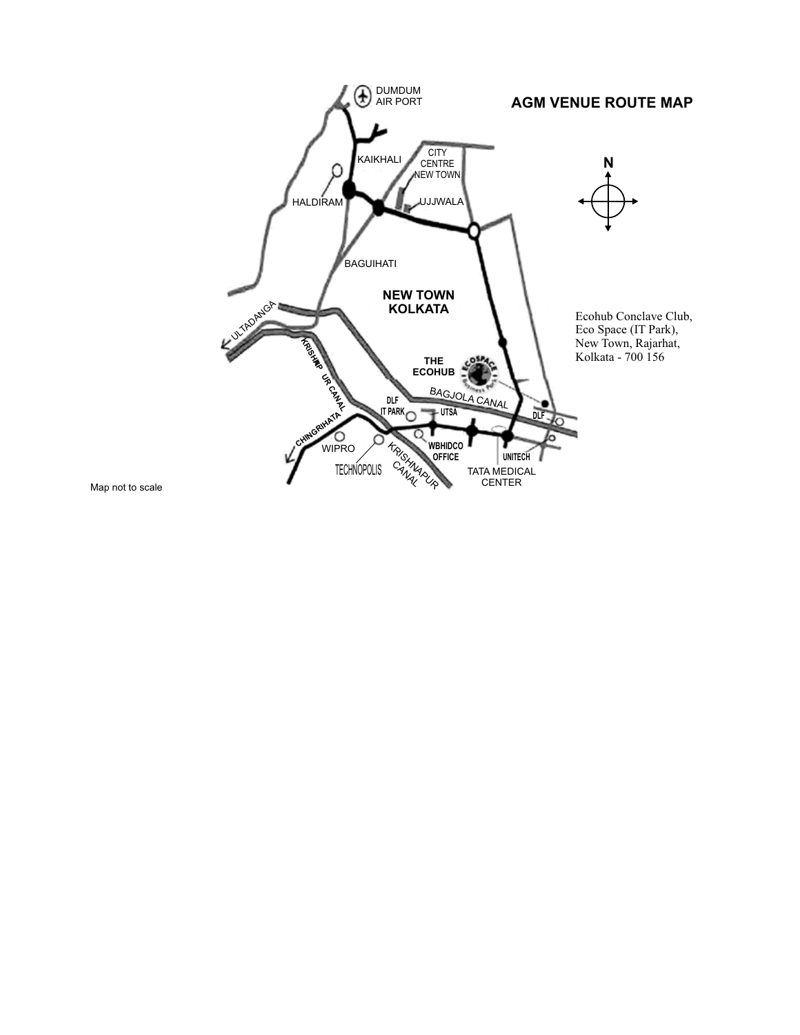# AGM VENUE ROUTE MAP

Ecohub Conclave Club,
Eco Space (IT Park),
New Town, Rajarhat,
Kolkata - 700 156

Map not to scale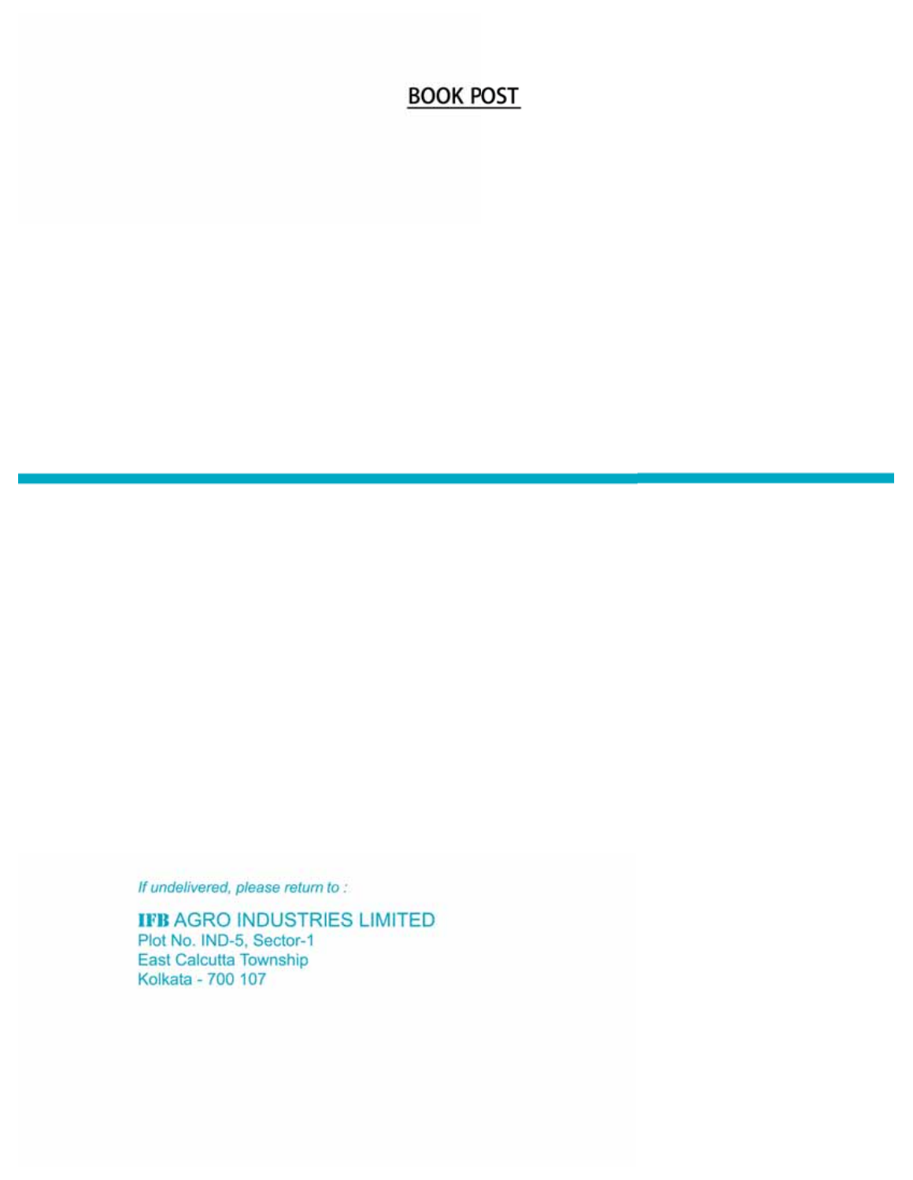**BOOK POST**

*If undelivered, please return to :*

**IFB** AGRO INDUSTRIES LIMITED
Plot No. IND-5, Sector-1
East Calcutta Township
Kolkata - 700 107